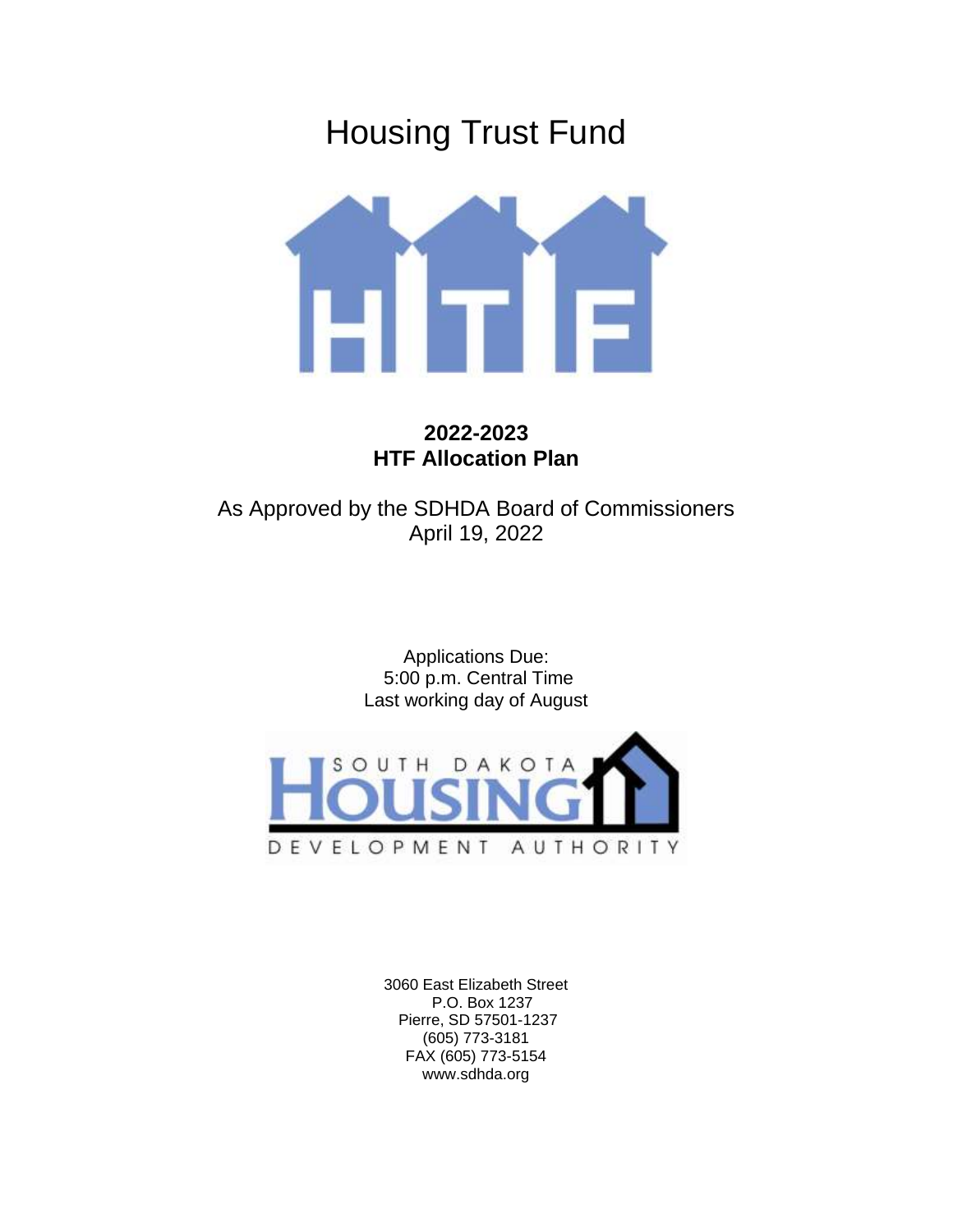# Housing Trust Fund

**2022-2023**
**HTF Allocation Plan**

As Approved by the SDHDA Board of Commissioners
April 19, 2022

Applications Due:
5:00 p.m. Central Time
Last working day of August

SOUTH DAKOTA HOUSING DEVELOPMENT AUTHORITY

3060 East Elizabeth Street
P.O. Box 1237
Pierre, SD 57501-1237
(605) 773-3181
FAX (605) 773-5154
www.sdhda.org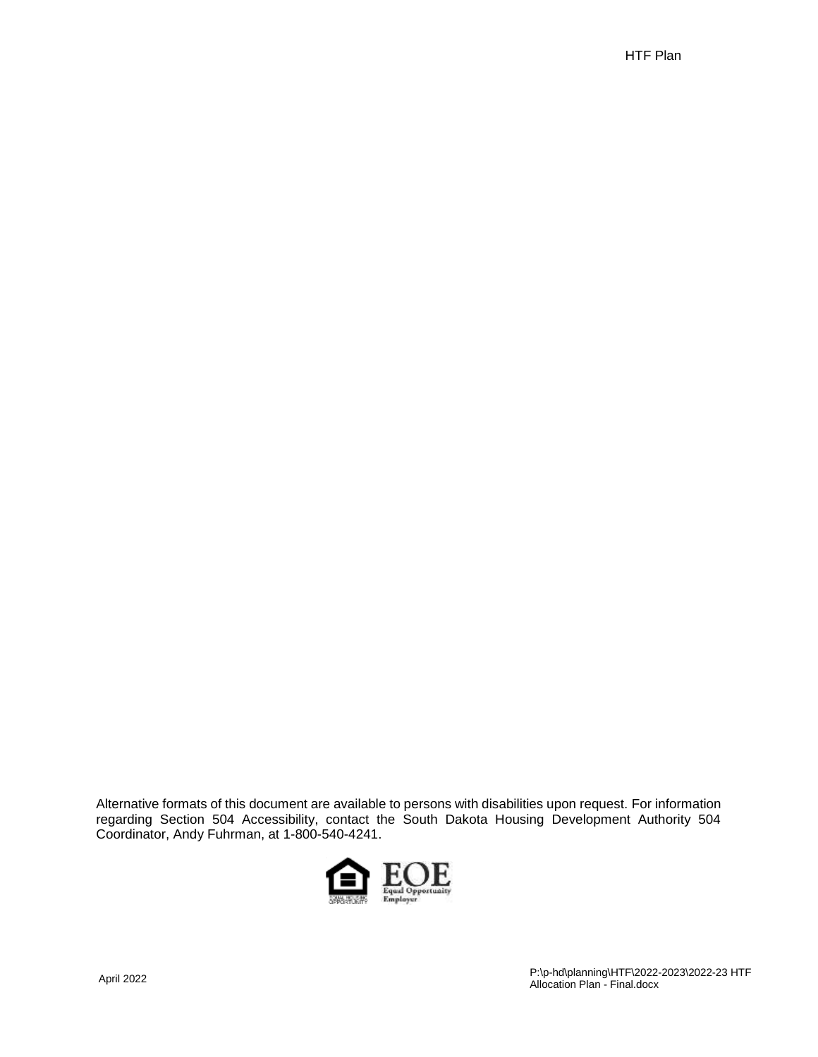Alternative formats of this document are available to persons with disabilities upon request. For information regarding Section 504 Accessibility, contact the South Dakota Housing Development Authority 504 Coordinator, Andy Fuhrman, at 1-800-540-4241.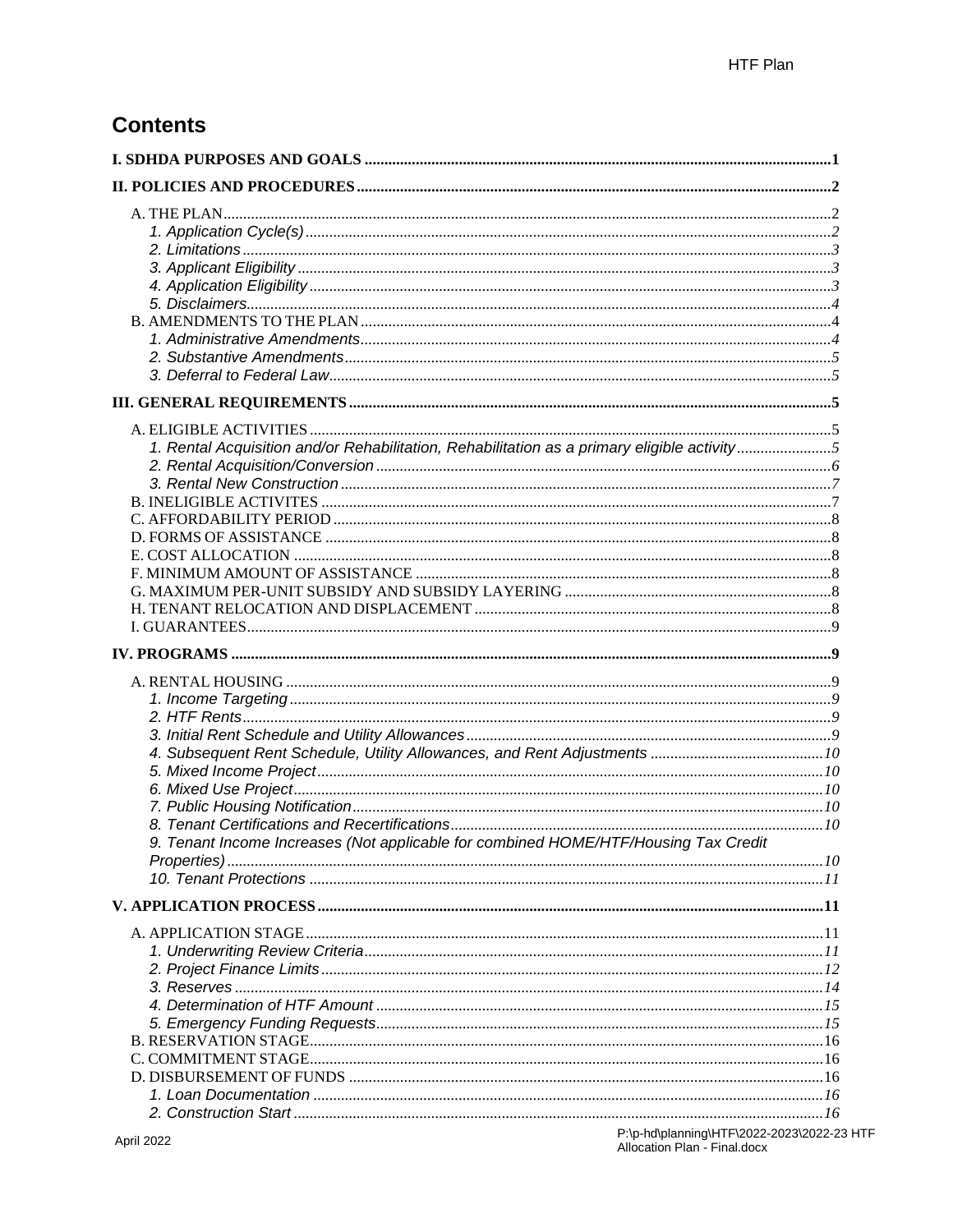# Contents

**I. SDHDA PURPOSES AND GOALS** ..... 1

**II. POLICIES AND PROCEDURES** ..... 2

A. THE PLAN ..... 2
- *1. Application Cycle(s)* ..... 2
- *2. Limitations* ..... 3
- *3. Applicant Eligibility* ..... 3
- *4. Application Eligibility* ..... 3
- *5. Disclaimers* ..... 4

B. AMENDMENTS TO THE PLAN ..... 4
- *1. Administrative Amendments* ..... 4
- *2. Substantive Amendments* ..... 5
- *3. Deferral to Federal Law* ..... 5

**III. GENERAL REQUIREMENTS** ..... 5

A. ELIGIBLE ACTIVITIES ..... 5
- *1. Rental Acquisition and/or Rehabilitation, Rehabilitation as a primary eligible activity* ..... 5
- *2. Rental Acquisition/Conversion* ..... 6
- *3. Rental New Construction* ..... 7

B. INELIGIBLE ACTIVITES ..... 7

C. AFFORDABILITY PERIOD ..... 8

D. FORMS OF ASSISTANCE ..... 8

E. COST ALLOCATION ..... 8

F. MINIMUM AMOUNT OF ASSISTANCE ..... 8

G. MAXIMUM PER-UNIT SUBSIDY AND SUBSIDY LAYERING ..... 8

H. TENANT RELOCATION AND DISPLACEMENT ..... 8

I. GUARANTEES ..... 9

**IV. PROGRAMS** ..... 9

A. RENTAL HOUSING ..... 9
- *1. Income Targeting* ..... 9
- *2. HTF Rents* ..... 9
- *3. Initial Rent Schedule and Utility Allowances* ..... 9
- *4. Subsequent Rent Schedule, Utility Allowances, and Rent Adjustments* ..... 10
- *5. Mixed Income Project* ..... 10
- *6. Mixed Use Project* ..... 10
- *7. Public Housing Notification* ..... 10
- *8. Tenant Certifications and Recertifications* ..... 10
- *9. Tenant Income Increases (Not applicable for combined HOME/HTF/Housing Tax Credit Properties)* ..... 10
- *10. Tenant Protections* ..... 11

**V. APPLICATION PROCESS** ..... 11

A. APPLICATION STAGE ..... 11
- *1. Underwriting Review Criteria* ..... 11
- *2. Project Finance Limits* ..... 12
- *3. Reserves* ..... 14
- *4. Determination of HTF Amount* ..... 15
- *5. Emergency Funding Requests* ..... 15

B. RESERVATION STAGE ..... 16

C. COMMITMENT STAGE ..... 16

D. DISBURSEMENT OF FUNDS ..... 16
- *1. Loan Documentation* ..... 16
- *2. Construction Start* ..... 16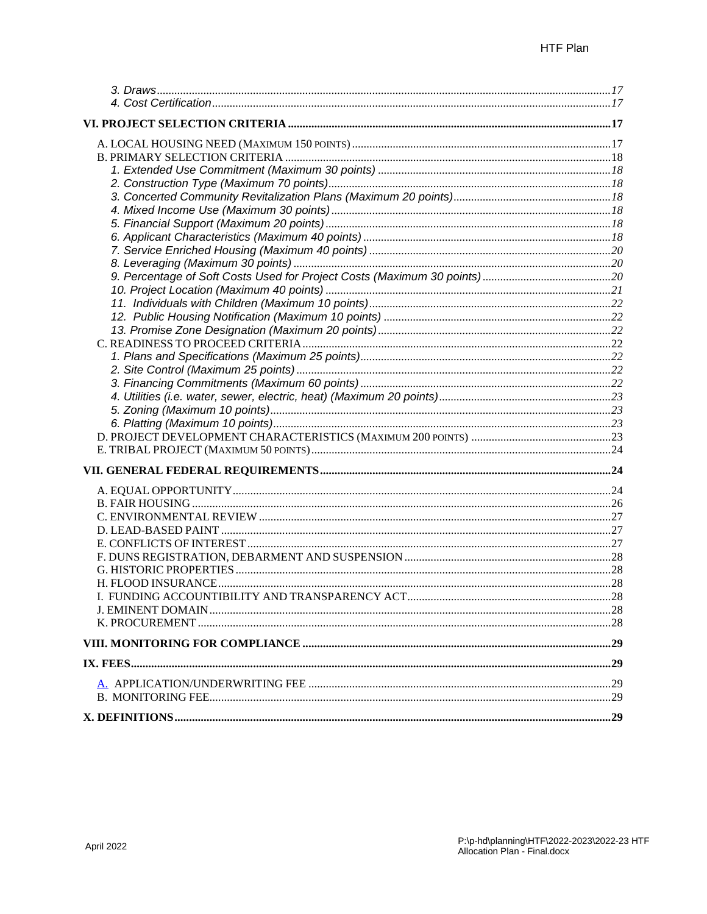*3. Draws* ..... *17*
*4. Cost Certification* ..... *17*

**VI. PROJECT SELECTION CRITERIA ..... 17**

A. LOCAL HOUSING NEED (MAXIMUM 150 POINTS) ..... 17
B. PRIMARY SELECTION CRITERIA ..... 18
*1. Extended Use Commitment (Maximum 30 points)* ..... *18*
*2. Construction Type (Maximum 70 points)* ..... *18*
*3. Concerted Community Revitalization Plans (Maximum 20 points)* ..... *18*
*4. Mixed Income Use (Maximum 30 points)* ..... *18*
*5. Financial Support (Maximum 20 points)* ..... *18*
*6. Applicant Characteristics (Maximum 40 points)* ..... *18*
*7. Service Enriched Housing (Maximum 40 points)* ..... *20*
*8. Leveraging (Maximum 30 points)* ..... *20*
*9. Percentage of Soft Costs Used for Project Costs (Maximum 30 points)* ..... *20*
*10. Project Location (Maximum 40 points)* ..... *21*
*11. Individuals with Children (Maximum 10 points)* ..... *22*
*12. Public Housing Notification (Maximum 10 points)* ..... *22*
*13. Promise Zone Designation (Maximum 20 points)* ..... *22*
C. READINESS TO PROCEED CRITERIA ..... 22
*1. Plans and Specifications (Maximum 25 points)* ..... *22*
*2. Site Control (Maximum 25 points)* ..... *22*
*3. Financing Commitments (Maximum 60 points)* ..... *22*
*4. Utilities (i.e. water, sewer, electric, heat) (Maximum 20 points)* ..... *23*
*5. Zoning (Maximum 10 points)* ..... *23*
*6. Platting (Maximum 10 points)* ..... *23*
D. PROJECT DEVELOPMENT CHARACTERISTICS (MAXIMUM 200 POINTS) ..... 23
E. TRIBAL PROJECT (MAXIMUM 50 POINTS) ..... 24

**VII. GENERAL FEDERAL REQUIREMENTS ..... 24**

A. EQUAL OPPORTUNITY ..... 24
B. FAIR HOUSING ..... 26
C. ENVIRONMENTAL REVIEW ..... 27
D. LEAD-BASED PAINT ..... 27
E. CONFLICTS OF INTEREST ..... 27
F. DUNS REGISTRATION, DEBARMENT AND SUSPENSION ..... 28
G. HISTORIC PROPERTIES ..... 28
H. FLOOD INSURANCE ..... 28
I. FUNDING ACCOUNTIBILITY AND TRANSPARENCY ACT ..... 28
J. EMINENT DOMAIN ..... 28
K. PROCUREMENT ..... 28

**VIII. MONITORING FOR COMPLIANCE ..... 29**

**IX. FEES ..... 29**

A. APPLICATION/UNDERWRITING FEE ..... 29
B. MONITORING FEE ..... 29

**X. DEFINITIONS ..... 29**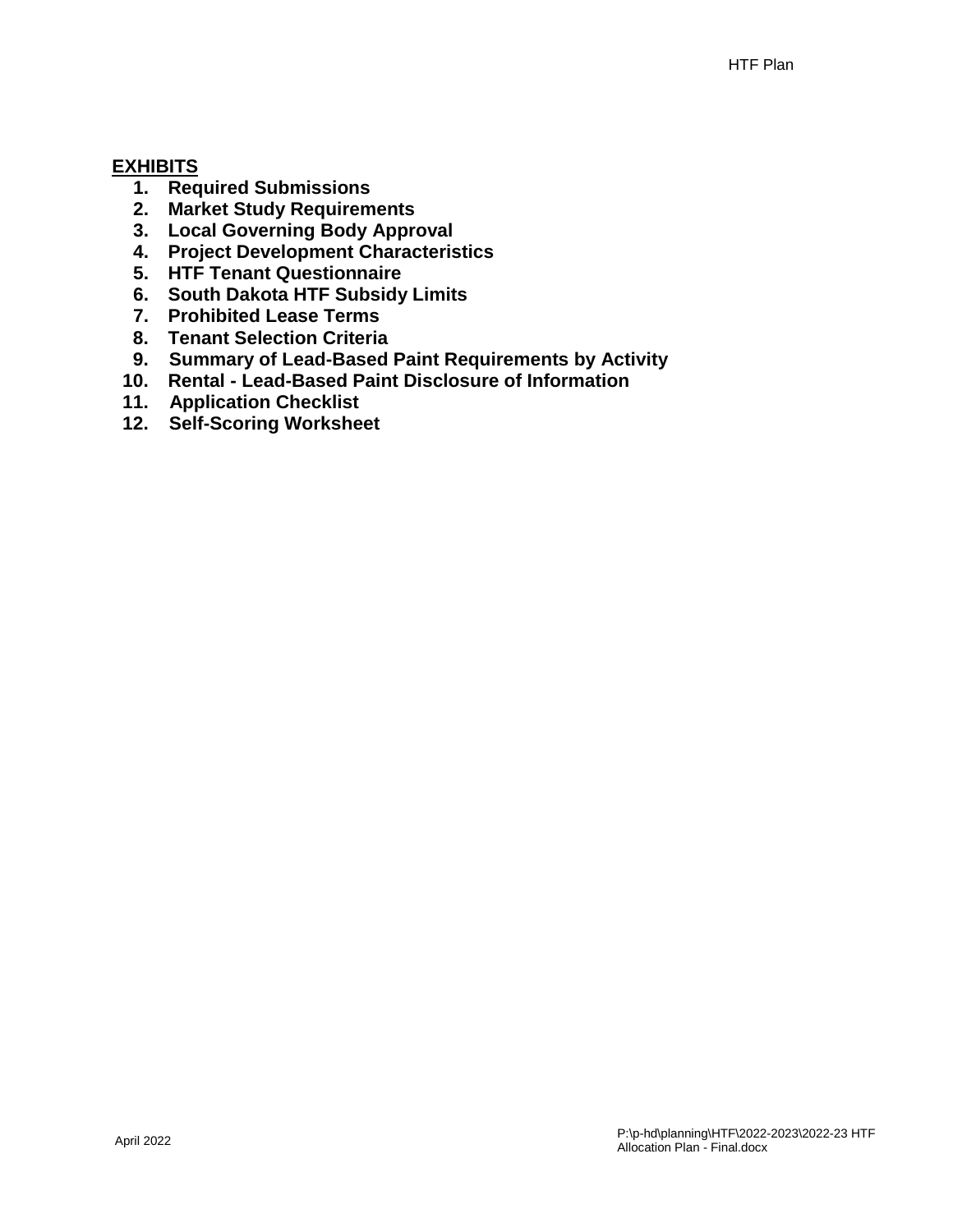**EXHIBITS**

1. **Required Submissions**
2. **Market Study Requirements**
3. **Local Governing Body Approval**
4. **Project Development Characteristics**
5. **HTF Tenant Questionnaire**
6. **South Dakota HTF Subsidy Limits**
7. **Prohibited Lease Terms**
8. **Tenant Selection Criteria**
9. **Summary of Lead-Based Paint Requirements by Activity**
10. **Rental - Lead-Based Paint Disclosure of Information**
11. **Application Checklist**
12. **Self-Scoring Worksheet**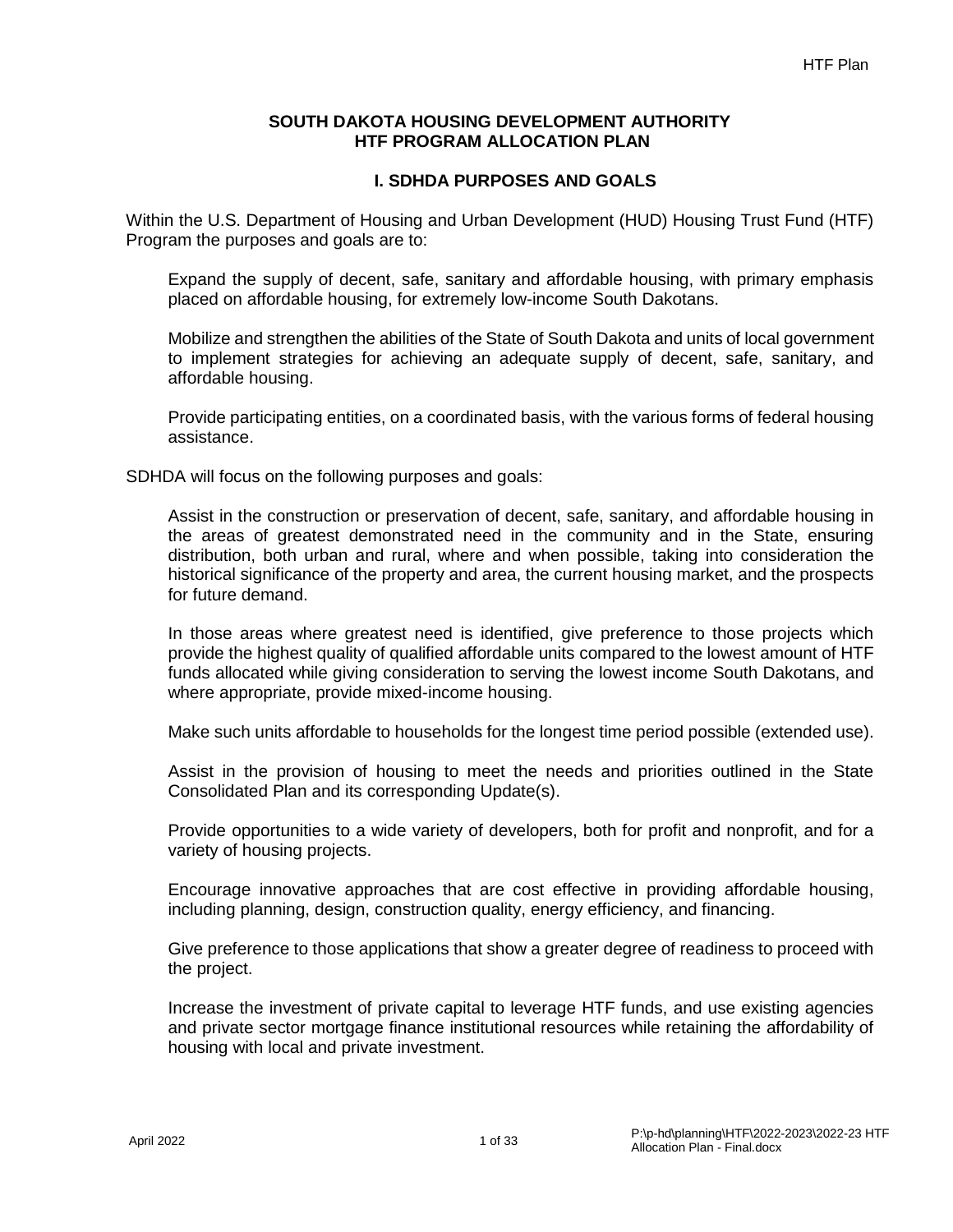**SOUTH DAKOTA HOUSING DEVELOPMENT AUTHORITY**
**HTF PROGRAM ALLOCATION PLAN**

## I. SDHDA PURPOSES AND GOALS

Within the U.S. Department of Housing and Urban Development (HUD) Housing Trust Fund (HTF) Program the purposes and goals are to:

Expand the supply of decent, safe, sanitary and affordable housing, with primary emphasis placed on affordable housing, for extremely low-income South Dakotans.

Mobilize and strengthen the abilities of the State of South Dakota and units of local government to implement strategies for achieving an adequate supply of decent, safe, sanitary, and affordable housing.

Provide participating entities, on a coordinated basis, with the various forms of federal housing assistance.

SDHDA will focus on the following purposes and goals:

Assist in the construction or preservation of decent, safe, sanitary, and affordable housing in the areas of greatest demonstrated need in the community and in the State, ensuring distribution, both urban and rural, where and when possible, taking into consideration the historical significance of the property and area, the current housing market, and the prospects for future demand.

In those areas where greatest need is identified, give preference to those projects which provide the highest quality of qualified affordable units compared to the lowest amount of HTF funds allocated while giving consideration to serving the lowest income South Dakotans, and where appropriate, provide mixed-income housing.

Make such units affordable to households for the longest time period possible (extended use).

Assist in the provision of housing to meet the needs and priorities outlined in the State Consolidated Plan and its corresponding Update(s).

Provide opportunities to a wide variety of developers, both for profit and nonprofit, and for a variety of housing projects.

Encourage innovative approaches that are cost effective in providing affordable housing, including planning, design, construction quality, energy efficiency, and financing.

Give preference to those applications that show a greater degree of readiness to proceed with the project.

Increase the investment of private capital to leverage HTF funds, and use existing agencies and private sector mortgage finance institutional resources while retaining the affordability of housing with local and private investment.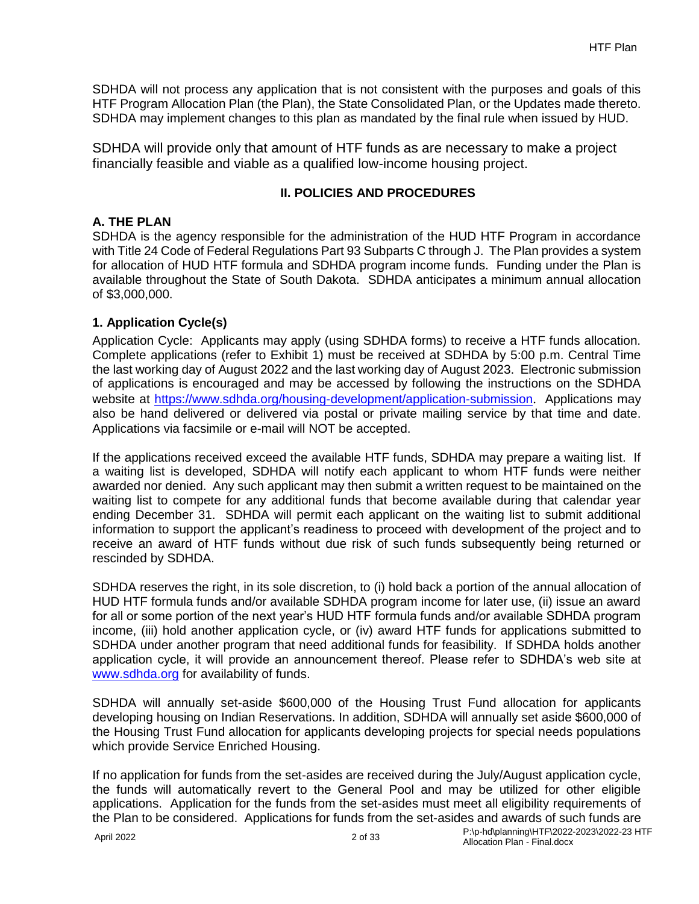SDHDA will not process any application that is not consistent with the purposes and goals of this HTF Program Allocation Plan (the Plan), the State Consolidated Plan, or the Updates made thereto. SDHDA may implement changes to this plan as mandated by the final rule when issued by HUD.

SDHDA will provide only that amount of HTF funds as are necessary to make a project financially feasible and viable as a qualified low-income housing project.

## II. POLICIES AND PROCEDURES

### A. THE PLAN

SDHDA is the agency responsible for the administration of the HUD HTF Program in accordance with Title 24 Code of Federal Regulations Part 93 Subparts C through J. The Plan provides a system for allocation of HUD HTF formula and SDHDA program income funds. Funding under the Plan is available throughout the State of South Dakota. SDHDA anticipates a minimum annual allocation of $3,000,000.

#### 1. Application Cycle(s)

Application Cycle: Applicants may apply (using SDHDA forms) to receive a HTF funds allocation. Complete applications (refer to Exhibit 1) must be received at SDHDA by 5:00 p.m. Central Time the last working day of August 2022 and the last working day of August 2023. Electronic submission of applications is encouraged and may be accessed by following the instructions on the SDHDA website at [https://www.sdhda.org/housing-development/application-submission](https://www.sdhda.org/housing-development/application-submission). Applications may also be hand delivered or delivered via postal or private mailing service by that time and date. Applications via facsimile or e-mail will NOT be accepted.

If the applications received exceed the available HTF funds, SDHDA may prepare a waiting list. If a waiting list is developed, SDHDA will notify each applicant to whom HTF funds were neither awarded nor denied. Any such applicant may then submit a written request to be maintained on the waiting list to compete for any additional funds that become available during that calendar year ending December 31. SDHDA will permit each applicant on the waiting list to submit additional information to support the applicant's readiness to proceed with development of the project and to receive an award of HTF funds without due risk of such funds subsequently being returned or rescinded by SDHDA.

SDHDA reserves the right, in its sole discretion, to (i) hold back a portion of the annual allocation of HUD HTF formula funds and/or available SDHDA program income for later use, (ii) issue an award for all or some portion of the next year's HUD HTF formula funds and/or available SDHDA program income, (iii) hold another application cycle, or (iv) award HTF funds for applications submitted to SDHDA under another program that need additional funds for feasibility. If SDHDA holds another application cycle, it will provide an announcement thereof. Please refer to SDHDA's web site at [www.sdhda.org](www.sdhda.org) for availability of funds.

SDHDA will annually set-aside $600,000 of the Housing Trust Fund allocation for applicants developing housing on Indian Reservations. In addition, SDHDA will annually set aside $600,000 of the Housing Trust Fund allocation for applicants developing projects for special needs populations which provide Service Enriched Housing.

If no application for funds from the set-asides are received during the July/August application cycle, the funds will automatically revert to the General Pool and may be utilized for other eligible applications. Application for the funds from the set-asides must meet all eligibility requirements of the Plan to be considered. Applications for funds from the set-asides and awards of such funds are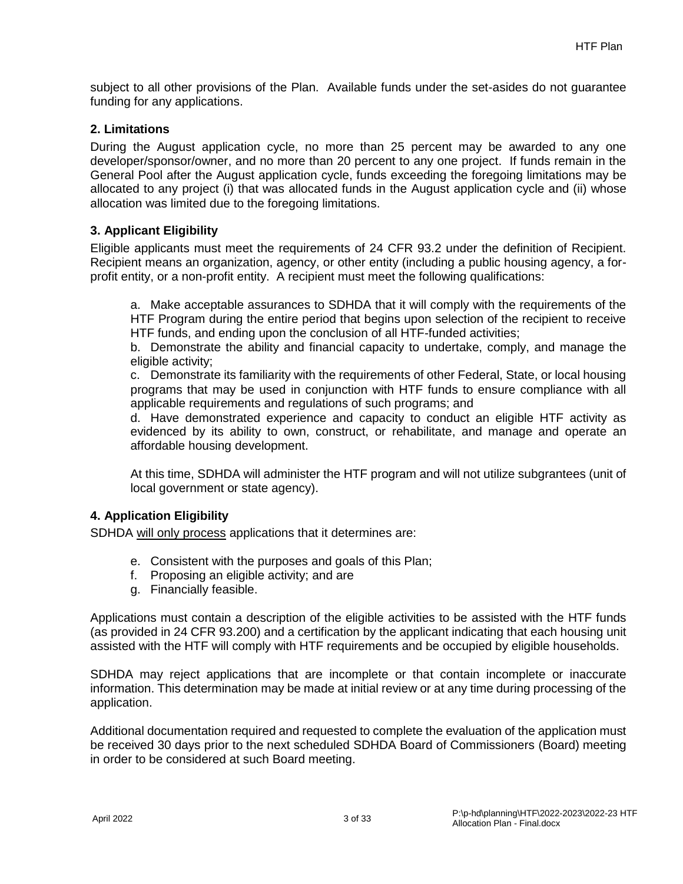subject to all other provisions of the Plan. Available funds under the set-asides do not guarantee funding for any applications.

### 2. Limitations

During the August application cycle, no more than 25 percent may be awarded to any one developer/sponsor/owner, and no more than 20 percent to any one project. If funds remain in the General Pool after the August application cycle, funds exceeding the foregoing limitations may be allocated to any project (i) that was allocated funds in the August application cycle and (ii) whose allocation was limited due to the foregoing limitations.

### 3. Applicant Eligibility

Eligible applicants must meet the requirements of 24 CFR 93.2 under the definition of Recipient. Recipient means an organization, agency, or other entity (including a public housing agency, a for-profit entity, or a non-profit entity. A recipient must meet the following qualifications:

a. Make acceptable assurances to SDHDA that it will comply with the requirements of the HTF Program during the entire period that begins upon selection of the recipient to receive HTF funds, and ending upon the conclusion of all HTF-funded activities;

b. Demonstrate the ability and financial capacity to undertake, comply, and manage the eligible activity;

c. Demonstrate its familiarity with the requirements of other Federal, State, or local housing programs that may be used in conjunction with HTF funds to ensure compliance with all applicable requirements and regulations of such programs; and

d. Have demonstrated experience and capacity to conduct an eligible HTF activity as evidenced by its ability to own, construct, or rehabilitate, and manage and operate an affordable housing development.

At this time, SDHDA will administer the HTF program and will not utilize subgrantees (unit of local government or state agency).

### 4. Application Eligibility

SDHDA will only process applications that it determines are:

e. Consistent with the purposes and goals of this Plan;
f. Proposing an eligible activity; and are
g. Financially feasible.

Applications must contain a description of the eligible activities to be assisted with the HTF funds (as provided in 24 CFR 93.200) and a certification by the applicant indicating that each housing unit assisted with the HTF will comply with HTF requirements and be occupied by eligible households.

SDHDA may reject applications that are incomplete or that contain incomplete or inaccurate information. This determination may be made at initial review or at any time during processing of the application.

Additional documentation required and requested to complete the evaluation of the application must be received 30 days prior to the next scheduled SDHDA Board of Commissioners (Board) meeting in order to be considered at such Board meeting.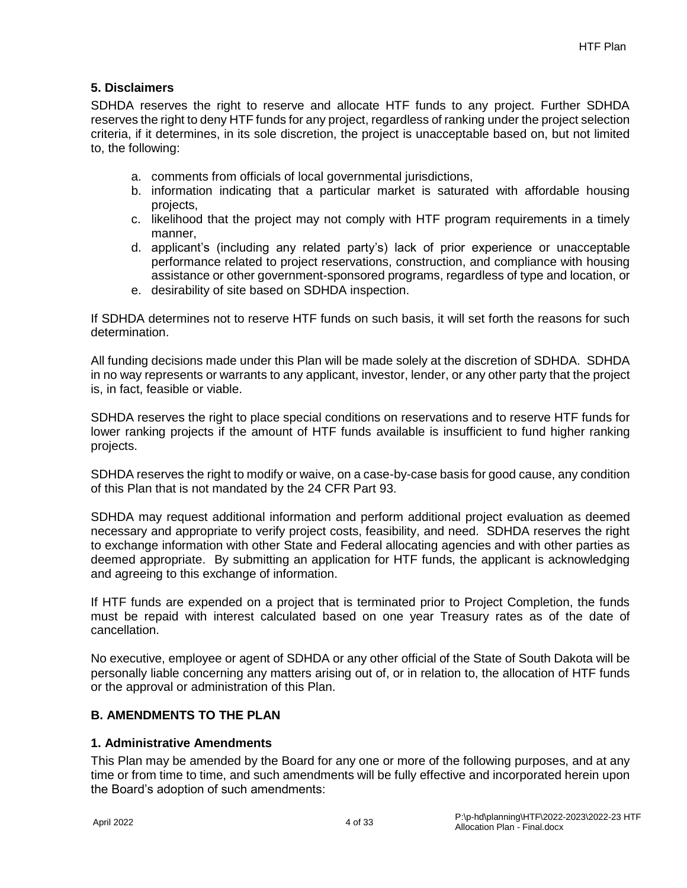### 5. Disclaimers

SDHDA reserves the right to reserve and allocate HTF funds to any project. Further SDHDA reserves the right to deny HTF funds for any project, regardless of ranking under the project selection criteria, if it determines, in its sole discretion, the project is unacceptable based on, but not limited to, the following:

a. comments from officials of local governmental jurisdictions,
b. information indicating that a particular market is saturated with affordable housing projects,
c. likelihood that the project may not comply with HTF program requirements in a timely manner,
d. applicant's (including any related party's) lack of prior experience or unacceptable performance related to project reservations, construction, and compliance with housing assistance or other government-sponsored programs, regardless of type and location, or
e. desirability of site based on SDHDA inspection.

If SDHDA determines not to reserve HTF funds on such basis, it will set forth the reasons for such determination.

All funding decisions made under this Plan will be made solely at the discretion of SDHDA. SDHDA in no way represents or warrants to any applicant, investor, lender, or any other party that the project is, in fact, feasible or viable.

SDHDA reserves the right to place special conditions on reservations and to reserve HTF funds for lower ranking projects if the amount of HTF funds available is insufficient to fund higher ranking projects.

SDHDA reserves the right to modify or waive, on a case-by-case basis for good cause, any condition of this Plan that is not mandated by the 24 CFR Part 93.

SDHDA may request additional information and perform additional project evaluation as deemed necessary and appropriate to verify project costs, feasibility, and need. SDHDA reserves the right to exchange information with other State and Federal allocating agencies and with other parties as deemed appropriate. By submitting an application for HTF funds, the applicant is acknowledging and agreeing to this exchange of information.

If HTF funds are expended on a project that is terminated prior to Project Completion, the funds must be repaid with interest calculated based on one year Treasury rates as of the date of cancellation.

No executive, employee or agent of SDHDA or any other official of the State of South Dakota will be personally liable concerning any matters arising out of, or in relation to, the allocation of HTF funds or the approval or administration of this Plan.

## B. AMENDMENTS TO THE PLAN

### 1. Administrative Amendments

This Plan may be amended by the Board for any one or more of the following purposes, and at any time or from time to time, and such amendments will be fully effective and incorporated herein upon the Board's adoption of such amendments: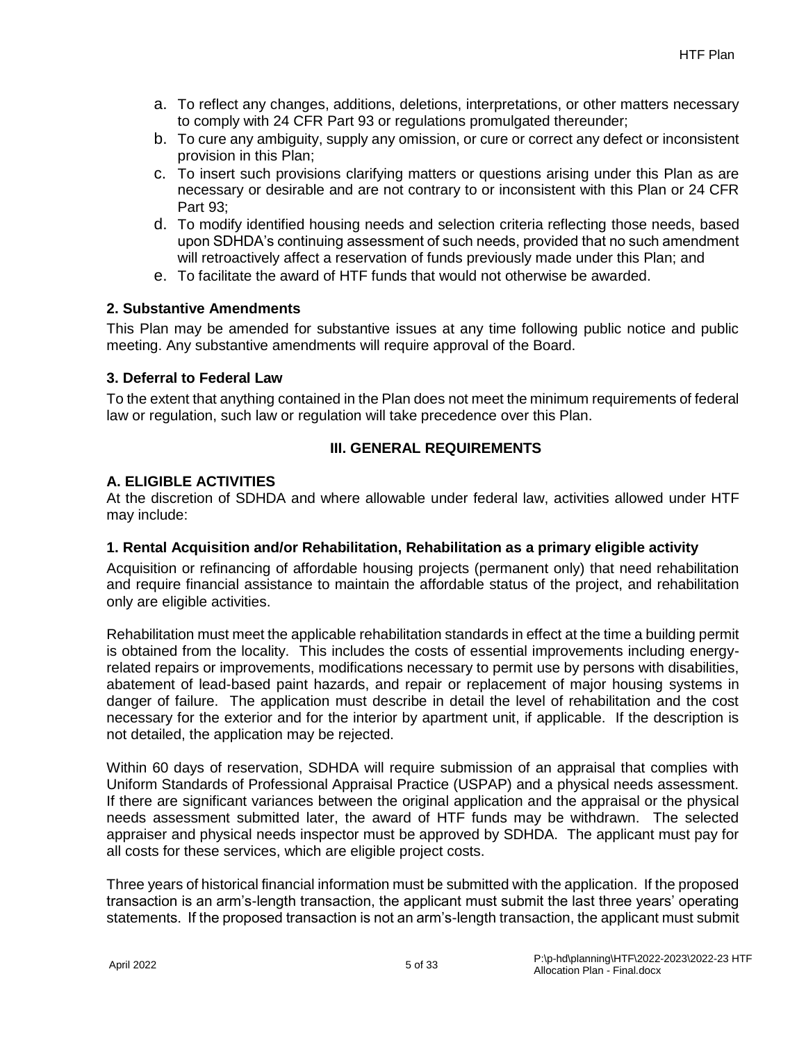a. To reflect any changes, additions, deletions, interpretations, or other matters necessary to comply with 24 CFR Part 93 or regulations promulgated thereunder;
b. To cure any ambiguity, supply any omission, or cure or correct any defect or inconsistent provision in this Plan;
c. To insert such provisions clarifying matters or questions arising under this Plan as are necessary or desirable and are not contrary to or inconsistent with this Plan or 24 CFR Part 93;
d. To modify identified housing needs and selection criteria reflecting those needs, based upon SDHDA's continuing assessment of such needs, provided that no such amendment will retroactively affect a reservation of funds previously made under this Plan; and
e. To facilitate the award of HTF funds that would not otherwise be awarded.

### 2. Substantive Amendments

This Plan may be amended for substantive issues at any time following public notice and public meeting. Any substantive amendments will require approval of the Board.

### 3. Deferral to Federal Law

To the extent that anything contained in the Plan does not meet the minimum requirements of federal law or regulation, such law or regulation will take precedence over this Plan.

## III. GENERAL REQUIREMENTS

### A. ELIGIBLE ACTIVITIES

At the discretion of SDHDA and where allowable under federal law, activities allowed under HTF may include:

#### 1. Rental Acquisition and/or Rehabilitation, Rehabilitation as a primary eligible activity

Acquisition or refinancing of affordable housing projects (permanent only) that need rehabilitation and require financial assistance to maintain the affordable status of the project, and rehabilitation only are eligible activities.

Rehabilitation must meet the applicable rehabilitation standards in effect at the time a building permit is obtained from the locality. This includes the costs of essential improvements including energy-related repairs or improvements, modifications necessary to permit use by persons with disabilities, abatement of lead-based paint hazards, and repair or replacement of major housing systems in danger of failure. The application must describe in detail the level of rehabilitation and the cost necessary for the exterior and for the interior by apartment unit, if applicable. If the description is not detailed, the application may be rejected.

Within 60 days of reservation, SDHDA will require submission of an appraisal that complies with Uniform Standards of Professional Appraisal Practice (USPAP) and a physical needs assessment. If there are significant variances between the original application and the appraisal or the physical needs assessment submitted later, the award of HTF funds may be withdrawn. The selected appraiser and physical needs inspector must be approved by SDHDA. The applicant must pay for all costs for these services, which are eligible project costs.

Three years of historical financial information must be submitted with the application. If the proposed transaction is an arm's-length transaction, the applicant must submit the last three years' operating statements. If the proposed transaction is not an arm's-length transaction, the applicant must submit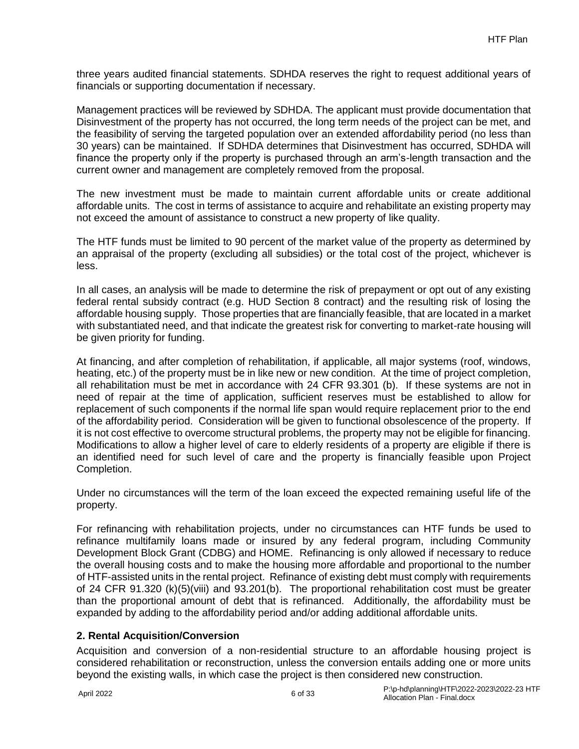three years audited financial statements. SDHDA reserves the right to request additional years of financials or supporting documentation if necessary.

Management practices will be reviewed by SDHDA. The applicant must provide documentation that Disinvestment of the property has not occurred, the long term needs of the project can be met, and the feasibility of serving the targeted population over an extended affordability period (no less than 30 years) can be maintained. If SDHDA determines that Disinvestment has occurred, SDHDA will finance the property only if the property is purchased through an arm's-length transaction and the current owner and management are completely removed from the proposal.

The new investment must be made to maintain current affordable units or create additional affordable units. The cost in terms of assistance to acquire and rehabilitate an existing property may not exceed the amount of assistance to construct a new property of like quality.

The HTF funds must be limited to 90 percent of the market value of the property as determined by an appraisal of the property (excluding all subsidies) or the total cost of the project, whichever is less.

In all cases, an analysis will be made to determine the risk of prepayment or opt out of any existing federal rental subsidy contract (e.g. HUD Section 8 contract) and the resulting risk of losing the affordable housing supply. Those properties that are financially feasible, that are located in a market with substantiated need, and that indicate the greatest risk for converting to market-rate housing will be given priority for funding.

At financing, and after completion of rehabilitation, if applicable, all major systems (roof, windows, heating, etc.) of the property must be in like new or new condition. At the time of project completion, all rehabilitation must be met in accordance with 24 CFR 93.301 (b). If these systems are not in need of repair at the time of application, sufficient reserves must be established to allow for replacement of such components if the normal life span would require replacement prior to the end of the affordability period. Consideration will be given to functional obsolescence of the property. If it is not cost effective to overcome structural problems, the property may not be eligible for financing. Modifications to allow a higher level of care to elderly residents of a property are eligible if there is an identified need for such level of care and the property is financially feasible upon Project Completion.

Under no circumstances will the term of the loan exceed the expected remaining useful life of the property.

For refinancing with rehabilitation projects, under no circumstances can HTF funds be used to refinance multifamily loans made or insured by any federal program, including Community Development Block Grant (CDBG) and HOME. Refinancing is only allowed if necessary to reduce the overall housing costs and to make the housing more affordable and proportional to the number of HTF-assisted units in the rental project. Refinance of existing debt must comply with requirements of 24 CFR 91.320 (k)(5)(viii) and 93.201(b). The proportional rehabilitation cost must be greater than the proportional amount of debt that is refinanced. Additionally, the affordability must be expanded by adding to the affordability period and/or adding additional affordable units.

### 2. Rental Acquisition/Conversion

Acquisition and conversion of a non-residential structure to an affordable housing project is considered rehabilitation or reconstruction, unless the conversion entails adding one or more units beyond the existing walls, in which case the project is then considered new construction.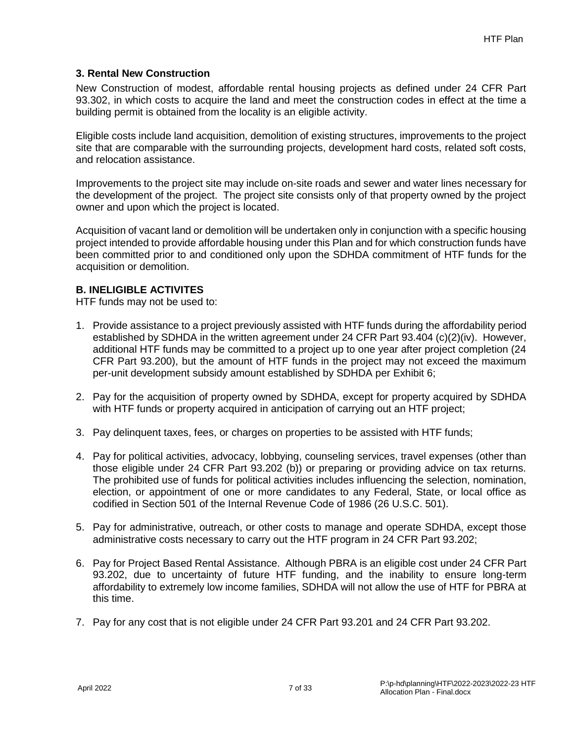### 3. Rental New Construction

New Construction of modest, affordable rental housing projects as defined under 24 CFR Part 93.302, in which costs to acquire the land and meet the construction codes in effect at the time a building permit is obtained from the locality is an eligible activity.

Eligible costs include land acquisition, demolition of existing structures, improvements to the project site that are comparable with the surrounding projects, development hard costs, related soft costs, and relocation assistance.

Improvements to the project site may include on-site roads and sewer and water lines necessary for the development of the project. The project site consists only of that property owned by the project owner and upon which the project is located.

Acquisition of vacant land or demolition will be undertaken only in conjunction with a specific housing project intended to provide affordable housing under this Plan and for which construction funds have been committed prior to and conditioned only upon the SDHDA commitment of HTF funds for the acquisition or demolition.

### B. INELIGIBLE ACTIVITES

HTF funds may not be used to:

1. Provide assistance to a project previously assisted with HTF funds during the affordability period established by SDHDA in the written agreement under 24 CFR Part 93.404 (c)(2)(iv). However, additional HTF funds may be committed to a project up to one year after project completion (24 CFR Part 93.200), but the amount of HTF funds in the project may not exceed the maximum per-unit development subsidy amount established by SDHDA per Exhibit 6;

2. Pay for the acquisition of property owned by SDHDA, except for property acquired by SDHDA with HTF funds or property acquired in anticipation of carrying out an HTF project;

3. Pay delinquent taxes, fees, or charges on properties to be assisted with HTF funds;

4. Pay for political activities, advocacy, lobbying, counseling services, travel expenses (other than those eligible under 24 CFR Part 93.202 (b)) or preparing or providing advice on tax returns. The prohibited use of funds for political activities includes influencing the selection, nomination, election, or appointment of one or more candidates to any Federal, State, or local office as codified in Section 501 of the Internal Revenue Code of 1986 (26 U.S.C. 501).

5. Pay for administrative, outreach, or other costs to manage and operate SDHDA, except those administrative costs necessary to carry out the HTF program in 24 CFR Part 93.202;

6. Pay for Project Based Rental Assistance. Although PBRA is an eligible cost under 24 CFR Part 93.202, due to uncertainty of future HTF funding, and the inability to ensure long-term affordability to extremely low income families, SDHDA will not allow the use of HTF for PBRA at this time.

7. Pay for any cost that is not eligible under 24 CFR Part 93.201 and 24 CFR Part 93.202.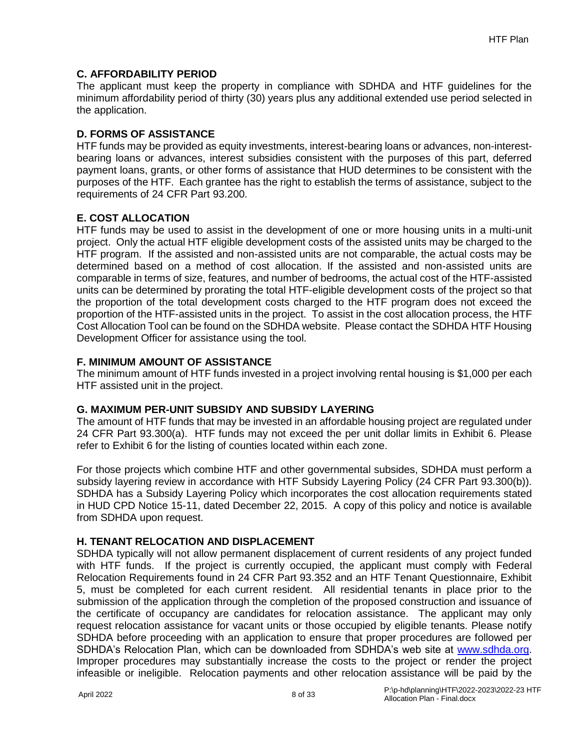## C. AFFORDABILITY PERIOD

The applicant must keep the property in compliance with SDHDA and HTF guidelines for the minimum affordability period of thirty (30) years plus any additional extended use period selected in the application.

## D. FORMS OF ASSISTANCE

HTF funds may be provided as equity investments, interest-bearing loans or advances, non-interest-bearing loans or advances, interest subsidies consistent with the purposes of this part, deferred payment loans, grants, or other forms of assistance that HUD determines to be consistent with the purposes of the HTF. Each grantee has the right to establish the terms of assistance, subject to the requirements of 24 CFR Part 93.200.

## E. COST ALLOCATION

HTF funds may be used to assist in the development of one or more housing units in a multi-unit project. Only the actual HTF eligible development costs of the assisted units may be charged to the HTF program. If the assisted and non-assisted units are not comparable, the actual costs may be determined based on a method of cost allocation. If the assisted and non-assisted units are comparable in terms of size, features, and number of bedrooms, the actual cost of the HTF-assisted units can be determined by prorating the total HTF-eligible development costs of the project so that the proportion of the total development costs charged to the HTF program does not exceed the proportion of the HTF-assisted units in the project. To assist in the cost allocation process, the HTF Cost Allocation Tool can be found on the SDHDA website. Please contact the SDHDA HTF Housing Development Officer for assistance using the tool.

## F. MINIMUM AMOUNT OF ASSISTANCE

The minimum amount of HTF funds invested in a project involving rental housing is $1,000 per each HTF assisted unit in the project.

## G. MAXIMUM PER-UNIT SUBSIDY AND SUBSIDY LAYERING

The amount of HTF funds that may be invested in an affordable housing project are regulated under 24 CFR Part 93.300(a). HTF funds may not exceed the per unit dollar limits in Exhibit 6. Please refer to Exhibit 6 for the listing of counties located within each zone.

For those projects which combine HTF and other governmental subsides, SDHDA must perform a subsidy layering review in accordance with HTF Subsidy Layering Policy (24 CFR Part 93.300(b)). SDHDA has a Subsidy Layering Policy which incorporates the cost allocation requirements stated in HUD CPD Notice 15-11, dated December 22, 2015. A copy of this policy and notice is available from SDHDA upon request.

## H. TENANT RELOCATION AND DISPLACEMENT

SDHDA typically will not allow permanent displacement of current residents of any project funded with HTF funds. If the project is currently occupied, the applicant must comply with Federal Relocation Requirements found in 24 CFR Part 93.352 and an HTF Tenant Questionnaire, Exhibit 5, must be completed for each current resident. All residential tenants in place prior to the submission of the application through the completion of the proposed construction and issuance of the certificate of occupancy are candidates for relocation assistance. The applicant may only request relocation assistance for vacant units or those occupied by eligible tenants. Please notify SDHDA before proceeding with an application to ensure that proper procedures are followed per SDHDA's Relocation Plan, which can be downloaded from SDHDA's web site at [www.sdhda.org](www.sdhda.org). Improper procedures may substantially increase the costs to the project or render the project infeasible or ineligible. Relocation payments and other relocation assistance will be paid by the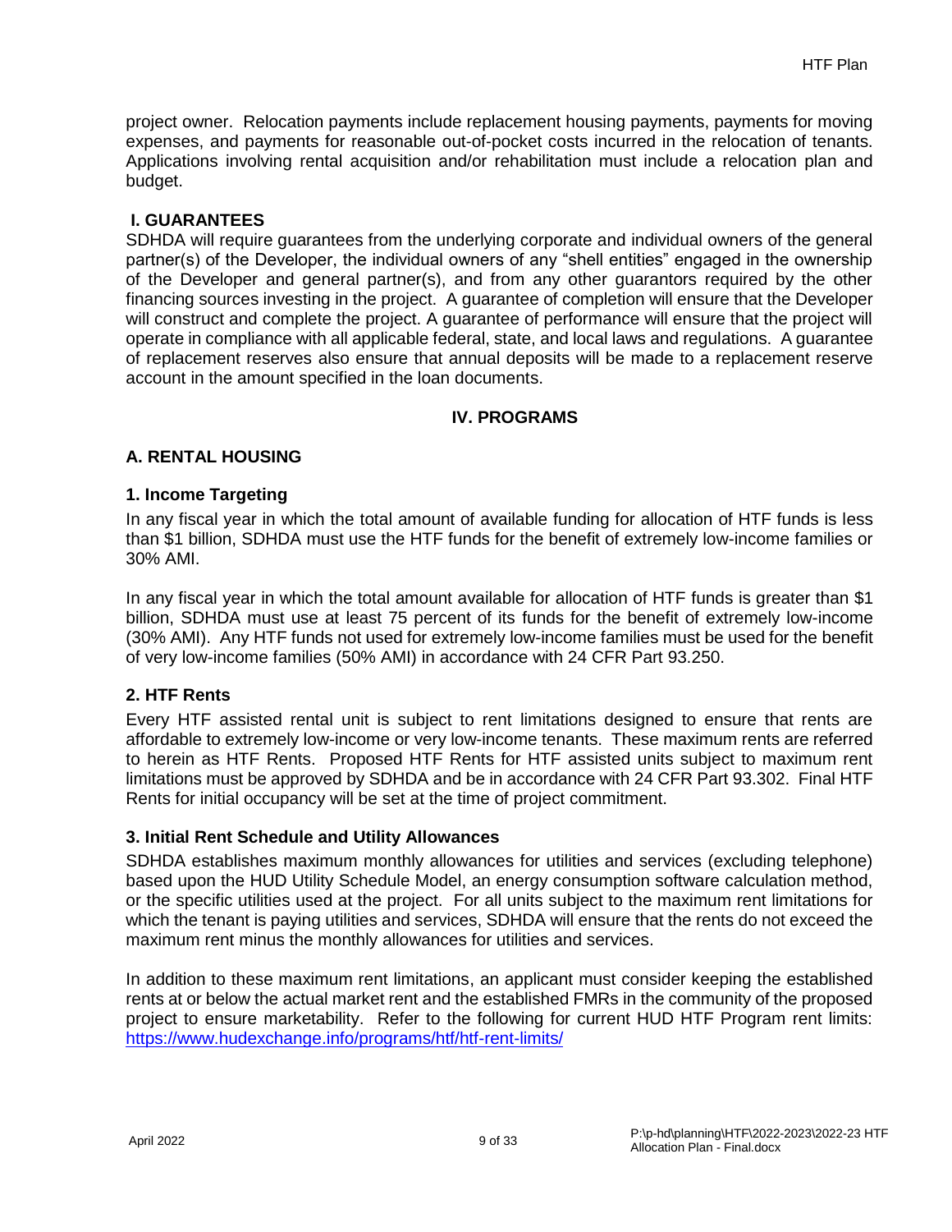project owner. Relocation payments include replacement housing payments, payments for moving expenses, and payments for reasonable out-of-pocket costs incurred in the relocation of tenants. Applications involving rental acquisition and/or rehabilitation must include a relocation plan and budget.

### I. GUARANTEES

SDHDA will require guarantees from the underlying corporate and individual owners of the general partner(s) of the Developer, the individual owners of any "shell entities" engaged in the ownership of the Developer and general partner(s), and from any other guarantors required by the other financing sources investing in the project. A guarantee of completion will ensure that the Developer will construct and complete the project. A guarantee of performance will ensure that the project will operate in compliance with all applicable federal, state, and local laws and regulations. A guarantee of replacement reserves also ensure that annual deposits will be made to a replacement reserve account in the amount specified in the loan documents.

## IV. PROGRAMS

### A. RENTAL HOUSING

#### 1. Income Targeting

In any fiscal year in which the total amount of available funding for allocation of HTF funds is less than $1 billion, SDHDA must use the HTF funds for the benefit of extremely low-income families or 30% AMI.

In any fiscal year in which the total amount available for allocation of HTF funds is greater than $1 billion, SDHDA must use at least 75 percent of its funds for the benefit of extremely low-income (30% AMI). Any HTF funds not used for extremely low-income families must be used for the benefit of very low-income families (50% AMI) in accordance with 24 CFR Part 93.250.

#### 2. HTF Rents

Every HTF assisted rental unit is subject to rent limitations designed to ensure that rents are affordable to extremely low-income or very low-income tenants. These maximum rents are referred to herein as HTF Rents. Proposed HTF Rents for HTF assisted units subject to maximum rent limitations must be approved by SDHDA and be in accordance with 24 CFR Part 93.302. Final HTF Rents for initial occupancy will be set at the time of project commitment.

#### 3. Initial Rent Schedule and Utility Allowances

SDHDA establishes maximum monthly allowances for utilities and services (excluding telephone) based upon the HUD Utility Schedule Model, an energy consumption software calculation method, or the specific utilities used at the project. For all units subject to the maximum rent limitations for which the tenant is paying utilities and services, SDHDA will ensure that the rents do not exceed the maximum rent minus the monthly allowances for utilities and services.

In addition to these maximum rent limitations, an applicant must consider keeping the established rents at or below the actual market rent and the established FMRs in the community of the proposed project to ensure marketability. Refer to the following for current HUD HTF Program rent limits: https://www.hudexchange.info/programs/htf/htf-rent-limits/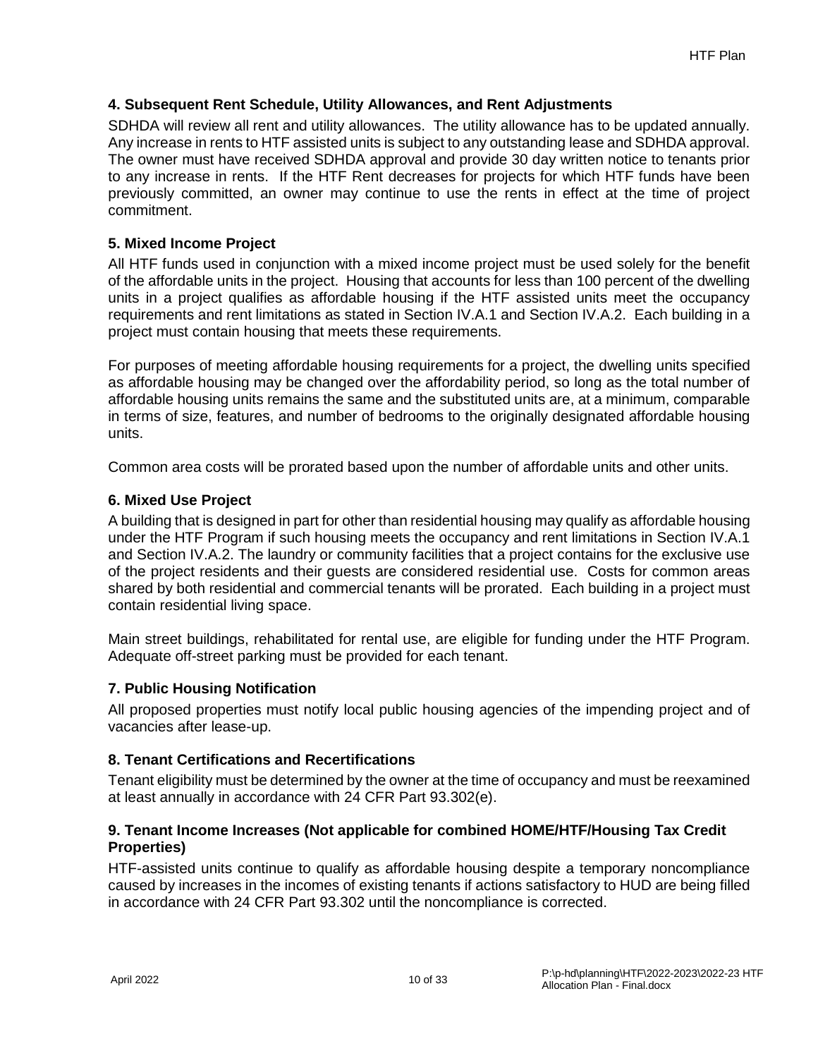### 4. Subsequent Rent Schedule, Utility Allowances, and Rent Adjustments

SDHDA will review all rent and utility allowances. The utility allowance has to be updated annually. Any increase in rents to HTF assisted units is subject to any outstanding lease and SDHDA approval. The owner must have received SDHDA approval and provide 30 day written notice to tenants prior to any increase in rents. If the HTF Rent decreases for projects for which HTF funds have been previously committed, an owner may continue to use the rents in effect at the time of project commitment.

### 5. Mixed Income Project

All HTF funds used in conjunction with a mixed income project must be used solely for the benefit of the affordable units in the project. Housing that accounts for less than 100 percent of the dwelling units in a project qualifies as affordable housing if the HTF assisted units meet the occupancy requirements and rent limitations as stated in Section IV.A.1 and Section IV.A.2. Each building in a project must contain housing that meets these requirements.

For purposes of meeting affordable housing requirements for a project, the dwelling units specified as affordable housing may be changed over the affordability period, so long as the total number of affordable housing units remains the same and the substituted units are, at a minimum, comparable in terms of size, features, and number of bedrooms to the originally designated affordable housing units.

Common area costs will be prorated based upon the number of affordable units and other units.

### 6. Mixed Use Project

A building that is designed in part for other than residential housing may qualify as affordable housing under the HTF Program if such housing meets the occupancy and rent limitations in Section IV.A.1 and Section IV.A.2. The laundry or community facilities that a project contains for the exclusive use of the project residents and their guests are considered residential use. Costs for common areas shared by both residential and commercial tenants will be prorated. Each building in a project must contain residential living space.

Main street buildings, rehabilitated for rental use, are eligible for funding under the HTF Program. Adequate off-street parking must be provided for each tenant.

### 7. Public Housing Notification

All proposed properties must notify local public housing agencies of the impending project and of vacancies after lease-up.

### 8. Tenant Certifications and Recertifications

Tenant eligibility must be determined by the owner at the time of occupancy and must be reexamined at least annually in accordance with 24 CFR Part 93.302(e).

### 9. Tenant Income Increases (Not applicable for combined HOME/HTF/Housing Tax Credit Properties)

HTF-assisted units continue to qualify as affordable housing despite a temporary noncompliance caused by increases in the incomes of existing tenants if actions satisfactory to HUD are being filled in accordance with 24 CFR Part 93.302 until the noncompliance is corrected.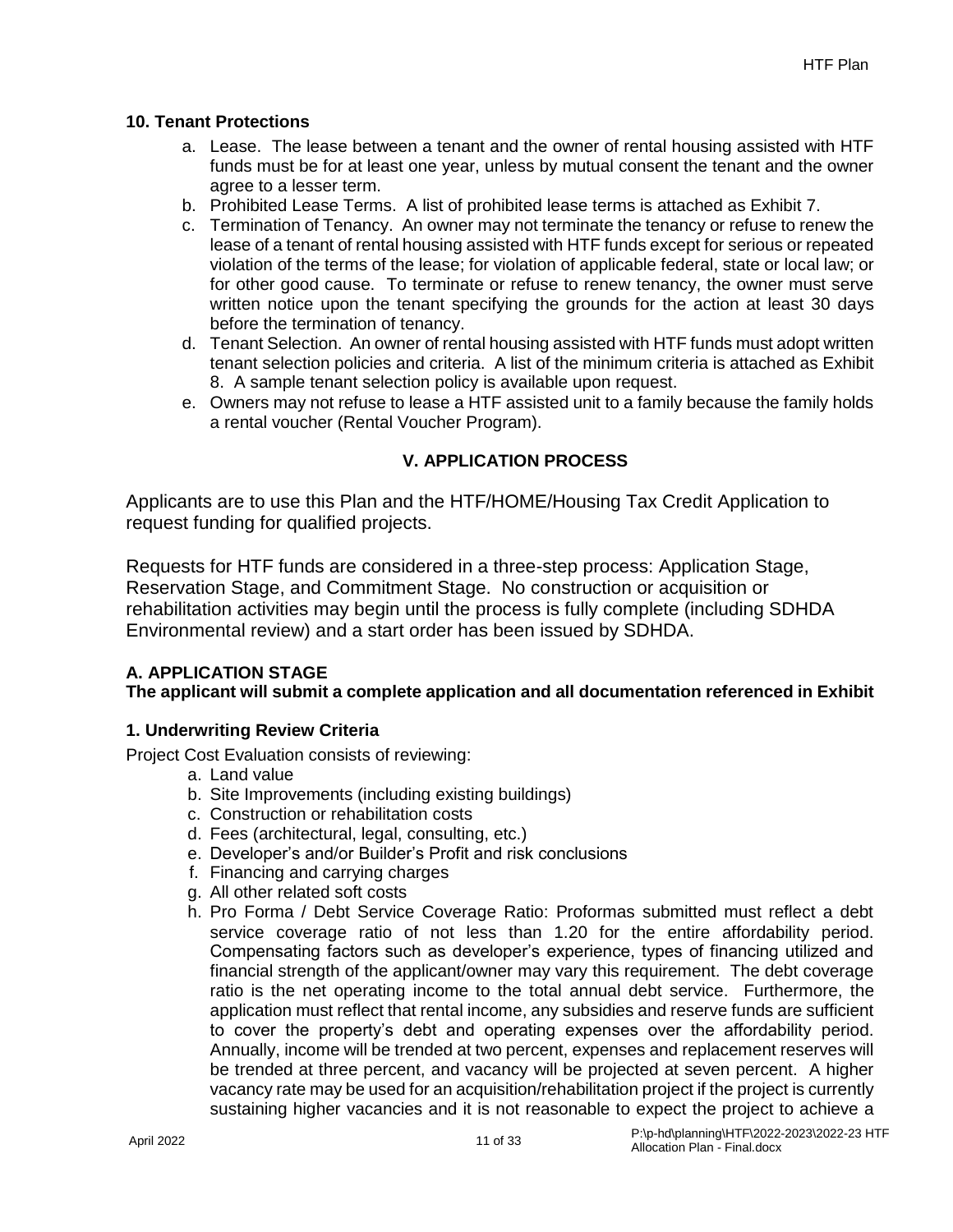### 10. Tenant Protections

a. Lease. The lease between a tenant and the owner of rental housing assisted with HTF funds must be for at least one year, unless by mutual consent the tenant and the owner agree to a lesser term.
b. Prohibited Lease Terms. A list of prohibited lease terms is attached as Exhibit 7.
c. Termination of Tenancy. An owner may not terminate the tenancy or refuse to renew the lease of a tenant of rental housing assisted with HTF funds except for serious or repeated violation of the terms of the lease; for violation of applicable federal, state or local law; or for other good cause. To terminate or refuse to renew tenancy, the owner must serve written notice upon the tenant specifying the grounds for the action at least 30 days before the termination of tenancy.
d. Tenant Selection. An owner of rental housing assisted with HTF funds must adopt written tenant selection policies and criteria. A list of the minimum criteria is attached as Exhibit 8. A sample tenant selection policy is available upon request.
e. Owners may not refuse to lease a HTF assisted unit to a family because the family holds a rental voucher (Rental Voucher Program).

## V. APPLICATION PROCESS

Applicants are to use this Plan and the HTF/HOME/Housing Tax Credit Application to request funding for qualified projects.

Requests for HTF funds are considered in a three-step process: Application Stage, Reservation Stage, and Commitment Stage. No construction or acquisition or rehabilitation activities may begin until the process is fully complete (including SDHDA Environmental review) and a start order has been issued by SDHDA.

### A. APPLICATION STAGE

**The applicant will submit a complete application and all documentation referenced in Exhibit**

### 1. Underwriting Review Criteria

Project Cost Evaluation consists of reviewing:

a. Land value
b. Site Improvements (including existing buildings)
c. Construction or rehabilitation costs
d. Fees (architectural, legal, consulting, etc.)
e. Developer's and/or Builder's Profit and risk conclusions
f. Financing and carrying charges
g. All other related soft costs
h. Pro Forma / Debt Service Coverage Ratio: Proformas submitted must reflect a debt service coverage ratio of not less than 1.20 for the entire affordability period. Compensating factors such as developer's experience, types of financing utilized and financial strength of the applicant/owner may vary this requirement. The debt coverage ratio is the net operating income to the total annual debt service. Furthermore, the application must reflect that rental income, any subsidies and reserve funds are sufficient to cover the property's debt and operating expenses over the affordability period. Annually, income will be trended at two percent, expenses and replacement reserves will be trended at three percent, and vacancy will be projected at seven percent. A higher vacancy rate may be used for an acquisition/rehabilitation project if the project is currently sustaining higher vacancies and it is not reasonable to expect the project to achieve a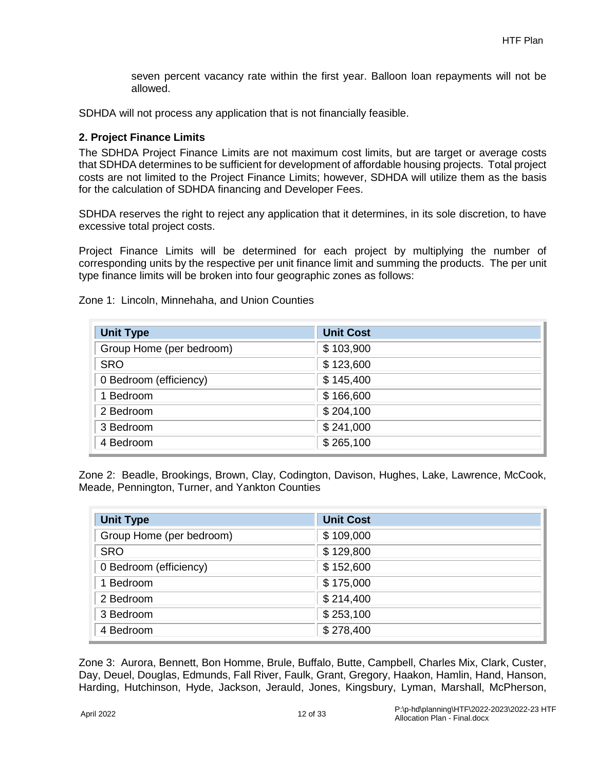seven percent vacancy rate within the first year. Balloon loan repayments will not be allowed.

SDHDA will not process any application that is not financially feasible.

**2. Project Finance Limits**

The SDHDA Project Finance Limits are not maximum cost limits, but are target or average costs that SDHDA determines to be sufficient for development of affordable housing projects. Total project costs are not limited to the Project Finance Limits; however, SDHDA will utilize them as the basis for the calculation of SDHDA financing and Developer Fees.

SDHDA reserves the right to reject any application that it determines, in its sole discretion, to have excessive total project costs.

Project Finance Limits will be determined for each project by multiplying the number of corresponding units by the respective per unit finance limit and summing the products. The per unit type finance limits will be broken into four geographic zones as follows:

Zone 1: Lincoln, Minnehaha, and Union Counties

| Unit Type | Unit Cost |
|---|---|
| Group Home (per bedroom) | $ 103,900 |
| SRO | $ 123,600 |
| 0 Bedroom (efficiency) | $ 145,400 |
| 1 Bedroom | $ 166,600 |
| 2 Bedroom | $ 204,100 |
| 3 Bedroom | $ 241,000 |
| 4 Bedroom | $ 265,100 |

Zone 2: Beadle, Brookings, Brown, Clay, Codington, Davison, Hughes, Lake, Lawrence, McCook, Meade, Pennington, Turner, and Yankton Counties

| Unit Type | Unit Cost |
|---|---|
| Group Home (per bedroom) | $ 109,000 |
| SRO | $ 129,800 |
| 0 Bedroom (efficiency) | $ 152,600 |
| 1 Bedroom | $ 175,000 |
| 2 Bedroom | $ 214,400 |
| 3 Bedroom | $ 253,100 |
| 4 Bedroom | $ 278,400 |

Zone 3: Aurora, Bennett, Bon Homme, Brule, Buffalo, Butte, Campbell, Charles Mix, Clark, Custer, Day, Deuel, Douglas, Edmunds, Fall River, Faulk, Grant, Gregory, Haakon, Hamlin, Hand, Hanson, Harding, Hutchinson, Hyde, Jackson, Jerauld, Jones, Kingsbury, Lyman, Marshall, McPherson,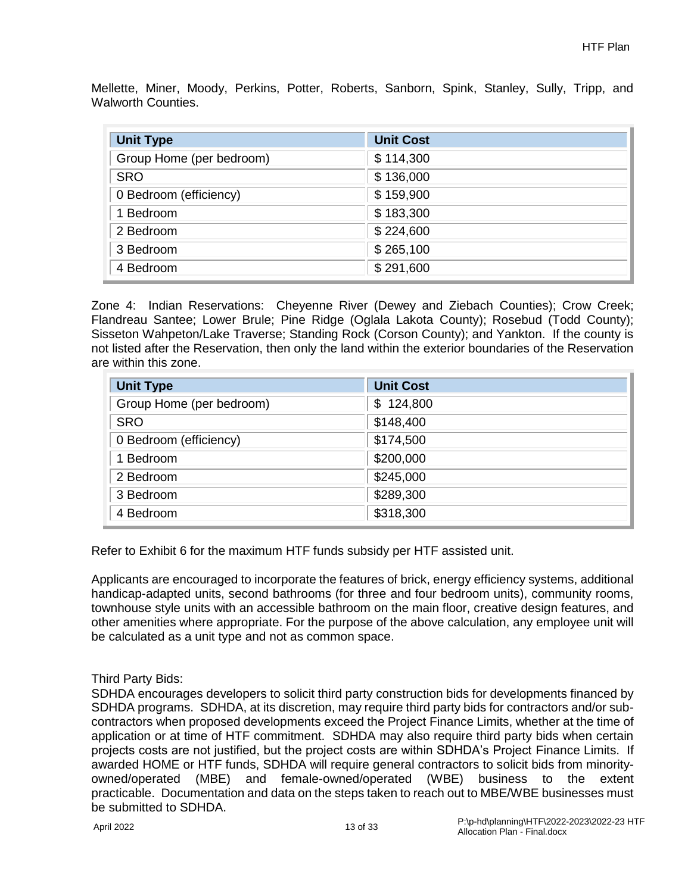Mellette, Miner, Moody, Perkins, Potter, Roberts, Sanborn, Spink, Stanley, Sully, Tripp, and Walworth Counties.

| Unit Type | Unit Cost |
|---|---|
| Group Home (per bedroom) | $ 114,300 |
| SRO | $ 136,000 |
| 0 Bedroom (efficiency) | $ 159,900 |
| 1 Bedroom | $ 183,300 |
| 2 Bedroom | $ 224,600 |
| 3 Bedroom | $ 265,100 |
| 4 Bedroom | $ 291,600 |

Zone 4: Indian Reservations: Cheyenne River (Dewey and Ziebach Counties); Crow Creek; Flandreau Santee; Lower Brule; Pine Ridge (Oglala Lakota County); Rosebud (Todd County); Sisseton Wahpeton/Lake Traverse; Standing Rock (Corson County); and Yankton. If the county is not listed after the Reservation, then only the land within the exterior boundaries of the Reservation are within this zone.

| Unit Type | Unit Cost |
|---|---|
| Group Home (per bedroom) | $ 124,800 |
| SRO | $148,400 |
| 0 Bedroom (efficiency) | $174,500 |
| 1 Bedroom | $200,000 |
| 2 Bedroom | $245,000 |
| 3 Bedroom | $289,300 |
| 4 Bedroom | $318,300 |

Refer to Exhibit 6 for the maximum HTF funds subsidy per HTF assisted unit.

Applicants are encouraged to incorporate the features of brick, energy efficiency systems, additional handicap-adapted units, second bathrooms (for three and four bedroom units), community rooms, townhouse style units with an accessible bathroom on the main floor, creative design features, and other amenities where appropriate. For the purpose of the above calculation, any employee unit will be calculated as a unit type and not as common space.

Third Party Bids:
SDHDA encourages developers to solicit third party construction bids for developments financed by SDHDA programs. SDHDA, at its discretion, may require third party bids for contractors and/or sub-contractors when proposed developments exceed the Project Finance Limits, whether at the time of application or at time of HTF commitment. SDHDA may also require third party bids when certain projects costs are not justified, but the project costs are within SDHDA's Project Finance Limits. If awarded HOME or HTF funds, SDHDA will require general contractors to solicit bids from minority-owned/operated (MBE) and female-owned/operated (WBE) business to the extent practicable. Documentation and data on the steps taken to reach out to MBE/WBE businesses must be submitted to SDHDA.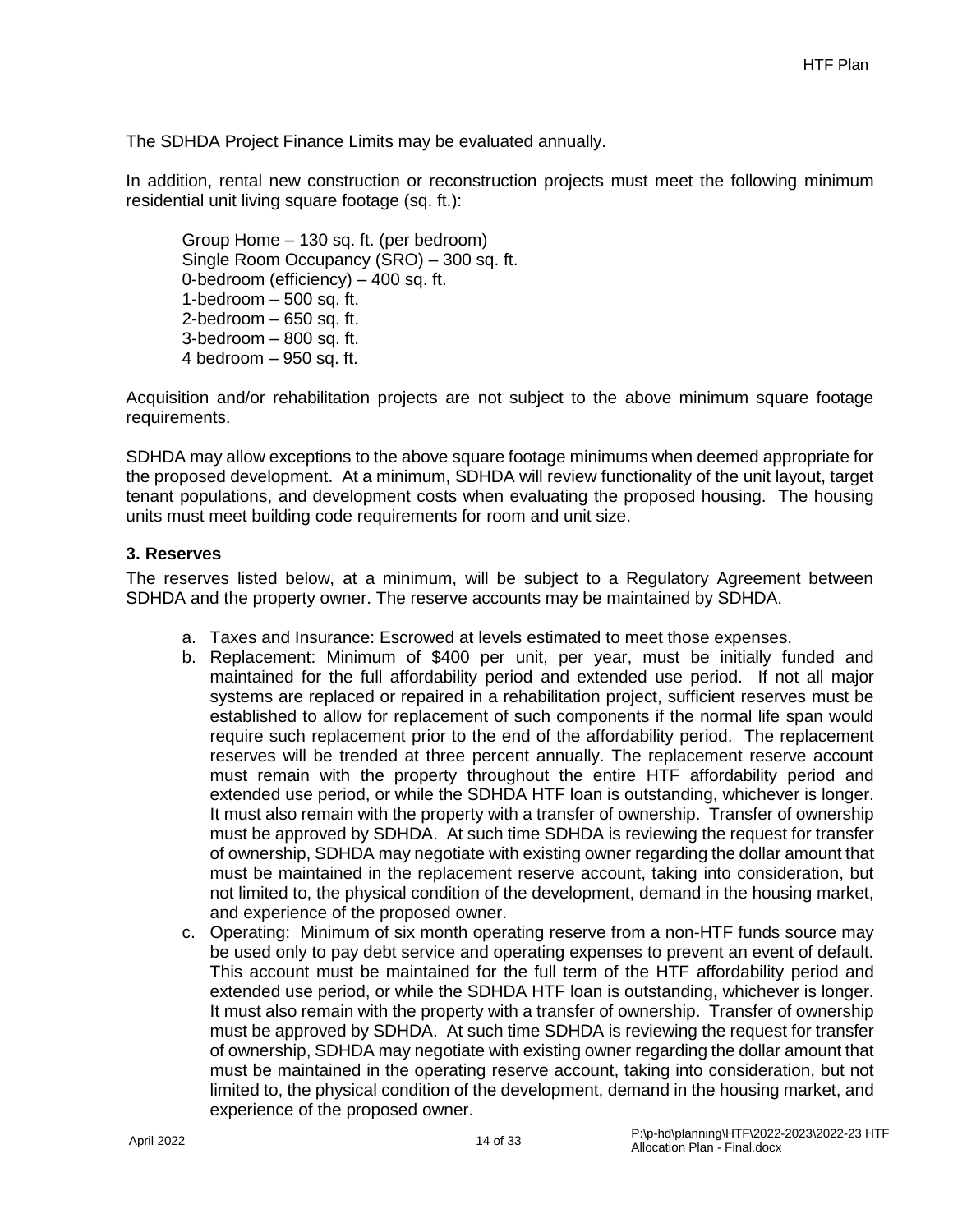The SDHDA Project Finance Limits may be evaluated annually.

In addition, rental new construction or reconstruction projects must meet the following minimum residential unit living square footage (sq. ft.):

Group Home – 130 sq. ft. (per bedroom)
Single Room Occupancy (SRO) – 300 sq. ft.
0-bedroom (efficiency) – 400 sq. ft.
1-bedroom – 500 sq. ft.
2-bedroom – 650 sq. ft.
3-bedroom – 800 sq. ft.
4 bedroom – 950 sq. ft.

Acquisition and/or rehabilitation projects are not subject to the above minimum square footage requirements.

SDHDA may allow exceptions to the above square footage minimums when deemed appropriate for the proposed development. At a minimum, SDHDA will review functionality of the unit layout, target tenant populations, and development costs when evaluating the proposed housing. The housing units must meet building code requirements for room and unit size.

### 3. Reserves

The reserves listed below, at a minimum, will be subject to a Regulatory Agreement between SDHDA and the property owner. The reserve accounts may be maintained by SDHDA.

a. Taxes and Insurance: Escrowed at levels estimated to meet those expenses.
b. Replacement: Minimum of $400 per unit, per year, must be initially funded and maintained for the full affordability period and extended use period. If not all major systems are replaced or repaired in a rehabilitation project, sufficient reserves must be established to allow for replacement of such components if the normal life span would require such replacement prior to the end of the affordability period. The replacement reserves will be trended at three percent annually. The replacement reserve account must remain with the property throughout the entire HTF affordability period and extended use period, or while the SDHDA HTF loan is outstanding, whichever is longer. It must also remain with the property with a transfer of ownership. Transfer of ownership must be approved by SDHDA. At such time SDHDA is reviewing the request for transfer of ownership, SDHDA may negotiate with existing owner regarding the dollar amount that must be maintained in the replacement reserve account, taking into consideration, but not limited to, the physical condition of the development, demand in the housing market, and experience of the proposed owner.
c. Operating: Minimum of six month operating reserve from a non-HTF funds source may be used only to pay debt service and operating expenses to prevent an event of default. This account must be maintained for the full term of the HTF affordability period and extended use period, or while the SDHDA HTF loan is outstanding, whichever is longer. It must also remain with the property with a transfer of ownership. Transfer of ownership must be approved by SDHDA. At such time SDHDA is reviewing the request for transfer of ownership, SDHDA may negotiate with existing owner regarding the dollar amount that must be maintained in the operating reserve account, taking into consideration, but not limited to, the physical condition of the development, demand in the housing market, and experience of the proposed owner.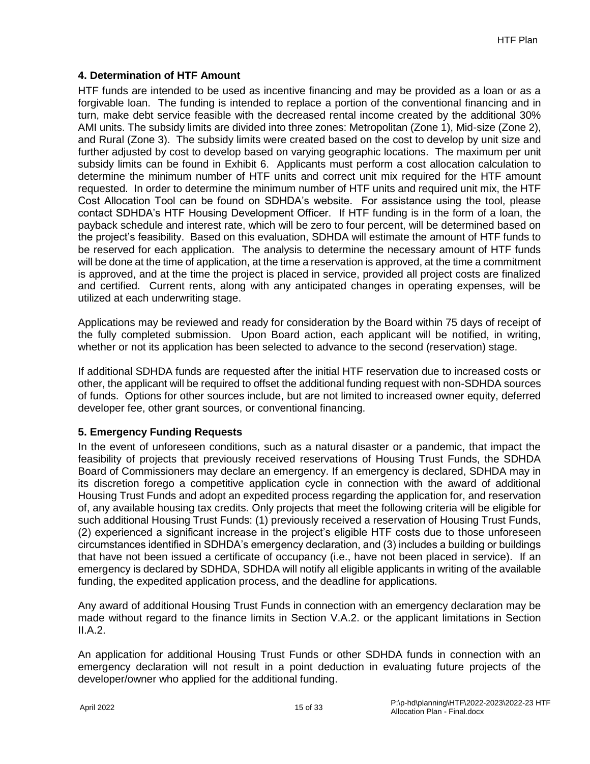## 4. Determination of HTF Amount

HTF funds are intended to be used as incentive financing and may be provided as a loan or as a forgivable loan. The funding is intended to replace a portion of the conventional financing and in turn, make debt service feasible with the decreased rental income created by the additional 30% AMI units. The subsidy limits are divided into three zones: Metropolitan (Zone 1), Mid-size (Zone 2), and Rural (Zone 3). The subsidy limits were created based on the cost to develop by unit size and further adjusted by cost to develop based on varying geographic locations. The maximum per unit subsidy limits can be found in Exhibit 6. Applicants must perform a cost allocation calculation to determine the minimum number of HTF units and correct unit mix required for the HTF amount requested. In order to determine the minimum number of HTF units and required unit mix, the HTF Cost Allocation Tool can be found on SDHDA's website. For assistance using the tool, please contact SDHDA's HTF Housing Development Officer. If HTF funding is in the form of a loan, the payback schedule and interest rate, which will be zero to four percent, will be determined based on the project's feasibility. Based on this evaluation, SDHDA will estimate the amount of HTF funds to be reserved for each application. The analysis to determine the necessary amount of HTF funds will be done at the time of application, at the time a reservation is approved, at the time a commitment is approved, and at the time the project is placed in service, provided all project costs are finalized and certified. Current rents, along with any anticipated changes in operating expenses, will be utilized at each underwriting stage.

Applications may be reviewed and ready for consideration by the Board within 75 days of receipt of the fully completed submission. Upon Board action, each applicant will be notified, in writing, whether or not its application has been selected to advance to the second (reservation) stage.

If additional SDHDA funds are requested after the initial HTF reservation due to increased costs or other, the applicant will be required to offset the additional funding request with non-SDHDA sources of funds. Options for other sources include, but are not limited to increased owner equity, deferred developer fee, other grant sources, or conventional financing.

## 5. Emergency Funding Requests

In the event of unforeseen conditions, such as a natural disaster or a pandemic, that impact the feasibility of projects that previously received reservations of Housing Trust Funds, the SDHDA Board of Commissioners may declare an emergency. If an emergency is declared, SDHDA may in its discretion forego a competitive application cycle in connection with the award of additional Housing Trust Funds and adopt an expedited process regarding the application for, and reservation of, any available housing tax credits. Only projects that meet the following criteria will be eligible for such additional Housing Trust Funds: (1) previously received a reservation of Housing Trust Funds, (2) experienced a significant increase in the project's eligible HTF costs due to those unforeseen circumstances identified in SDHDA's emergency declaration, and (3) includes a building or buildings that have not been issued a certificate of occupancy (i.e., have not been placed in service). If an emergency is declared by SDHDA, SDHDA will notify all eligible applicants in writing of the available funding, the expedited application process, and the deadline for applications.

Any award of additional Housing Trust Funds in connection with an emergency declaration may be made without regard to the finance limits in Section V.A.2. or the applicant limitations in Section II.A.2.

An application for additional Housing Trust Funds or other SDHDA funds in connection with an emergency declaration will not result in a point deduction in evaluating future projects of the developer/owner who applied for the additional funding.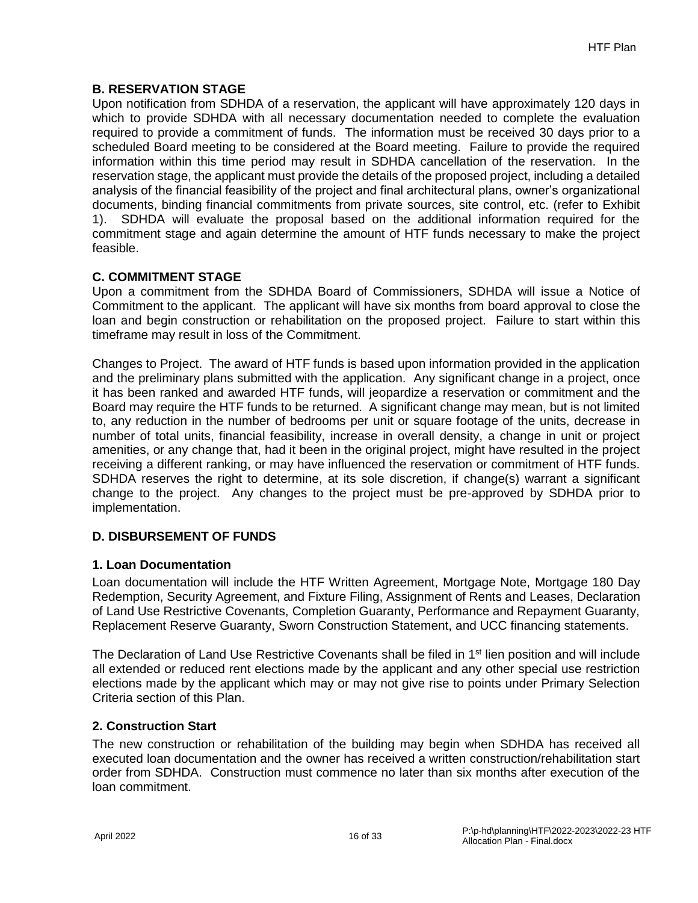## B. RESERVATION STAGE

Upon notification from SDHDA of a reservation, the applicant will have approximately 120 days in which to provide SDHDA with all necessary documentation needed to complete the evaluation required to provide a commitment of funds. The information must be received 30 days prior to a scheduled Board meeting to be considered at the Board meeting. Failure to provide the required information within this time period may result in SDHDA cancellation of the reservation. In the reservation stage, the applicant must provide the details of the proposed project, including a detailed analysis of the financial feasibility of the project and final architectural plans, owner's organizational documents, binding financial commitments from private sources, site control, etc. (refer to Exhibit 1). SDHDA will evaluate the proposal based on the additional information required for the commitment stage and again determine the amount of HTF funds necessary to make the project feasible.

## C. COMMITMENT STAGE

Upon a commitment from the SDHDA Board of Commissioners, SDHDA will issue a Notice of Commitment to the applicant. The applicant will have six months from board approval to close the loan and begin construction or rehabilitation on the proposed project. Failure to start within this timeframe may result in loss of the Commitment.

Changes to Project. The award of HTF funds is based upon information provided in the application and the preliminary plans submitted with the application. Any significant change in a project, once it has been ranked and awarded HTF funds, will jeopardize a reservation or commitment and the Board may require the HTF funds to be returned. A significant change may mean, but is not limited to, any reduction in the number of bedrooms per unit or square footage of the units, decrease in number of total units, financial feasibility, increase in overall density, a change in unit or project amenities, or any change that, had it been in the original project, might have resulted in the project receiving a different ranking, or may have influenced the reservation or commitment of HTF funds. SDHDA reserves the right to determine, at its sole discretion, if change(s) warrant a significant change to the project. Any changes to the project must be pre-approved by SDHDA prior to implementation.

## D. DISBURSEMENT OF FUNDS

### 1. Loan Documentation

Loan documentation will include the HTF Written Agreement, Mortgage Note, Mortgage 180 Day Redemption, Security Agreement, and Fixture Filing, Assignment of Rents and Leases, Declaration of Land Use Restrictive Covenants, Completion Guaranty, Performance and Repayment Guaranty, Replacement Reserve Guaranty, Sworn Construction Statement, and UCC financing statements.

The Declaration of Land Use Restrictive Covenants shall be filed in 1st lien position and will include all extended or reduced rent elections made by the applicant and any other special use restriction elections made by the applicant which may or may not give rise to points under Primary Selection Criteria section of this Plan.

### 2. Construction Start

The new construction or rehabilitation of the building may begin when SDHDA has received all executed loan documentation and the owner has received a written construction/rehabilitation start order from SDHDA. Construction must commence no later than six months after execution of the loan commitment.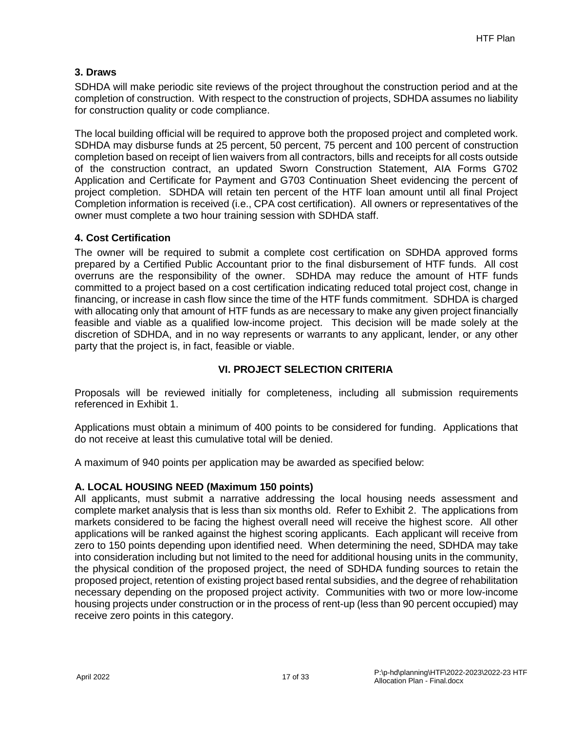### 3. Draws

SDHDA will make periodic site reviews of the project throughout the construction period and at the completion of construction. With respect to the construction of projects, SDHDA assumes no liability for construction quality or code compliance.

The local building official will be required to approve both the proposed project and completed work. SDHDA may disburse funds at 25 percent, 50 percent, 75 percent and 100 percent of construction completion based on receipt of lien waivers from all contractors, bills and receipts for all costs outside of the construction contract, an updated Sworn Construction Statement, AIA Forms G702 Application and Certificate for Payment and G703 Continuation Sheet evidencing the percent of project completion. SDHDA will retain ten percent of the HTF loan amount until all final Project Completion information is received (i.e., CPA cost certification). All owners or representatives of the owner must complete a two hour training session with SDHDA staff.

### 4. Cost Certification

The owner will be required to submit a complete cost certification on SDHDA approved forms prepared by a Certified Public Accountant prior to the final disbursement of HTF funds. All cost overruns are the responsibility of the owner. SDHDA may reduce the amount of HTF funds committed to a project based on a cost certification indicating reduced total project cost, change in financing, or increase in cash flow since the time of the HTF funds commitment. SDHDA is charged with allocating only that amount of HTF funds as are necessary to make any given project financially feasible and viable as a qualified low-income project. This decision will be made solely at the discretion of SDHDA, and in no way represents or warrants to any applicant, lender, or any other party that the project is, in fact, feasible or viable.

## VI. PROJECT SELECTION CRITERIA

Proposals will be reviewed initially for completeness, including all submission requirements referenced in Exhibit 1.

Applications must obtain a minimum of 400 points to be considered for funding. Applications that do not receive at least this cumulative total will be denied.

A maximum of 940 points per application may be awarded as specified below:

### A. LOCAL HOUSING NEED (Maximum 150 points)

All applicants, must submit a narrative addressing the local housing needs assessment and complete market analysis that is less than six months old. Refer to Exhibit 2. The applications from markets considered to be facing the highest overall need will receive the highest score. All other applications will be ranked against the highest scoring applicants. Each applicant will receive from zero to 150 points depending upon identified need. When determining the need, SDHDA may take into consideration including but not limited to the need for additional housing units in the community, the physical condition of the proposed project, the need of SDHDA funding sources to retain the proposed project, retention of existing project based rental subsidies, and the degree of rehabilitation necessary depending on the proposed project activity. Communities with two or more low-income housing projects under construction or in the process of rent-up (less than 90 percent occupied) may receive zero points in this category.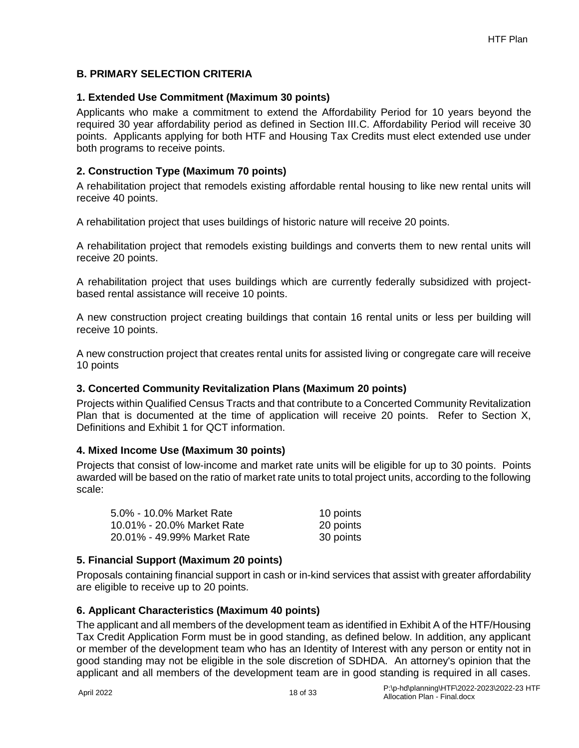## B. PRIMARY SELECTION CRITERIA

### 1. Extended Use Commitment (Maximum 30 points)

Applicants who make a commitment to extend the Affordability Period for 10 years beyond the required 30 year affordability period as defined in Section III.C. Affordability Period will receive 30 points. Applicants applying for both HTF and Housing Tax Credits must elect extended use under both programs to receive points.

### 2. Construction Type (Maximum 70 points)

A rehabilitation project that remodels existing affordable rental housing to like new rental units will receive 40 points.

A rehabilitation project that uses buildings of historic nature will receive 20 points.

A rehabilitation project that remodels existing buildings and converts them to new rental units will receive 20 points.

A rehabilitation project that uses buildings which are currently federally subsidized with project-based rental assistance will receive 10 points.

A new construction project creating buildings that contain 16 rental units or less per building will receive 10 points.

A new construction project that creates rental units for assisted living or congregate care will receive 10 points

### 3. Concerted Community Revitalization Plans (Maximum 20 points)

Projects within Qualified Census Tracts and that contribute to a Concerted Community Revitalization Plan that is documented at the time of application will receive 20 points. Refer to Section X, Definitions and Exhibit 1 for QCT information.

### 4. Mixed Income Use (Maximum 30 points)

Projects that consist of low-income and market rate units will be eligible for up to 30 points. Points awarded will be based on the ratio of market rate units to total project units, according to the following scale:

| | |
|---|---|
| 5.0% - 10.0% Market Rate | 10 points |
| 10.01% - 20.0% Market Rate | 20 points |
| 20.01% - 49.99% Market Rate | 30 points |

### 5. Financial Support (Maximum 20 points)

Proposals containing financial support in cash or in-kind services that assist with greater affordability are eligible to receive up to 20 points.

### 6. Applicant Characteristics (Maximum 40 points)

The applicant and all members of the development team as identified in Exhibit A of the HTF/Housing Tax Credit Application Form must be in good standing, as defined below. In addition, any applicant or member of the development team who has an Identity of Interest with any person or entity not in good standing may not be eligible in the sole discretion of SDHDA. An attorney's opinion that the applicant and all members of the development team are in good standing is required in all cases.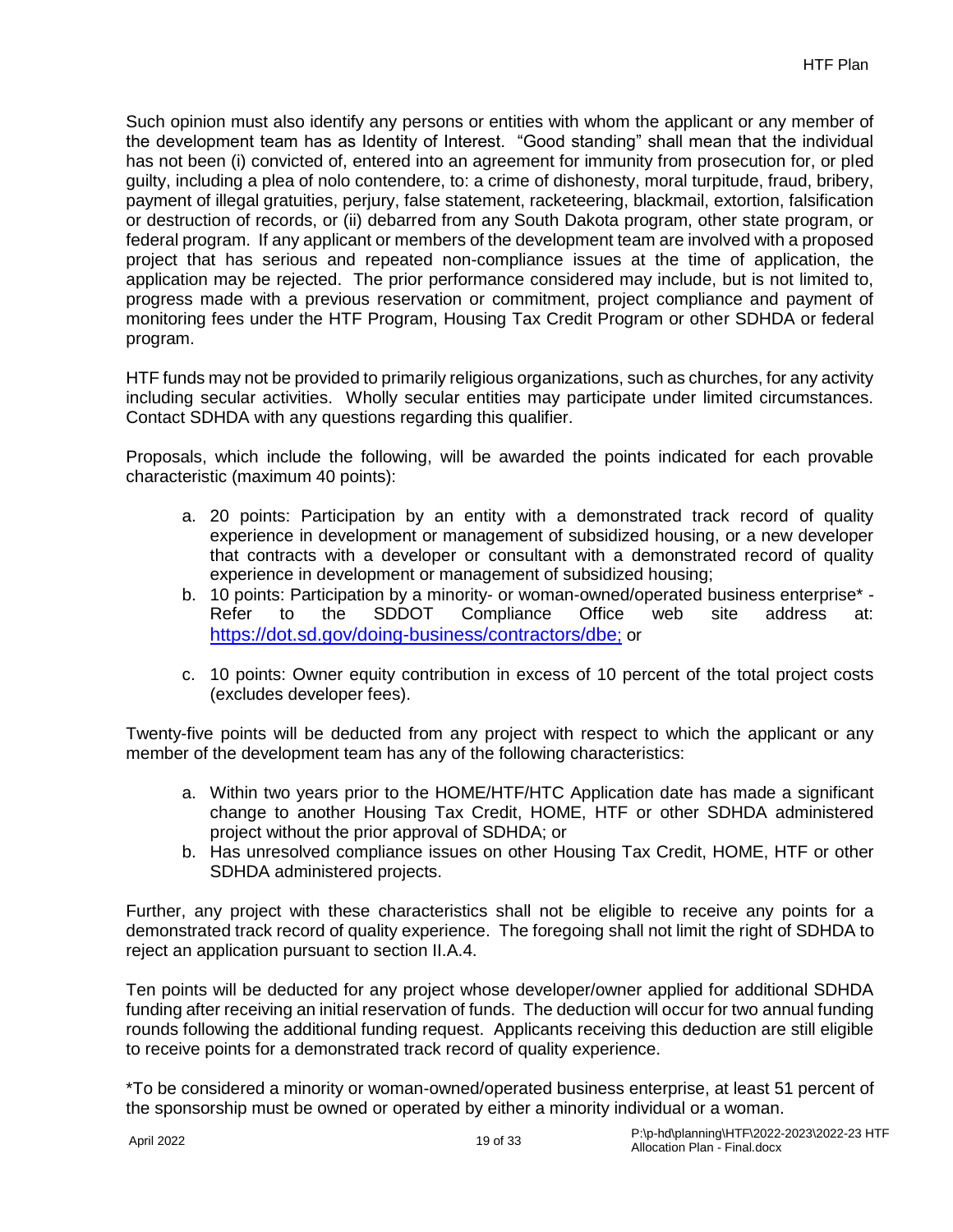Such opinion must also identify any persons or entities with whom the applicant or any member of the development team has as Identity of Interest. "Good standing" shall mean that the individual has not been (i) convicted of, entered into an agreement for immunity from prosecution for, or pled guilty, including a plea of nolo contendere, to: a crime of dishonesty, moral turpitude, fraud, bribery, payment of illegal gratuities, perjury, false statement, racketeering, blackmail, extortion, falsification or destruction of records, or (ii) debarred from any South Dakota program, other state program, or federal program. If any applicant or members of the development team are involved with a proposed project that has serious and repeated non-compliance issues at the time of application, the application may be rejected. The prior performance considered may include, but is not limited to, progress made with a previous reservation or commitment, project compliance and payment of monitoring fees under the HTF Program, Housing Tax Credit Program or other SDHDA or federal program.

HTF funds may not be provided to primarily religious organizations, such as churches, for any activity including secular activities. Wholly secular entities may participate under limited circumstances. Contact SDHDA with any questions regarding this qualifier.

Proposals, which include the following, will be awarded the points indicated for each provable characteristic (maximum 40 points):

a. 20 points: Participation by an entity with a demonstrated track record of quality experience in development or management of subsidized housing, or a new developer that contracts with a developer or consultant with a demonstrated record of quality experience in development or management of subsidized housing;
b. 10 points: Participation by a minority- or woman-owned/operated business enterprise* - Refer to the SDDOT Compliance Office web site address at: https://dot.sd.gov/doing-business/contractors/dbe; or
c. 10 points: Owner equity contribution in excess of 10 percent of the total project costs (excludes developer fees).

Twenty-five points will be deducted from any project with respect to which the applicant or any member of the development team has any of the following characteristics:

a. Within two years prior to the HOME/HTF/HTC Application date has made a significant change to another Housing Tax Credit, HOME, HTF or other SDHDA administered project without the prior approval of SDHDA; or
b. Has unresolved compliance issues on other Housing Tax Credit, HOME, HTF or other SDHDA administered projects.

Further, any project with these characteristics shall not be eligible to receive any points for a demonstrated track record of quality experience. The foregoing shall not limit the right of SDHDA to reject an application pursuant to section II.A.4.

Ten points will be deducted for any project whose developer/owner applied for additional SDHDA funding after receiving an initial reservation of funds. The deduction will occur for two annual funding rounds following the additional funding request. Applicants receiving this deduction are still eligible to receive points for a demonstrated track record of quality experience.

*To be considered a minority or woman-owned/operated business enterprise, at least 51 percent of the sponsorship must be owned or operated by either a minority individual or a woman.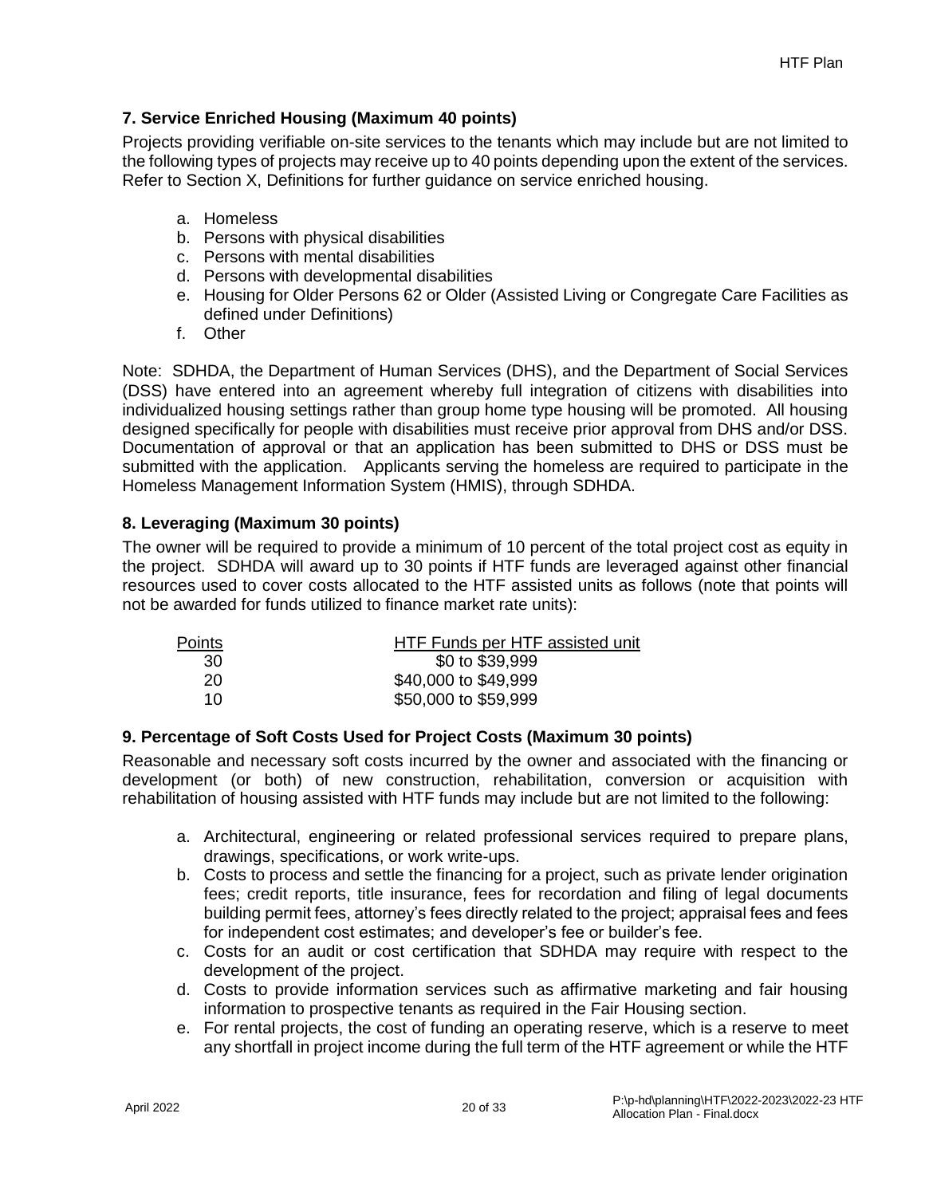### 7. Service Enriched Housing (Maximum 40 points)

Projects providing verifiable on-site services to the tenants which may include but are not limited to the following types of projects may receive up to 40 points depending upon the extent of the services. Refer to Section X, Definitions for further guidance on service enriched housing.

a. Homeless
b. Persons with physical disabilities
c. Persons with mental disabilities
d. Persons with developmental disabilities
e. Housing for Older Persons 62 or Older (Assisted Living or Congregate Care Facilities as defined under Definitions)
f. Other

Note: SDHDA, the Department of Human Services (DHS), and the Department of Social Services (DSS) have entered into an agreement whereby full integration of citizens with disabilities into individualized housing settings rather than group home type housing will be promoted. All housing designed specifically for people with disabilities must receive prior approval from DHS and/or DSS. Documentation of approval or that an application has been submitted to DHS or DSS must be submitted with the application. Applicants serving the homeless are required to participate in the Homeless Management Information System (HMIS), through SDHDA.

### 8. Leveraging (Maximum 30 points)

The owner will be required to provide a minimum of 10 percent of the total project cost as equity in the project. SDHDA will award up to 30 points if HTF funds are leveraged against other financial resources used to cover costs allocated to the HTF assisted units as follows (note that points will not be awarded for funds utilized to finance market rate units):

| Points | HTF Funds per HTF assisted unit |
|---|---|
| 30 | $0 to $39,999 |
| 20 | $40,000 to $49,999 |
| 10 | $50,000 to $59,999 |

### 9. Percentage of Soft Costs Used for Project Costs (Maximum 30 points)

Reasonable and necessary soft costs incurred by the owner and associated with the financing or development (or both) of new construction, rehabilitation, conversion or acquisition with rehabilitation of housing assisted with HTF funds may include but are not limited to the following:

a. Architectural, engineering or related professional services required to prepare plans, drawings, specifications, or work write-ups.
b. Costs to process and settle the financing for a project, such as private lender origination fees; credit reports, title insurance, fees for recordation and filing of legal documents building permit fees, attorney's fees directly related to the project; appraisal fees and fees for independent cost estimates; and developer's fee or builder's fee.
c. Costs for an audit or cost certification that SDHDA may require with respect to the development of the project.
d. Costs to provide information services such as affirmative marketing and fair housing information to prospective tenants as required in the Fair Housing section.
e. For rental projects, the cost of funding an operating reserve, which is a reserve to meet any shortfall in project income during the full term of the HTF agreement or while the HTF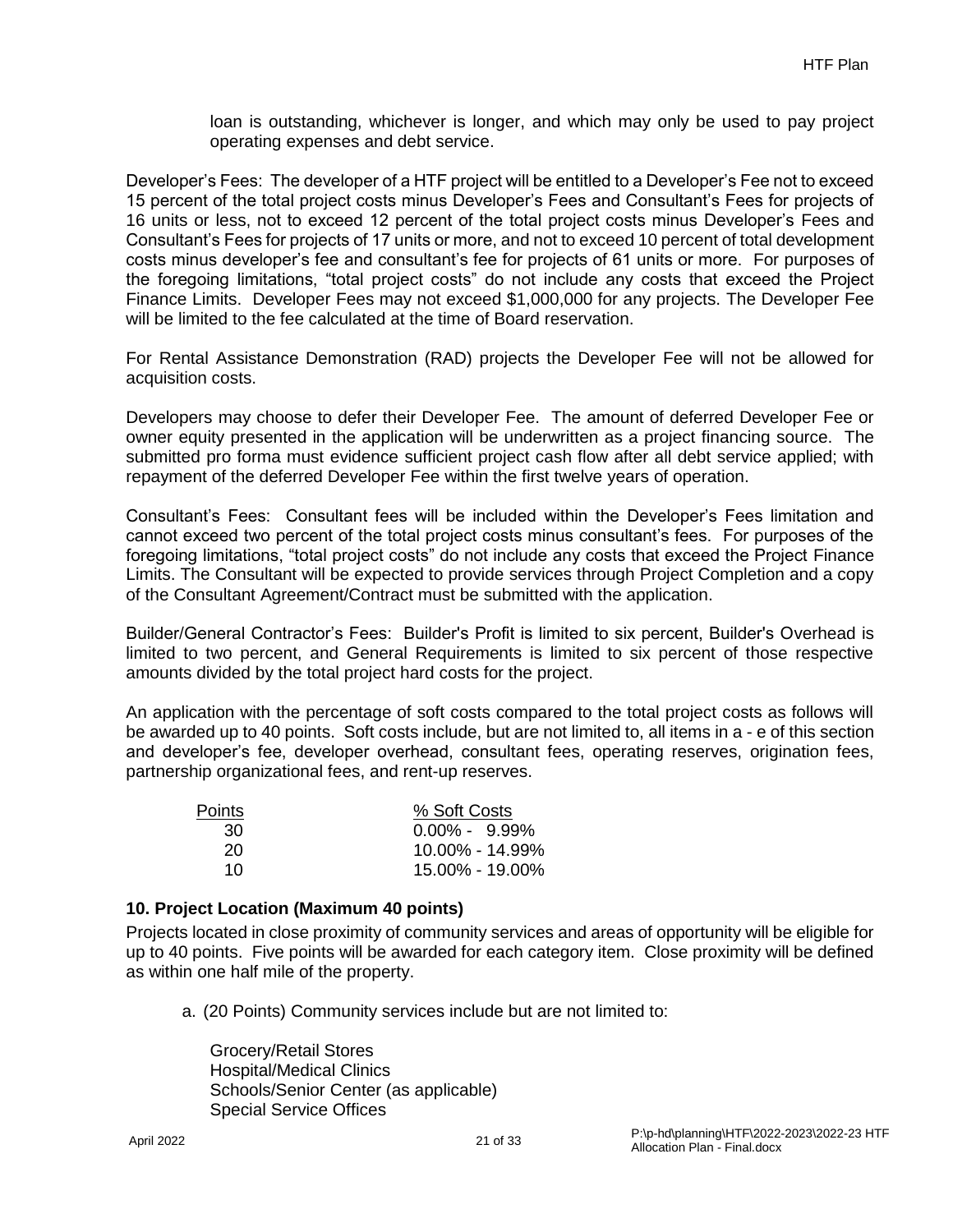loan is outstanding, whichever is longer, and which may only be used to pay project operating expenses and debt service.

Developer's Fees: The developer of a HTF project will be entitled to a Developer's Fee not to exceed 15 percent of the total project costs minus Developer's Fees and Consultant's Fees for projects of 16 units or less, not to exceed 12 percent of the total project costs minus Developer's Fees and Consultant's Fees for projects of 17 units or more, and not to exceed 10 percent of total development costs minus developer's fee and consultant's fee for projects of 61 units or more. For purposes of the foregoing limitations, "total project costs" do not include any costs that exceed the Project Finance Limits. Developer Fees may not exceed $1,000,000 for any projects. The Developer Fee will be limited to the fee calculated at the time of Board reservation.

For Rental Assistance Demonstration (RAD) projects the Developer Fee will not be allowed for acquisition costs.

Developers may choose to defer their Developer Fee. The amount of deferred Developer Fee or owner equity presented in the application will be underwritten as a project financing source. The submitted pro forma must evidence sufficient project cash flow after all debt service applied; with repayment of the deferred Developer Fee within the first twelve years of operation.

Consultant's Fees: Consultant fees will be included within the Developer's Fees limitation and cannot exceed two percent of the total project costs minus consultant's fees. For purposes of the foregoing limitations, "total project costs" do not include any costs that exceed the Project Finance Limits. The Consultant will be expected to provide services through Project Completion and a copy of the Consultant Agreement/Contract must be submitted with the application.

Builder/General Contractor's Fees: Builder's Profit is limited to six percent, Builder's Overhead is limited to two percent, and General Requirements is limited to six percent of those respective amounts divided by the total project hard costs for the project.

An application with the percentage of soft costs compared to the total project costs as follows will be awarded up to 40 points. Soft costs include, but are not limited to, all items in a - e of this section and developer's fee, developer overhead, consultant fees, operating reserves, origination fees, partnership organizational fees, and rent-up reserves.

| Points | % Soft Costs |
|---|---|
| 30 | 0.00% - 9.99% |
| 20 | 10.00% - 14.99% |
| 10 | 15.00% - 19.00% |

### 10. Project Location (Maximum 40 points)

Projects located in close proximity of community services and areas of opportunity will be eligible for up to 40 points. Five points will be awarded for each category item. Close proximity will be defined as within one half mile of the property.

a. (20 Points) Community services include but are not limited to:

Grocery/Retail Stores
Hospital/Medical Clinics
Schools/Senior Center (as applicable)
Special Service Offices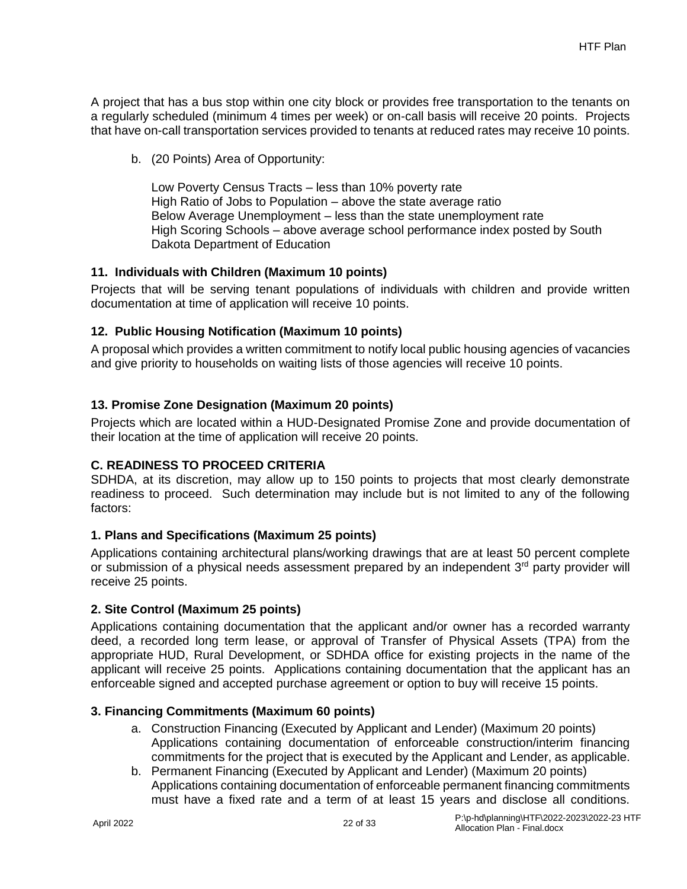A project that has a bus stop within one city block or provides free transportation to the tenants on a regularly scheduled (minimum 4 times per week) or on-call basis will receive 20 points. Projects that have on-call transportation services provided to tenants at reduced rates may receive 10 points.

b. (20 Points) Area of Opportunity:

   Low Poverty Census Tracts – less than 10% poverty rate
   High Ratio of Jobs to Population – above the state average ratio
   Below Average Unemployment – less than the state unemployment rate
   High Scoring Schools – above average school performance index posted by South Dakota Department of Education

### 11. Individuals with Children (Maximum 10 points)

Projects that will be serving tenant populations of individuals with children and provide written documentation at time of application will receive 10 points.

### 12. Public Housing Notification (Maximum 10 points)

A proposal which provides a written commitment to notify local public housing agencies of vacancies and give priority to households on waiting lists of those agencies will receive 10 points.

### 13. Promise Zone Designation (Maximum 20 points)

Projects which are located within a HUD-Designated Promise Zone and provide documentation of their location at the time of application will receive 20 points.

## C. READINESS TO PROCEED CRITERIA

SDHDA, at its discretion, may allow up to 150 points to projects that most clearly demonstrate readiness to proceed. Such determination may include but is not limited to any of the following factors:

### 1. Plans and Specifications (Maximum 25 points)

Applications containing architectural plans/working drawings that are at least 50 percent complete or submission of a physical needs assessment prepared by an independent 3rd party provider will receive 25 points.

### 2. Site Control (Maximum 25 points)

Applications containing documentation that the applicant and/or owner has a recorded warranty deed, a recorded long term lease, or approval of Transfer of Physical Assets (TPA) from the appropriate HUD, Rural Development, or SDHDA office for existing projects in the name of the applicant will receive 25 points. Applications containing documentation that the applicant has an enforceable signed and accepted purchase agreement or option to buy will receive 15 points.

### 3. Financing Commitments (Maximum 60 points)

a. Construction Financing (Executed by Applicant and Lender) (Maximum 20 points)
   Applications containing documentation of enforceable construction/interim financing commitments for the project that is executed by the Applicant and Lender, as applicable.
b. Permanent Financing (Executed by Applicant and Lender) (Maximum 20 points)
   Applications containing documentation of enforceable permanent financing commitments must have a fixed rate and a term of at least 15 years and disclose all conditions.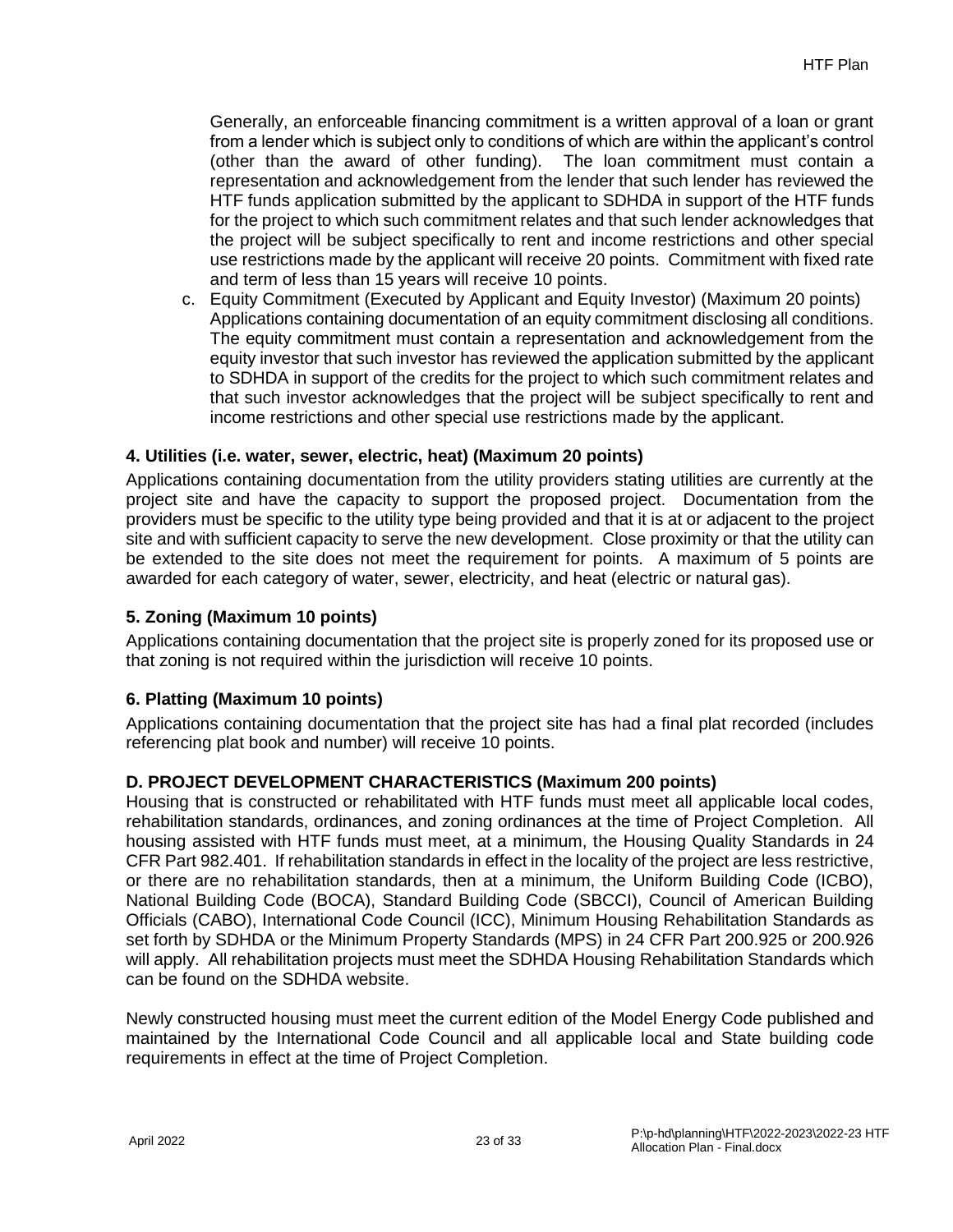Generally, an enforceable financing commitment is a written approval of a loan or grant from a lender which is subject only to conditions of which are within the applicant's control (other than the award of other funding). The loan commitment must contain a representation and acknowledgement from the lender that such lender has reviewed the HTF funds application submitted by the applicant to SDHDA in support of the HTF funds for the project to which such commitment relates and that such lender acknowledges that the project will be subject specifically to rent and income restrictions and other special use restrictions made by the applicant will receive 20 points. Commitment with fixed rate and term of less than 15 years will receive 10 points.

c. Equity Commitment (Executed by Applicant and Equity Investor) (Maximum 20 points) Applications containing documentation of an equity commitment disclosing all conditions. The equity commitment must contain a representation and acknowledgement from the equity investor that such investor has reviewed the application submitted by the applicant to SDHDA in support of the credits for the project to which such commitment relates and that such investor acknowledges that the project will be subject specifically to rent and income restrictions and other special use restrictions made by the applicant.

### 4. Utilities (i.e. water, sewer, electric, heat) (Maximum 20 points)

Applications containing documentation from the utility providers stating utilities are currently at the project site and have the capacity to support the proposed project. Documentation from the providers must be specific to the utility type being provided and that it is at or adjacent to the project site and with sufficient capacity to serve the new development. Close proximity or that the utility can be extended to the site does not meet the requirement for points. A maximum of 5 points are awarded for each category of water, sewer, electricity, and heat (electric or natural gas).

### 5. Zoning (Maximum 10 points)

Applications containing documentation that the project site is properly zoned for its proposed use or that zoning is not required within the jurisdiction will receive 10 points.

### 6. Platting (Maximum 10 points)

Applications containing documentation that the project site has had a final plat recorded (includes referencing plat book and number) will receive 10 points.

## D. PROJECT DEVELOPMENT CHARACTERISTICS (Maximum 200 points)

Housing that is constructed or rehabilitated with HTF funds must meet all applicable local codes, rehabilitation standards, ordinances, and zoning ordinances at the time of Project Completion. All housing assisted with HTF funds must meet, at a minimum, the Housing Quality Standards in 24 CFR Part 982.401. If rehabilitation standards in effect in the locality of the project are less restrictive, or there are no rehabilitation standards, then at a minimum, the Uniform Building Code (ICBO), National Building Code (BOCA), Standard Building Code (SBCCI), Council of American Building Officials (CABO), International Code Council (ICC), Minimum Housing Rehabilitation Standards as set forth by SDHDA or the Minimum Property Standards (MPS) in 24 CFR Part 200.925 or 200.926 will apply. All rehabilitation projects must meet the SDHDA Housing Rehabilitation Standards which can be found on the SDHDA website.

Newly constructed housing must meet the current edition of the Model Energy Code published and maintained by the International Code Council and all applicable local and State building code requirements in effect at the time of Project Completion.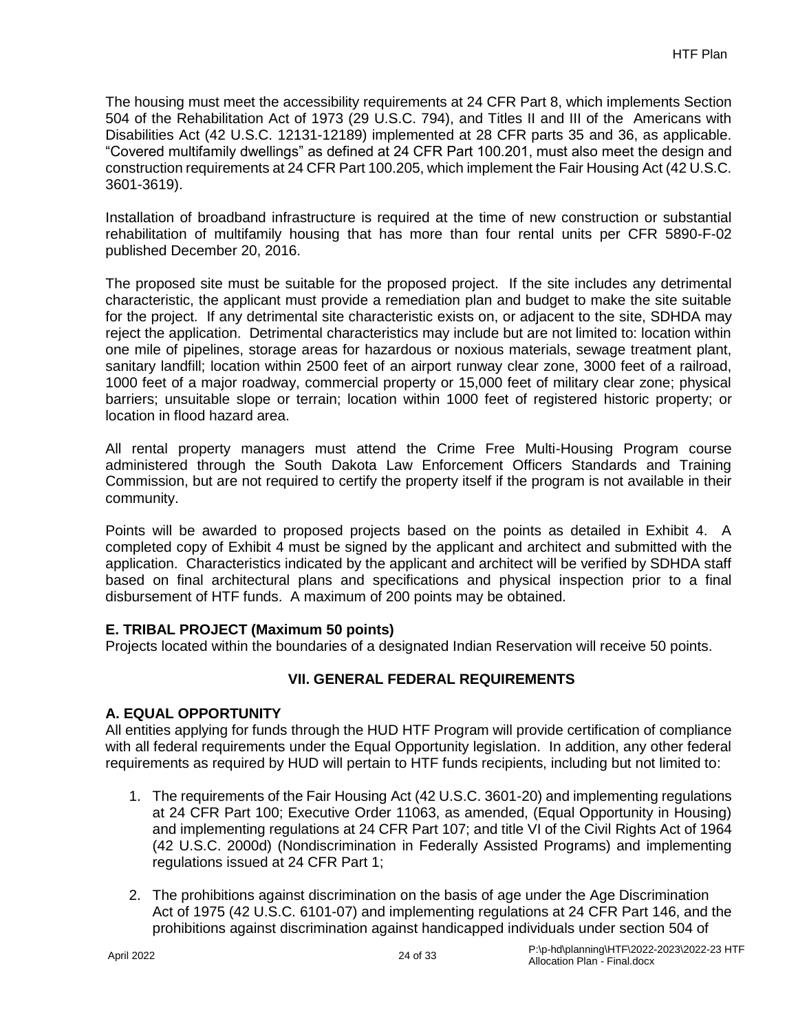The housing must meet the accessibility requirements at 24 CFR Part 8, which implements Section 504 of the Rehabilitation Act of 1973 (29 U.S.C. 794), and Titles II and III of the Americans with Disabilities Act (42 U.S.C. 12131-12189) implemented at 28 CFR parts 35 and 36, as applicable. "Covered multifamily dwellings" as defined at 24 CFR Part 100.201, must also meet the design and construction requirements at 24 CFR Part 100.205, which implement the Fair Housing Act (42 U.S.C. 3601-3619).

Installation of broadband infrastructure is required at the time of new construction or substantial rehabilitation of multifamily housing that has more than four rental units per CFR 5890-F-02 published December 20, 2016.

The proposed site must be suitable for the proposed project. If the site includes any detrimental characteristic, the applicant must provide a remediation plan and budget to make the site suitable for the project. If any detrimental site characteristic exists on, or adjacent to the site, SDHDA may reject the application. Detrimental characteristics may include but are not limited to: location within one mile of pipelines, storage areas for hazardous or noxious materials, sewage treatment plant, sanitary landfill; location within 2500 feet of an airport runway clear zone, 3000 feet of a railroad, 1000 feet of a major roadway, commercial property or 15,000 feet of military clear zone; physical barriers; unsuitable slope or terrain; location within 1000 feet of registered historic property; or location in flood hazard area.

All rental property managers must attend the Crime Free Multi-Housing Program course administered through the South Dakota Law Enforcement Officers Standards and Training Commission, but are not required to certify the property itself if the program is not available in their community.

Points will be awarded to proposed projects based on the points as detailed in Exhibit 4. A completed copy of Exhibit 4 must be signed by the applicant and architect and submitted with the application. Characteristics indicated by the applicant and architect will be verified by SDHDA staff based on final architectural plans and specifications and physical inspection prior to a final disbursement of HTF funds. A maximum of 200 points may be obtained.

**E. TRIBAL PROJECT (Maximum 50 points)**
Projects located within the boundaries of a designated Indian Reservation will receive 50 points.

## VII. GENERAL FEDERAL REQUIREMENTS

**A. EQUAL OPPORTUNITY**
All entities applying for funds through the HUD HTF Program will provide certification of compliance with all federal requirements under the Equal Opportunity legislation. In addition, any other federal requirements as required by HUD will pertain to HTF funds recipients, including but not limited to:

1. The requirements of the Fair Housing Act (42 U.S.C. 3601-20) and implementing regulations at 24 CFR Part 100; Executive Order 11063, as amended, (Equal Opportunity in Housing) and implementing regulations at 24 CFR Part 107; and title VI of the Civil Rights Act of 1964 (42 U.S.C. 2000d) (Nondiscrimination in Federally Assisted Programs) and implementing regulations issued at 24 CFR Part 1;

2. The prohibitions against discrimination on the basis of age under the Age Discrimination Act of 1975 (42 U.S.C. 6101-07) and implementing regulations at 24 CFR Part 146, and the prohibitions against discrimination against handicapped individuals under section 504 of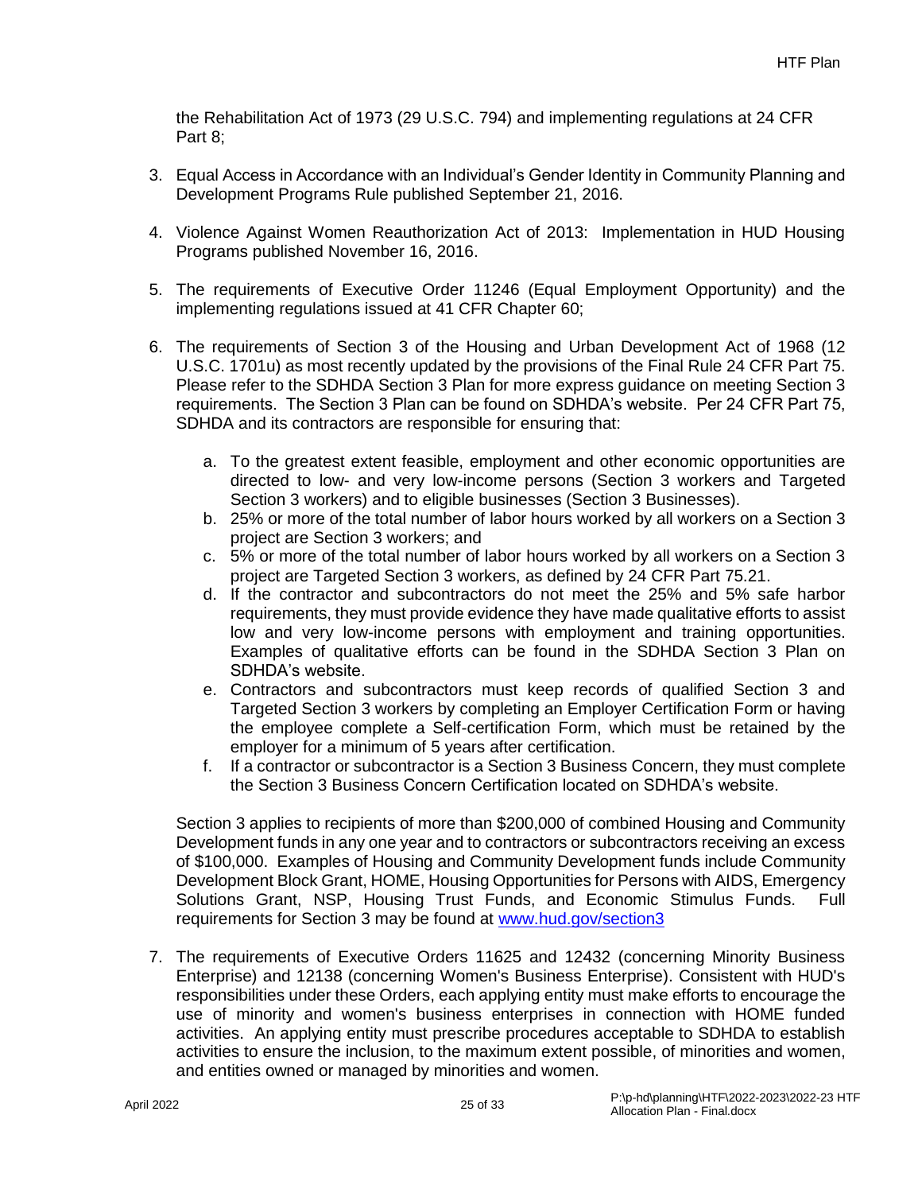the Rehabilitation Act of 1973 (29 U.S.C. 794) and implementing regulations at 24 CFR Part 8;

3. Equal Access in Accordance with an Individual's Gender Identity in Community Planning and Development Programs Rule published September 21, 2016.

4. Violence Against Women Reauthorization Act of 2013: Implementation in HUD Housing Programs published November 16, 2016.

5. The requirements of Executive Order 11246 (Equal Employment Opportunity) and the implementing regulations issued at 41 CFR Chapter 60;

6. The requirements of Section 3 of the Housing and Urban Development Act of 1968 (12 U.S.C. 1701u) as most recently updated by the provisions of the Final Rule 24 CFR Part 75. Please refer to the SDHDA Section 3 Plan for more express guidance on meeting Section 3 requirements. The Section 3 Plan can be found on SDHDA's website. Per 24 CFR Part 75, SDHDA and its contractors are responsible for ensuring that:

   a. To the greatest extent feasible, employment and other economic opportunities are directed to low- and very low-income persons (Section 3 workers and Targeted Section 3 workers) and to eligible businesses (Section 3 Businesses).
   b. 25% or more of the total number of labor hours worked by all workers on a Section 3 project are Section 3 workers; and
   c. 5% or more of the total number of labor hours worked by all workers on a Section 3 project are Targeted Section 3 workers, as defined by 24 CFR Part 75.21.
   d. If the contractor and subcontractors do not meet the 25% and 5% safe harbor requirements, they must provide evidence they have made qualitative efforts to assist low and very low-income persons with employment and training opportunities. Examples of qualitative efforts can be found in the SDHDA Section 3 Plan on SDHDA's website.
   e. Contractors and subcontractors must keep records of qualified Section 3 and Targeted Section 3 workers by completing an Employer Certification Form or having the employee complete a Self-certification Form, which must be retained by the employer for a minimum of 5 years after certification.
   f. If a contractor or subcontractor is a Section 3 Business Concern, they must complete the Section 3 Business Concern Certification located on SDHDA's website.

   Section 3 applies to recipients of more than $200,000 of combined Housing and Community Development funds in any one year and to contractors or subcontractors receiving an excess of $100,000. Examples of Housing and Community Development funds include Community Development Block Grant, HOME, Housing Opportunities for Persons with AIDS, Emergency Solutions Grant, NSP, Housing Trust Funds, and Economic Stimulus Funds. Full requirements for Section 3 may be found at [www.hud.gov/section3](www.hud.gov/section3)

7. The requirements of Executive Orders 11625 and 12432 (concerning Minority Business Enterprise) and 12138 (concerning Women's Business Enterprise). Consistent with HUD's responsibilities under these Orders, each applying entity must make efforts to encourage the use of minority and women's business enterprises in connection with HOME funded activities. An applying entity must prescribe procedures acceptable to SDHDA to establish activities to ensure the inclusion, to the maximum extent possible, of minorities and women, and entities owned or managed by minorities and women.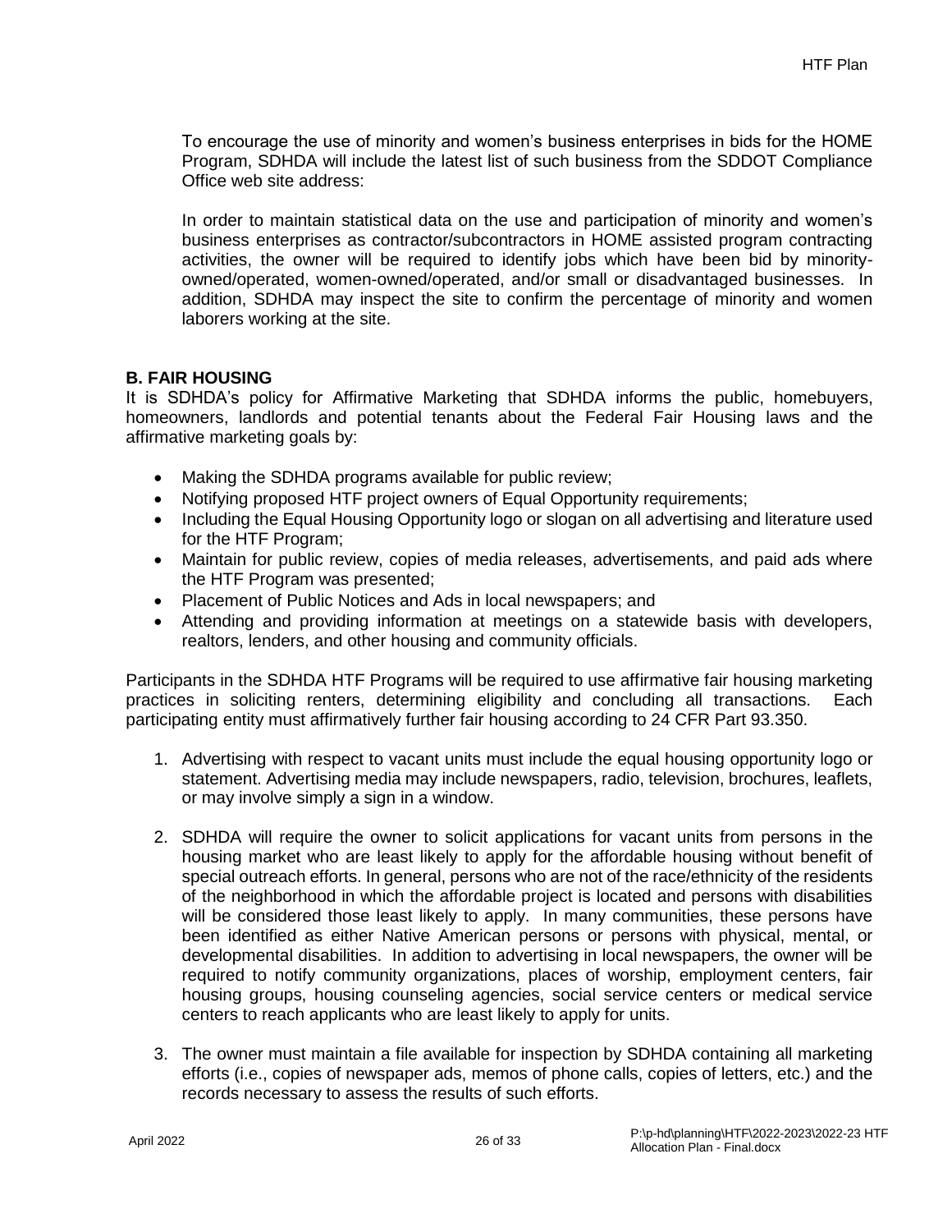To encourage the use of minority and women's business enterprises in bids for the HOME Program, SDHDA will include the latest list of such business from the SDDOT Compliance Office web site address:

In order to maintain statistical data on the use and participation of minority and women's business enterprises as contractor/subcontractors in HOME assisted program contracting activities, the owner will be required to identify jobs which have been bid by minority-owned/operated, women-owned/operated, and/or small or disadvantaged businesses. In addition, SDHDA may inspect the site to confirm the percentage of minority and women laborers working at the site.

**B. FAIR HOUSING**

It is SDHDA's policy for Affirmative Marketing that SDHDA informs the public, homebuyers, homeowners, landlords and potential tenants about the Federal Fair Housing laws and the affirmative marketing goals by:

- Making the SDHDA programs available for public review;
- Notifying proposed HTF project owners of Equal Opportunity requirements;
- Including the Equal Housing Opportunity logo or slogan on all advertising and literature used for the HTF Program;
- Maintain for public review, copies of media releases, advertisements, and paid ads where the HTF Program was presented;
- Placement of Public Notices and Ads in local newspapers; and
- Attending and providing information at meetings on a statewide basis with developers, realtors, lenders, and other housing and community officials.

Participants in the SDHDA HTF Programs will be required to use affirmative fair housing marketing practices in soliciting renters, determining eligibility and concluding all transactions. Each participating entity must affirmatively further fair housing according to 24 CFR Part 93.350.

1. Advertising with respect to vacant units must include the equal housing opportunity logo or statement. Advertising media may include newspapers, radio, television, brochures, leaflets, or may involve simply a sign in a window.

2. SDHDA will require the owner to solicit applications for vacant units from persons in the housing market who are least likely to apply for the affordable housing without benefit of special outreach efforts. In general, persons who are not of the race/ethnicity of the residents of the neighborhood in which the affordable project is located and persons with disabilities will be considered those least likely to apply. In many communities, these persons have been identified as either Native American persons or persons with physical, mental, or developmental disabilities. In addition to advertising in local newspapers, the owner will be required to notify community organizations, places of worship, employment centers, fair housing groups, housing counseling agencies, social service centers or medical service centers to reach applicants who are least likely to apply for units.

3. The owner must maintain a file available for inspection by SDHDA containing all marketing efforts (i.e., copies of newspaper ads, memos of phone calls, copies of letters, etc.) and the records necessary to assess the results of such efforts.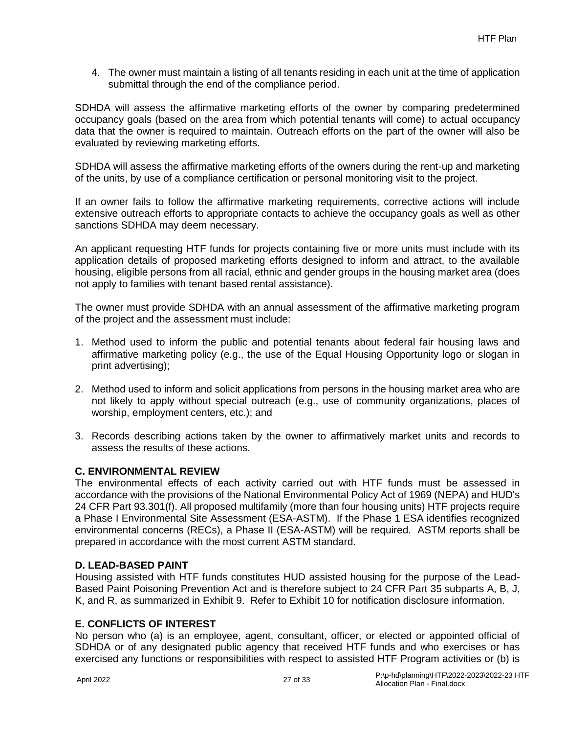4. The owner must maintain a listing of all tenants residing in each unit at the time of application submittal through the end of the compliance period.

SDHDA will assess the affirmative marketing efforts of the owner by comparing predetermined occupancy goals (based on the area from which potential tenants will come) to actual occupancy data that the owner is required to maintain. Outreach efforts on the part of the owner will also be evaluated by reviewing marketing efforts.

SDHDA will assess the affirmative marketing efforts of the owners during the rent-up and marketing of the units, by use of a compliance certification or personal monitoring visit to the project.

If an owner fails to follow the affirmative marketing requirements, corrective actions will include extensive outreach efforts to appropriate contacts to achieve the occupancy goals as well as other sanctions SDHDA may deem necessary.

An applicant requesting HTF funds for projects containing five or more units must include with its application details of proposed marketing efforts designed to inform and attract, to the available housing, eligible persons from all racial, ethnic and gender groups in the housing market area (does not apply to families with tenant based rental assistance).

The owner must provide SDHDA with an annual assessment of the affirmative marketing program of the project and the assessment must include:

1. Method used to inform the public and potential tenants about federal fair housing laws and affirmative marketing policy (e.g., the use of the Equal Housing Opportunity logo or slogan in print advertising);

2. Method used to inform and solicit applications from persons in the housing market area who are not likely to apply without special outreach (e.g., use of community organizations, places of worship, employment centers, etc.); and

3. Records describing actions taken by the owner to affirmatively market units and records to assess the results of these actions.

### C. ENVIRONMENTAL REVIEW

The environmental effects of each activity carried out with HTF funds must be assessed in accordance with the provisions of the National Environmental Policy Act of 1969 (NEPA) and HUD's 24 CFR Part 93.301(f). All proposed multifamily (more than four housing units) HTF projects require a Phase I Environmental Site Assessment (ESA-ASTM). If the Phase 1 ESA identifies recognized environmental concerns (RECs), a Phase II (ESA-ASTM) will be required. ASTM reports shall be prepared in accordance with the most current ASTM standard.

### D. LEAD-BASED PAINT

Housing assisted with HTF funds constitutes HUD assisted housing for the purpose of the Lead-Based Paint Poisoning Prevention Act and is therefore subject to 24 CFR Part 35 subparts A, B, J, K, and R, as summarized in Exhibit 9. Refer to Exhibit 10 for notification disclosure information.

### E. CONFLICTS OF INTEREST

No person who (a) is an employee, agent, consultant, officer, or elected or appointed official of SDHDA or of any designated public agency that received HTF funds and who exercises or has exercised any functions or responsibilities with respect to assisted HTF Program activities or (b) is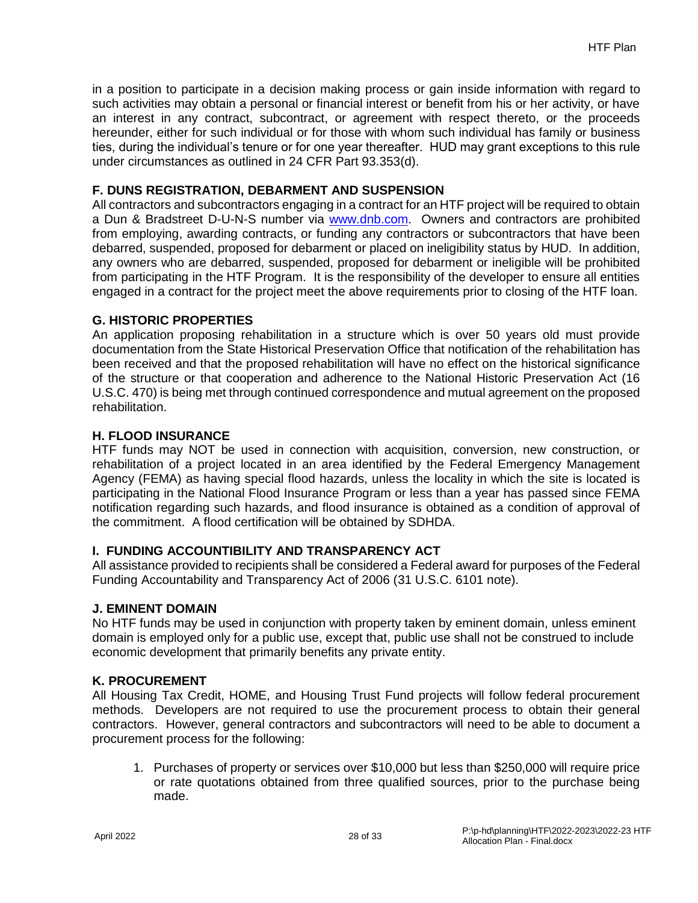in a position to participate in a decision making process or gain inside information with regard to such activities may obtain a personal or financial interest or benefit from his or her activity, or have an interest in any contract, subcontract, or agreement with respect thereto, or the proceeds hereunder, either for such individual or for those with whom such individual has family or business ties, during the individual's tenure or for one year thereafter. HUD may grant exceptions to this rule under circumstances as outlined in 24 CFR Part 93.353(d).

**F. DUNS REGISTRATION, DEBARMENT AND SUSPENSION**

All contractors and subcontractors engaging in a contract for an HTF project will be required to obtain a Dun & Bradstreet D-U-N-S number via www.dnb.com. Owners and contractors are prohibited from employing, awarding contracts, or funding any contractors or subcontractors that have been debarred, suspended, proposed for debarment or placed on ineligibility status by HUD. In addition, any owners who are debarred, suspended, proposed for debarment or ineligible will be prohibited from participating in the HTF Program. It is the responsibility of the developer to ensure all entities engaged in a contract for the project meet the above requirements prior to closing of the HTF loan.

**G. HISTORIC PROPERTIES**

An application proposing rehabilitation in a structure which is over 50 years old must provide documentation from the State Historical Preservation Office that notification of the rehabilitation has been received and that the proposed rehabilitation will have no effect on the historical significance of the structure or that cooperation and adherence to the National Historic Preservation Act (16 U.S.C. 470) is being met through continued correspondence and mutual agreement on the proposed rehabilitation.

**H. FLOOD INSURANCE**

HTF funds may NOT be used in connection with acquisition, conversion, new construction, or rehabilitation of a project located in an area identified by the Federal Emergency Management Agency (FEMA) as having special flood hazards, unless the locality in which the site is located is participating in the National Flood Insurance Program or less than a year has passed since FEMA notification regarding such hazards, and flood insurance is obtained as a condition of approval of the commitment. A flood certification will be obtained by SDHDA.

**I. FUNDING ACCOUNTIBILITY AND TRANSPARENCY ACT**

All assistance provided to recipients shall be considered a Federal award for purposes of the Federal Funding Accountability and Transparency Act of 2006 (31 U.S.C. 6101 note).

**J. EMINENT DOMAIN**

No HTF funds may be used in conjunction with property taken by eminent domain, unless eminent domain is employed only for a public use, except that, public use shall not be construed to include economic development that primarily benefits any private entity.

**K. PROCUREMENT**

All Housing Tax Credit, HOME, and Housing Trust Fund projects will follow federal procurement methods. Developers are not required to use the procurement process to obtain their general contractors. However, general contractors and subcontractors will need to be able to document a procurement process for the following:

1. Purchases of property or services over $10,000 but less than $250,000 will require price or rate quotations obtained from three qualified sources, prior to the purchase being made.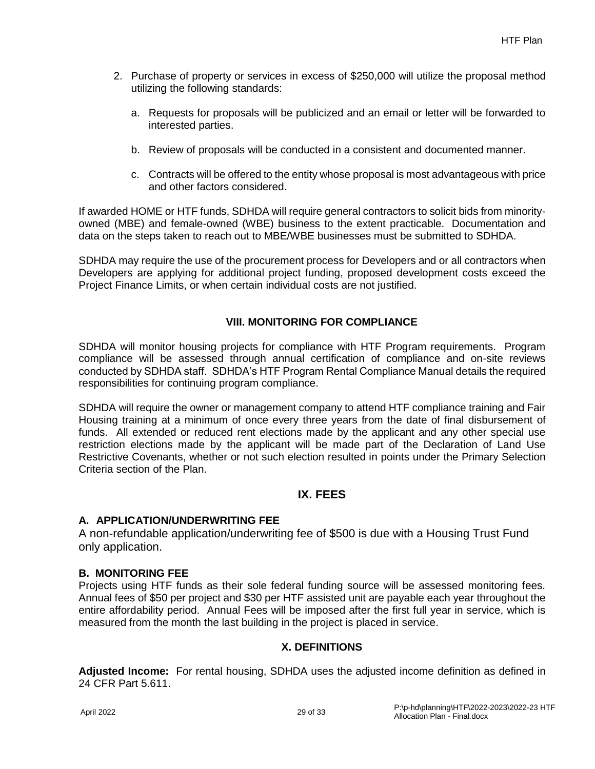2. Purchase of property or services in excess of $250,000 will utilize the proposal method utilizing the following standards:

    a. Requests for proposals will be publicized and an email or letter will be forwarded to interested parties.

    b. Review of proposals will be conducted in a consistent and documented manner.

    c. Contracts will be offered to the entity whose proposal is most advantageous with price and other factors considered.

If awarded HOME or HTF funds, SDHDA will require general contractors to solicit bids from minority-owned (MBE) and female-owned (WBE) business to the extent practicable. Documentation and data on the steps taken to reach out to MBE/WBE businesses must be submitted to SDHDA.

SDHDA may require the use of the procurement process for Developers and or all contractors when Developers are applying for additional project funding, proposed development costs exceed the Project Finance Limits, or when certain individual costs are not justified.

## VIII. MONITORING FOR COMPLIANCE

SDHDA will monitor housing projects for compliance with HTF Program requirements. Program compliance will be assessed through annual certification of compliance and on-site reviews conducted by SDHDA staff. SDHDA's HTF Program Rental Compliance Manual details the required responsibilities for continuing program compliance.

SDHDA will require the owner or management company to attend HTF compliance training and Fair Housing training at a minimum of once every three years from the date of final disbursement of funds. All extended or reduced rent elections made by the applicant and any other special use restriction elections made by the applicant will be made part of the Declaration of Land Use Restrictive Covenants, whether or not such election resulted in points under the Primary Selection Criteria section of the Plan.

## IX. FEES

### A. APPLICATION/UNDERWRITING FEE

A non-refundable application/underwriting fee of $500 is due with a Housing Trust Fund only application.

### B. MONITORING FEE

Projects using HTF funds as their sole federal funding source will be assessed monitoring fees. Annual fees of $50 per project and $30 per HTF assisted unit are payable each year throughout the entire affordability period. Annual Fees will be imposed after the first full year in service, which is measured from the month the last building in the project is placed in service.

## X. DEFINITIONS

**Adjusted Income:** For rental housing, SDHDA uses the adjusted income definition as defined in 24 CFR Part 5.611.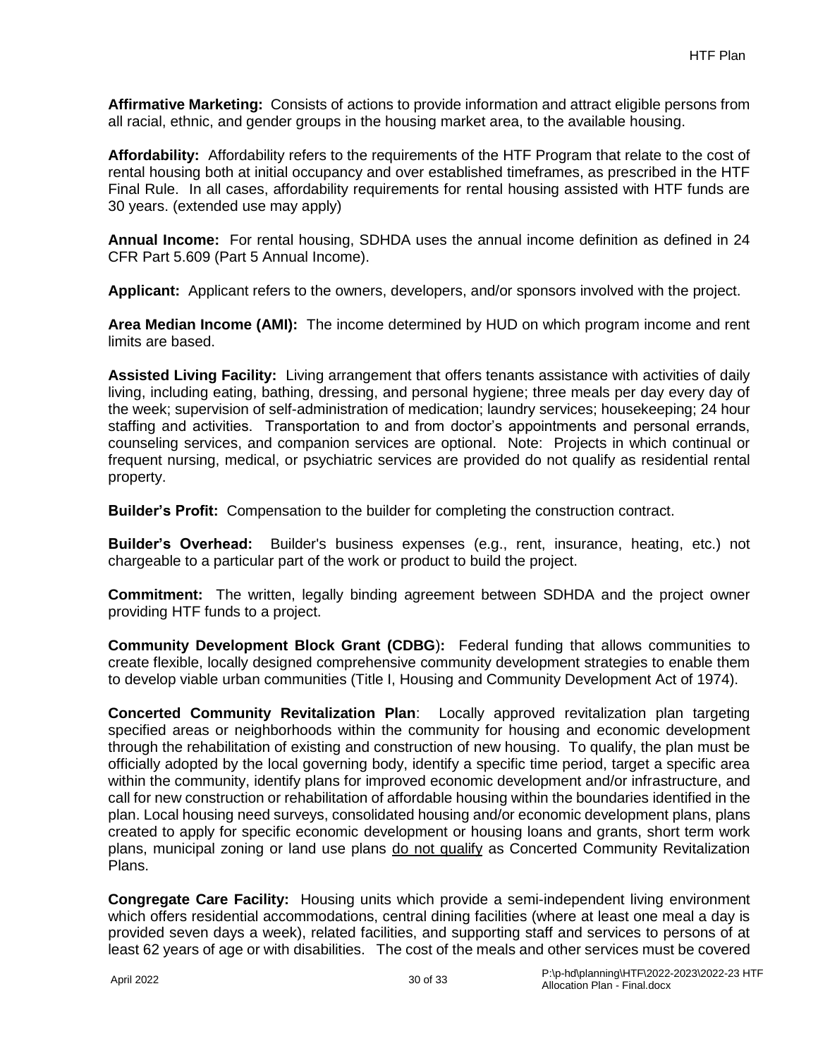**Affirmative Marketing:** Consists of actions to provide information and attract eligible persons from all racial, ethnic, and gender groups in the housing market area, to the available housing.

**Affordability:** Affordability refers to the requirements of the HTF Program that relate to the cost of rental housing both at initial occupancy and over established timeframes, as prescribed in the HTF Final Rule. In all cases, affordability requirements for rental housing assisted with HTF funds are 30 years. (extended use may apply)

**Annual Income:** For rental housing, SDHDA uses the annual income definition as defined in 24 CFR Part 5.609 (Part 5 Annual Income).

**Applicant:** Applicant refers to the owners, developers, and/or sponsors involved with the project.

**Area Median Income (AMI):** The income determined by HUD on which program income and rent limits are based.

**Assisted Living Facility:** Living arrangement that offers tenants assistance with activities of daily living, including eating, bathing, dressing, and personal hygiene; three meals per day every day of the week; supervision of self-administration of medication; laundry services; housekeeping; 24 hour staffing and activities. Transportation to and from doctor's appointments and personal errands, counseling services, and companion services are optional. Note: Projects in which continual or frequent nursing, medical, or psychiatric services are provided do not qualify as residential rental property.

**Builder's Profit:** Compensation to the builder for completing the construction contract.

**Builder's Overhead:** Builder's business expenses (e.g., rent, insurance, heating, etc.) not chargeable to a particular part of the work or product to build the project.

**Commitment:** The written, legally binding agreement between SDHDA and the project owner providing HTF funds to a project.

**Community Development Block Grant (CDBG):** Federal funding that allows communities to create flexible, locally designed comprehensive community development strategies to enable them to develop viable urban communities (Title I, Housing and Community Development Act of 1974).

**Concerted Community Revitalization Plan**: Locally approved revitalization plan targeting specified areas or neighborhoods within the community for housing and economic development through the rehabilitation of existing and construction of new housing. To qualify, the plan must be officially adopted by the local governing body, identify a specific time period, target a specific area within the community, identify plans for improved economic development and/or infrastructure, and call for new construction or rehabilitation of affordable housing within the boundaries identified in the plan. Local housing need surveys, consolidated housing and/or economic development plans, plans created to apply for specific economic development or housing loans and grants, short term work plans, municipal zoning or land use plans <u>do not qualify</u> as Concerted Community Revitalization Plans.

**Congregate Care Facility:** Housing units which provide a semi-independent living environment which offers residential accommodations, central dining facilities (where at least one meal a day is provided seven days a week), related facilities, and supporting staff and services to persons of at least 62 years of age or with disabilities. The cost of the meals and other services must be covered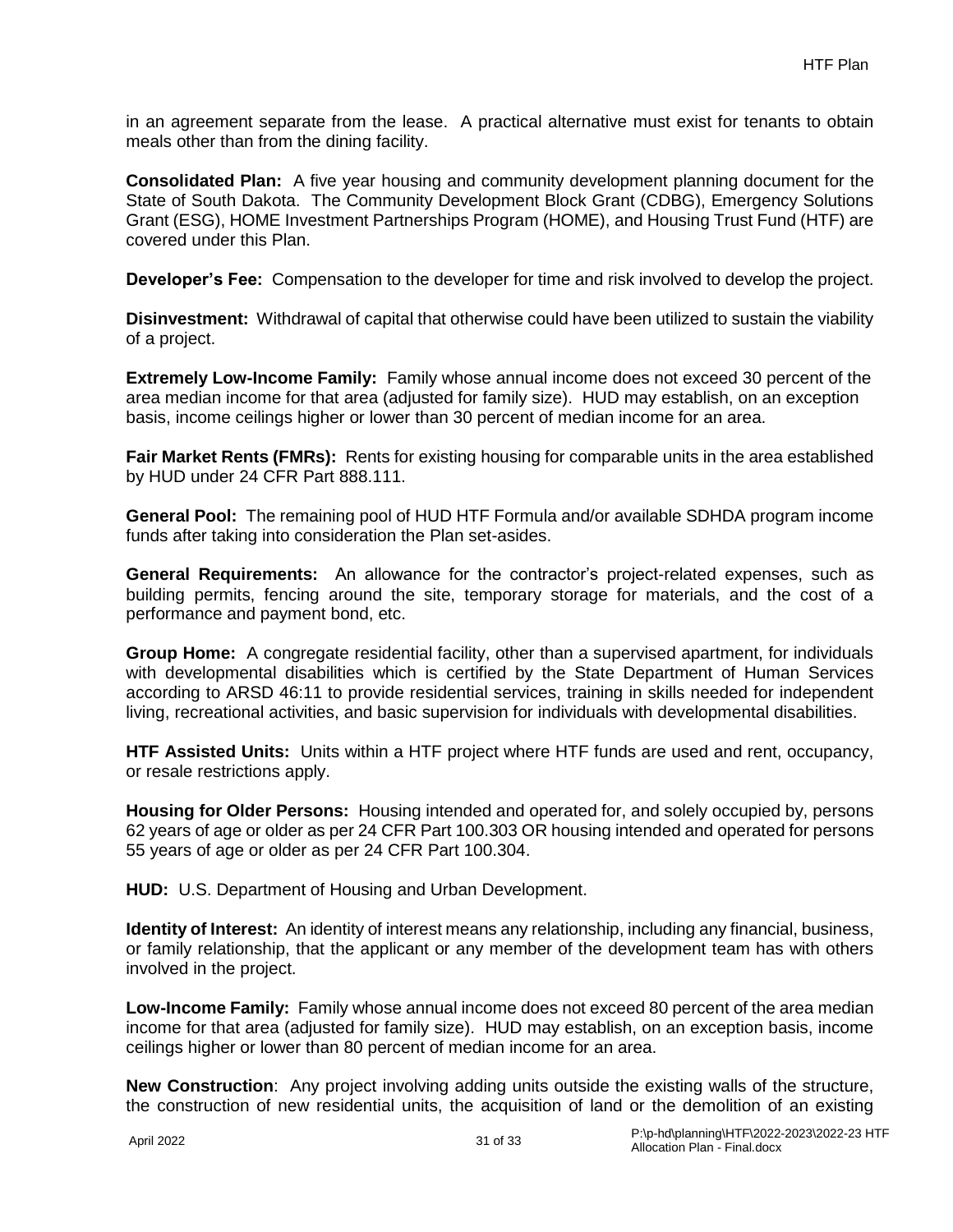in an agreement separate from the lease. A practical alternative must exist for tenants to obtain meals other than from the dining facility.

**Consolidated Plan:** A five year housing and community development planning document for the State of South Dakota. The Community Development Block Grant (CDBG), Emergency Solutions Grant (ESG), HOME Investment Partnerships Program (HOME), and Housing Trust Fund (HTF) are covered under this Plan.

**Developer's Fee:** Compensation to the developer for time and risk involved to develop the project.

**Disinvestment:** Withdrawal of capital that otherwise could have been utilized to sustain the viability of a project.

**Extremely Low-Income Family:** Family whose annual income does not exceed 30 percent of the area median income for that area (adjusted for family size). HUD may establish, on an exception basis, income ceilings higher or lower than 30 percent of median income for an area.

**Fair Market Rents (FMRs):** Rents for existing housing for comparable units in the area established by HUD under 24 CFR Part 888.111.

**General Pool:** The remaining pool of HUD HTF Formula and/or available SDHDA program income funds after taking into consideration the Plan set-asides.

**General Requirements:** An allowance for the contractor's project-related expenses, such as building permits, fencing around the site, temporary storage for materials, and the cost of a performance and payment bond, etc.

**Group Home:** A congregate residential facility, other than a supervised apartment, for individuals with developmental disabilities which is certified by the State Department of Human Services according to ARSD 46:11 to provide residential services, training in skills needed for independent living, recreational activities, and basic supervision for individuals with developmental disabilities.

**HTF Assisted Units:** Units within a HTF project where HTF funds are used and rent, occupancy, or resale restrictions apply.

**Housing for Older Persons:** Housing intended and operated for, and solely occupied by, persons 62 years of age or older as per 24 CFR Part 100.303 OR housing intended and operated for persons 55 years of age or older as per 24 CFR Part 100.304.

**HUD:** U.S. Department of Housing and Urban Development.

**Identity of Interest:** An identity of interest means any relationship, including any financial, business, or family relationship, that the applicant or any member of the development team has with others involved in the project.

**Low-Income Family:** Family whose annual income does not exceed 80 percent of the area median income for that area (adjusted for family size). HUD may establish, on an exception basis, income ceilings higher or lower than 80 percent of median income for an area.

**New Construction**: Any project involving adding units outside the existing walls of the structure, the construction of new residential units, the acquisition of land or the demolition of an existing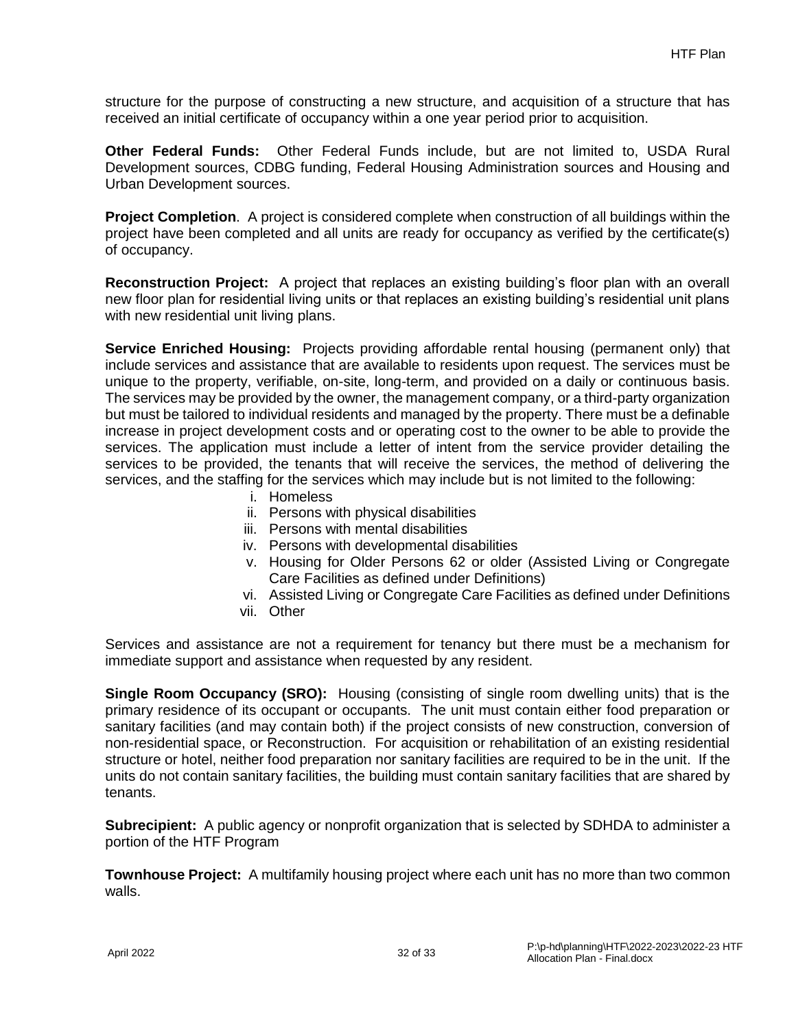structure for the purpose of constructing a new structure, and acquisition of a structure that has received an initial certificate of occupancy within a one year period prior to acquisition.

**Other Federal Funds:** Other Federal Funds include, but are not limited to, USDA Rural Development sources, CDBG funding, Federal Housing Administration sources and Housing and Urban Development sources.

**Project Completion**. A project is considered complete when construction of all buildings within the project have been completed and all units are ready for occupancy as verified by the certificate(s) of occupancy.

**Reconstruction Project:** A project that replaces an existing building's floor plan with an overall new floor plan for residential living units or that replaces an existing building's residential unit plans with new residential unit living plans.

**Service Enriched Housing:** Projects providing affordable rental housing (permanent only) that include services and assistance that are available to residents upon request. The services must be unique to the property, verifiable, on-site, long-term, and provided on a daily or continuous basis. The services may be provided by the owner, the management company, or a third-party organization but must be tailored to individual residents and managed by the property. There must be a definable increase in project development costs and or operating cost to the owner to be able to provide the services. The application must include a letter of intent from the service provider detailing the services to be provided, the tenants that will receive the services, the method of delivering the services, and the staffing for the services which may include but is not limited to the following:

i. Homeless
ii. Persons with physical disabilities
iii. Persons with mental disabilities
iv. Persons with developmental disabilities
v. Housing for Older Persons 62 or older (Assisted Living or Congregate Care Facilities as defined under Definitions)
vi. Assisted Living or Congregate Care Facilities as defined under Definitions
vii. Other

Services and assistance are not a requirement for tenancy but there must be a mechanism for immediate support and assistance when requested by any resident.

**Single Room Occupancy (SRO):** Housing (consisting of single room dwelling units) that is the primary residence of its occupant or occupants. The unit must contain either food preparation or sanitary facilities (and may contain both) if the project consists of new construction, conversion of non-residential space, or Reconstruction. For acquisition or rehabilitation of an existing residential structure or hotel, neither food preparation nor sanitary facilities are required to be in the unit. If the units do not contain sanitary facilities, the building must contain sanitary facilities that are shared by tenants.

**Subrecipient:** A public agency or nonprofit organization that is selected by SDHDA to administer a portion of the HTF Program

**Townhouse Project:** A multifamily housing project where each unit has no more than two common walls.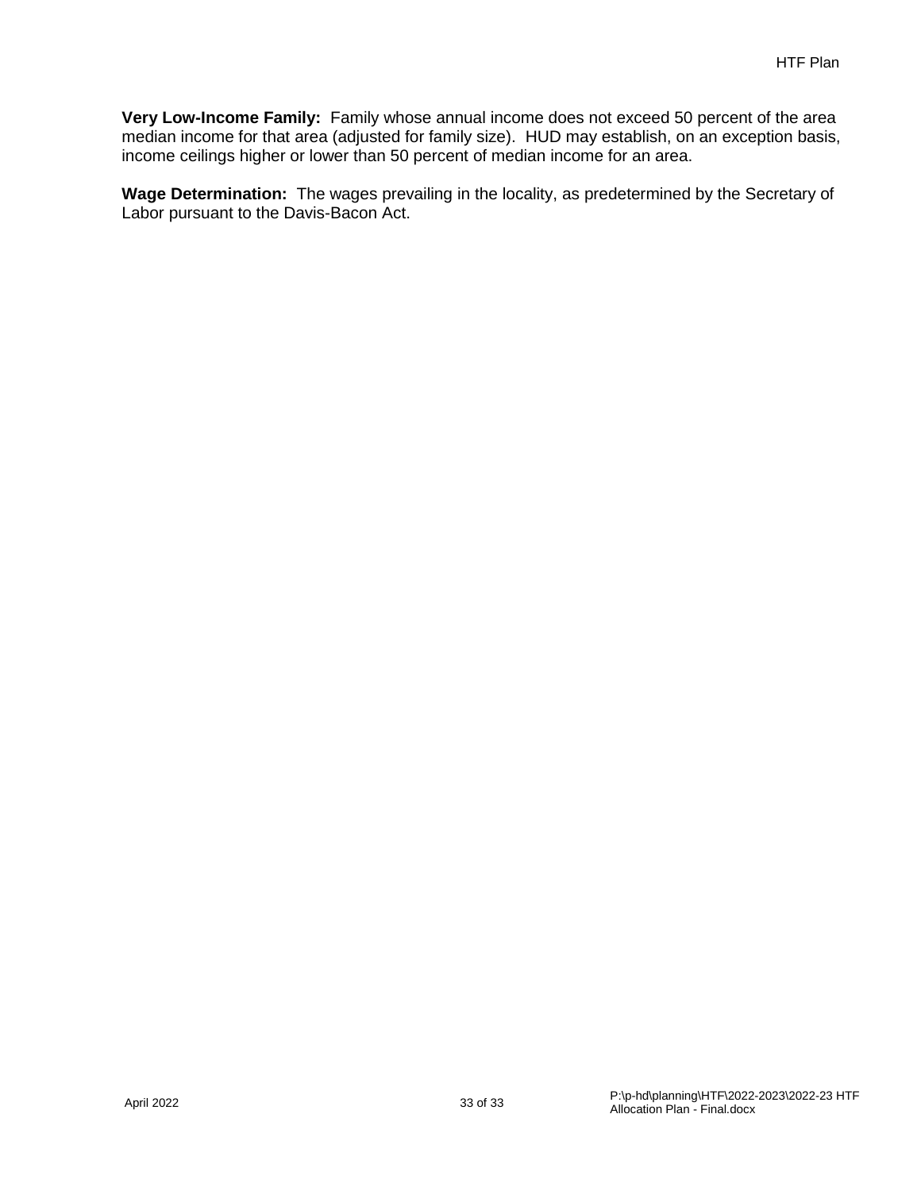**Very Low-Income Family:** Family whose annual income does not exceed 50 percent of the area median income for that area (adjusted for family size). HUD may establish, on an exception basis, income ceilings higher or lower than 50 percent of median income for an area.

**Wage Determination:** The wages prevailing in the locality, as predetermined by the Secretary of Labor pursuant to the Davis-Bacon Act.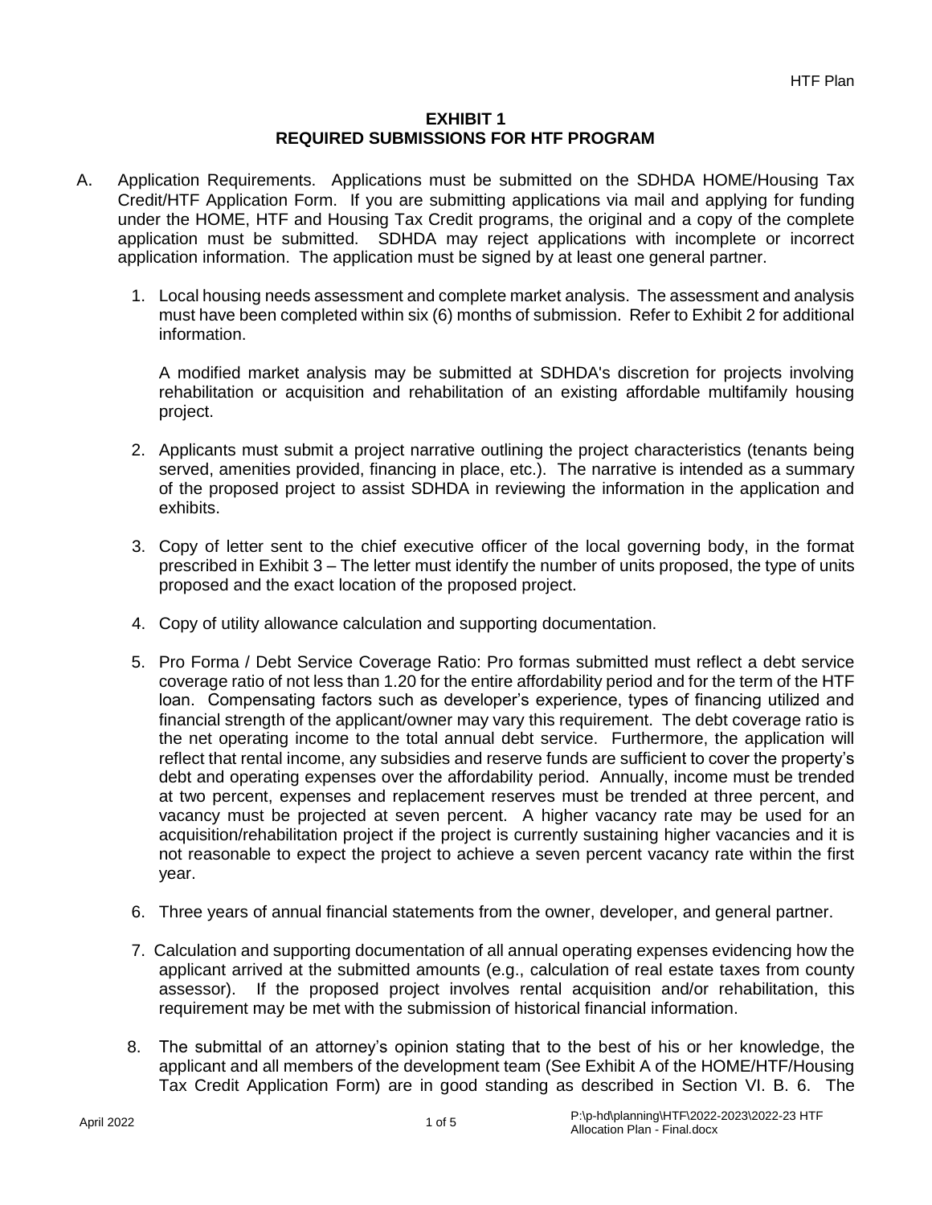# EXHIBIT 1
## REQUIRED SUBMISSIONS FOR HTF PROGRAM

A. Application Requirements. Applications must be submitted on the SDHDA HOME/Housing Tax Credit/HTF Application Form. If you are submitting applications via mail and applying for funding under the HOME, HTF and Housing Tax Credit programs, the original and a copy of the complete application must be submitted. SDHDA may reject applications with incomplete or incorrect application information. The application must be signed by at least one general partner.

1. Local housing needs assessment and complete market analysis. The assessment and analysis must have been completed within six (6) months of submission. Refer to Exhibit 2 for additional information.

   A modified market analysis may be submitted at SDHDA's discretion for projects involving rehabilitation or acquisition and rehabilitation of an existing affordable multifamily housing project.

2. Applicants must submit a project narrative outlining the project characteristics (tenants being served, amenities provided, financing in place, etc.). The narrative is intended as a summary of the proposed project to assist SDHDA in reviewing the information in the application and exhibits.

3. Copy of letter sent to the chief executive officer of the local governing body, in the format prescribed in Exhibit 3 – The letter must identify the number of units proposed, the type of units proposed and the exact location of the proposed project.

4. Copy of utility allowance calculation and supporting documentation.

5. Pro Forma / Debt Service Coverage Ratio: Pro formas submitted must reflect a debt service coverage ratio of not less than 1.20 for the entire affordability period and for the term of the HTF loan. Compensating factors such as developer's experience, types of financing utilized and financial strength of the applicant/owner may vary this requirement. The debt coverage ratio is the net operating income to the total annual debt service. Furthermore, the application will reflect that rental income, any subsidies and reserve funds are sufficient to cover the property's debt and operating expenses over the affordability period. Annually, income must be trended at two percent, expenses and replacement reserves must be trended at three percent, and vacancy must be projected at seven percent. A higher vacancy rate may be used for an acquisition/rehabilitation project if the project is currently sustaining higher vacancies and it is not reasonable to expect the project to achieve a seven percent vacancy rate within the first year.

6. Three years of annual financial statements from the owner, developer, and general partner.

7. Calculation and supporting documentation of all annual operating expenses evidencing how the applicant arrived at the submitted amounts (e.g., calculation of real estate taxes from county assessor). If the proposed project involves rental acquisition and/or rehabilitation, this requirement may be met with the submission of historical financial information.

8. The submittal of an attorney's opinion stating that to the best of his or her knowledge, the applicant and all members of the development team (See Exhibit A of the HOME/HTF/Housing Tax Credit Application Form) are in good standing as described in Section VI. B. 6. The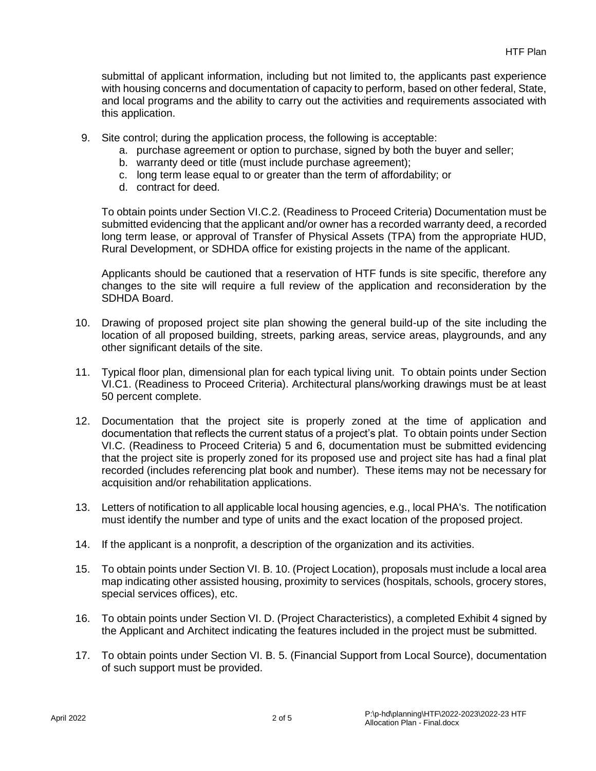submittal of applicant information, including but not limited to, the applicants past experience with housing concerns and documentation of capacity to perform, based on other federal, State, and local programs and the ability to carry out the activities and requirements associated with this application.

9. Site control; during the application process, the following is acceptable:
   a. purchase agreement or option to purchase, signed by both the buyer and seller;
   b. warranty deed or title (must include purchase agreement);
   c. long term lease equal to or greater than the term of affordability; or
   d. contract for deed.

   To obtain points under Section VI.C.2. (Readiness to Proceed Criteria) Documentation must be submitted evidencing that the applicant and/or owner has a recorded warranty deed, a recorded long term lease, or approval of Transfer of Physical Assets (TPA) from the appropriate HUD, Rural Development, or SDHDA office for existing projects in the name of the applicant.

   Applicants should be cautioned that a reservation of HTF funds is site specific, therefore any changes to the site will require a full review of the application and reconsideration by the SDHDA Board.

10. Drawing of proposed project site plan showing the general build-up of the site including the location of all proposed building, streets, parking areas, service areas, playgrounds, and any other significant details of the site.

11. Typical floor plan, dimensional plan for each typical living unit. To obtain points under Section VI.C1. (Readiness to Proceed Criteria). Architectural plans/working drawings must be at least 50 percent complete.

12. Documentation that the project site is properly zoned at the time of application and documentation that reflects the current status of a project's plat. To obtain points under Section VI.C. (Readiness to Proceed Criteria) 5 and 6, documentation must be submitted evidencing that the project site is properly zoned for its proposed use and project site has had a final plat recorded (includes referencing plat book and number). These items may not be necessary for acquisition and/or rehabilitation applications.

13. Letters of notification to all applicable local housing agencies, e.g., local PHA's. The notification must identify the number and type of units and the exact location of the proposed project.

14. If the applicant is a nonprofit, a description of the organization and its activities.

15. To obtain points under Section VI. B. 10. (Project Location), proposals must include a local area map indicating other assisted housing, proximity to services (hospitals, schools, grocery stores, special services offices), etc.

16. To obtain points under Section VI. D. (Project Characteristics), a completed Exhibit 4 signed by the Applicant and Architect indicating the features included in the project must be submitted.

17. To obtain points under Section VI. B. 5. (Financial Support from Local Source), documentation of such support must be provided.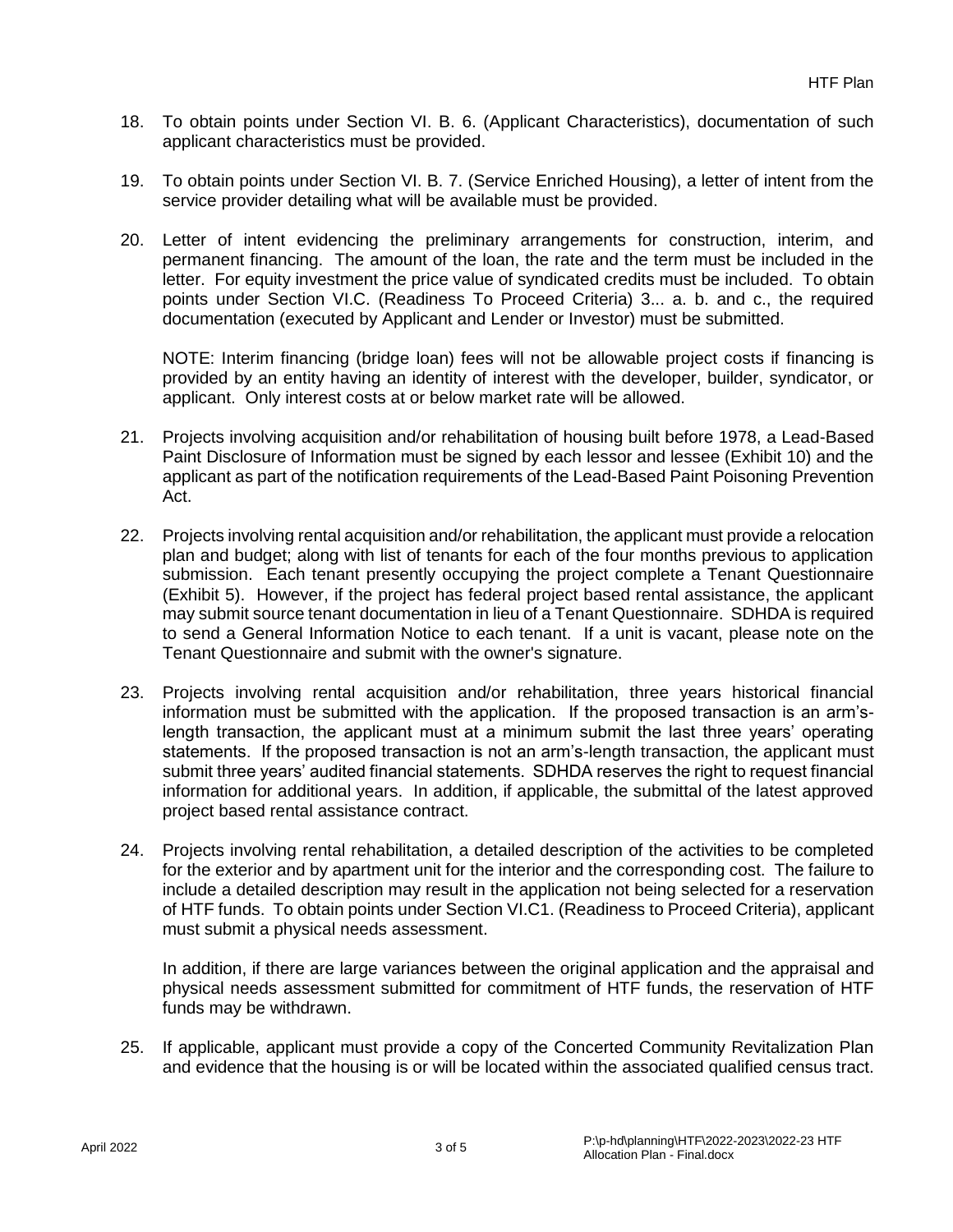18. To obtain points under Section VI. B. 6. (Applicant Characteristics), documentation of such applicant characteristics must be provided.

19. To obtain points under Section VI. B. 7. (Service Enriched Housing), a letter of intent from the service provider detailing what will be available must be provided.

20. Letter of intent evidencing the preliminary arrangements for construction, interim, and permanent financing. The amount of the loan, the rate and the term must be included in the letter. For equity investment the price value of syndicated credits must be included. To obtain points under Section VI.C. (Readiness To Proceed Criteria) 3... a. b. and c., the required documentation (executed by Applicant and Lender or Investor) must be submitted.

    NOTE: Interim financing (bridge loan) fees will not be allowable project costs if financing is provided by an entity having an identity of interest with the developer, builder, syndicator, or applicant. Only interest costs at or below market rate will be allowed.

21. Projects involving acquisition and/or rehabilitation of housing built before 1978, a Lead-Based Paint Disclosure of Information must be signed by each lessor and lessee (Exhibit 10) and the applicant as part of the notification requirements of the Lead-Based Paint Poisoning Prevention Act.

22. Projects involving rental acquisition and/or rehabilitation, the applicant must provide a relocation plan and budget; along with list of tenants for each of the four months previous to application submission. Each tenant presently occupying the project complete a Tenant Questionnaire (Exhibit 5). However, if the project has federal project based rental assistance, the applicant may submit source tenant documentation in lieu of a Tenant Questionnaire. SDHDA is required to send a General Information Notice to each tenant. If a unit is vacant, please note on the Tenant Questionnaire and submit with the owner's signature.

23. Projects involving rental acquisition and/or rehabilitation, three years historical financial information must be submitted with the application. If the proposed transaction is an arm's-length transaction, the applicant must at a minimum submit the last three years' operating statements. If the proposed transaction is not an arm's-length transaction, the applicant must submit three years' audited financial statements. SDHDA reserves the right to request financial information for additional years. In addition, if applicable, the submittal of the latest approved project based rental assistance contract.

24. Projects involving rental rehabilitation, a detailed description of the activities to be completed for the exterior and by apartment unit for the interior and the corresponding cost. The failure to include a detailed description may result in the application not being selected for a reservation of HTF funds. To obtain points under Section VI.C1. (Readiness to Proceed Criteria), applicant must submit a physical needs assessment.

    In addition, if there are large variances between the original application and the appraisal and physical needs assessment submitted for commitment of HTF funds, the reservation of HTF funds may be withdrawn.

25. If applicable, applicant must provide a copy of the Concerted Community Revitalization Plan and evidence that the housing is or will be located within the associated qualified census tract.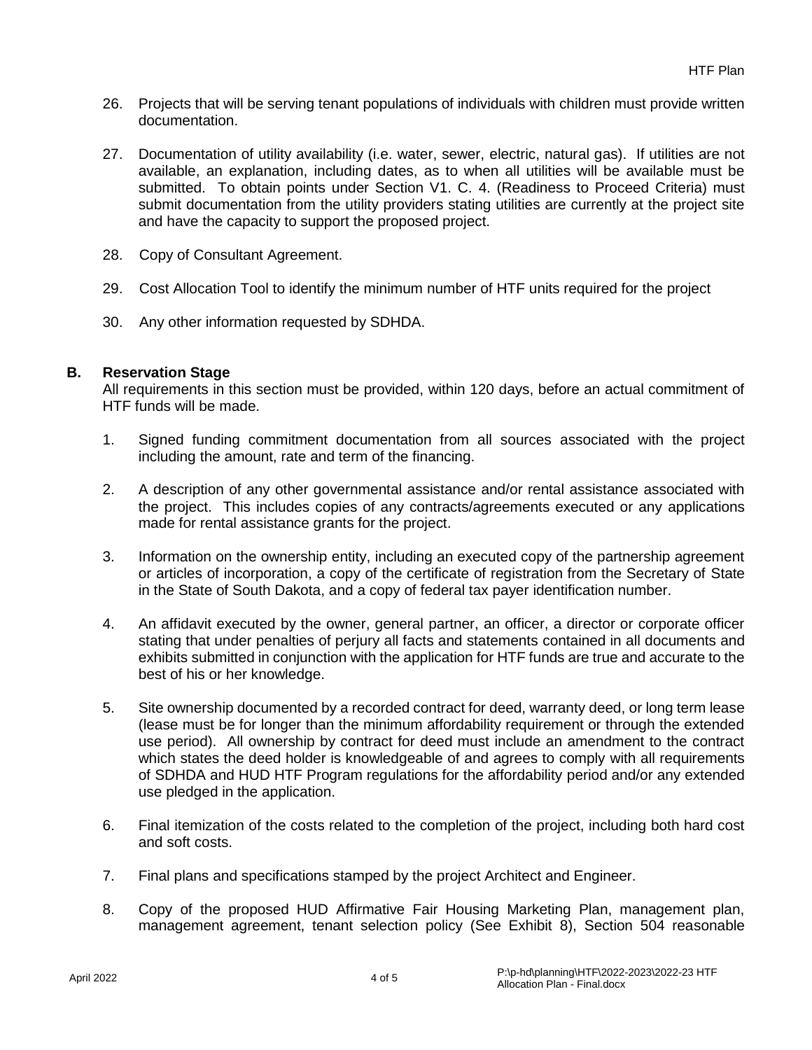26. Projects that will be serving tenant populations of individuals with children must provide written documentation.

27. Documentation of utility availability (i.e. water, sewer, electric, natural gas). If utilities are not available, an explanation, including dates, as to when all utilities will be available must be submitted. To obtain points under Section V1. C. 4. (Readiness to Proceed Criteria) must submit documentation from the utility providers stating utilities are currently at the project site and have the capacity to support the proposed project.

28. Copy of Consultant Agreement.

29. Cost Allocation Tool to identify the minimum number of HTF units required for the project

30. Any other information requested by SDHDA.

### B. Reservation Stage

All requirements in this section must be provided, within 120 days, before an actual commitment of HTF funds will be made.

1. Signed funding commitment documentation from all sources associated with the project including the amount, rate and term of the financing.

2. A description of any other governmental assistance and/or rental assistance associated with the project. This includes copies of any contracts/agreements executed or any applications made for rental assistance grants for the project.

3. Information on the ownership entity, including an executed copy of the partnership agreement or articles of incorporation, a copy of the certificate of registration from the Secretary of State in the State of South Dakota, and a copy of federal tax payer identification number.

4. An affidavit executed by the owner, general partner, an officer, a director or corporate officer stating that under penalties of perjury all facts and statements contained in all documents and exhibits submitted in conjunction with the application for HTF funds are true and accurate to the best of his or her knowledge.

5. Site ownership documented by a recorded contract for deed, warranty deed, or long term lease (lease must be for longer than the minimum affordability requirement or through the extended use period). All ownership by contract for deed must include an amendment to the contract which states the deed holder is knowledgeable of and agrees to comply with all requirements of SDHDA and HUD HTF Program regulations for the affordability period and/or any extended use pledged in the application.

6. Final itemization of the costs related to the completion of the project, including both hard cost and soft costs.

7. Final plans and specifications stamped by the project Architect and Engineer.

8. Copy of the proposed HUD Affirmative Fair Housing Marketing Plan, management plan, management agreement, tenant selection policy (See Exhibit 8), Section 504 reasonable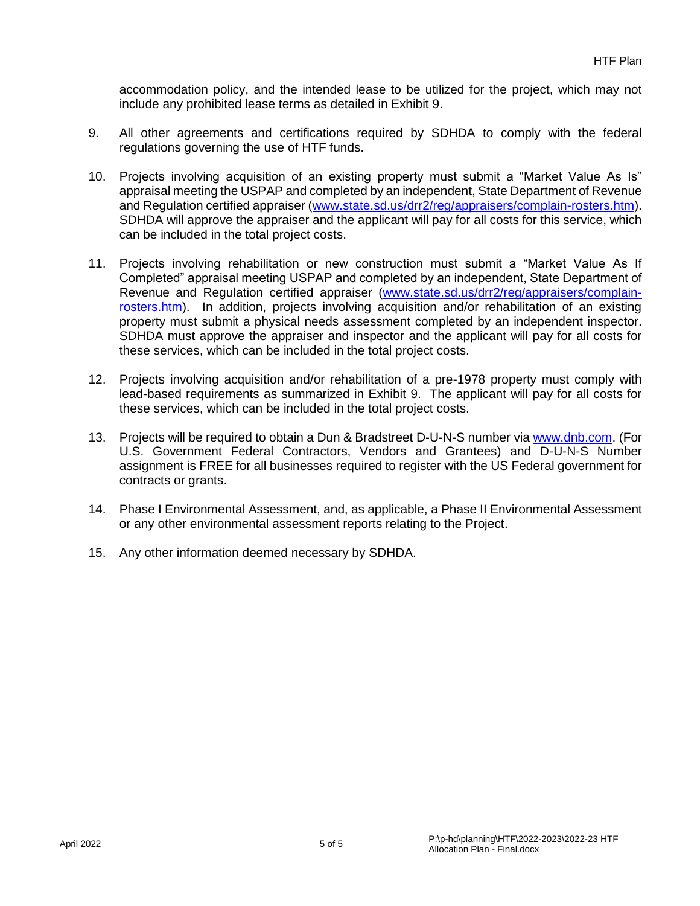accommodation policy, and the intended lease to be utilized for the project, which may not include any prohibited lease terms as detailed in Exhibit 9.

9. All other agreements and certifications required by SDHDA to comply with the federal regulations governing the use of HTF funds.

10. Projects involving acquisition of an existing property must submit a "Market Value As Is" appraisal meeting the USPAP and completed by an independent, State Department of Revenue and Regulation certified appraiser ([www.state.sd.us/drr2/reg/appraisers/complain-rosters.htm](www.state.sd.us/drr2/reg/appraisers/complain-rosters.htm)). SDHDA will approve the appraiser and the applicant will pay for all costs for this service, which can be included in the total project costs.

11. Projects involving rehabilitation or new construction must submit a "Market Value As If Completed" appraisal meeting USPAP and completed by an independent, State Department of Revenue and Regulation certified appraiser ([www.state.sd.us/drr2/reg/appraisers/complain-rosters.htm](www.state.sd.us/drr2/reg/appraisers/complain-rosters.htm)). In addition, projects involving acquisition and/or rehabilitation of an existing property must submit a physical needs assessment completed by an independent inspector. SDHDA must approve the appraiser and inspector and the applicant will pay for all costs for these services, which can be included in the total project costs.

12. Projects involving acquisition and/or rehabilitation of a pre-1978 property must comply with lead-based requirements as summarized in Exhibit 9. The applicant will pay for all costs for these services, which can be included in the total project costs.

13. Projects will be required to obtain a Dun & Bradstreet D-U-N-S number via [www.dnb.com](www.dnb.com). (For U.S. Government Federal Contractors, Vendors and Grantees) and D-U-N-S Number assignment is FREE for all businesses required to register with the US Federal government for contracts or grants.

14. Phase I Environmental Assessment, and, as applicable, a Phase II Environmental Assessment or any other environmental assessment reports relating to the Project.

15. Any other information deemed necessary by SDHDA.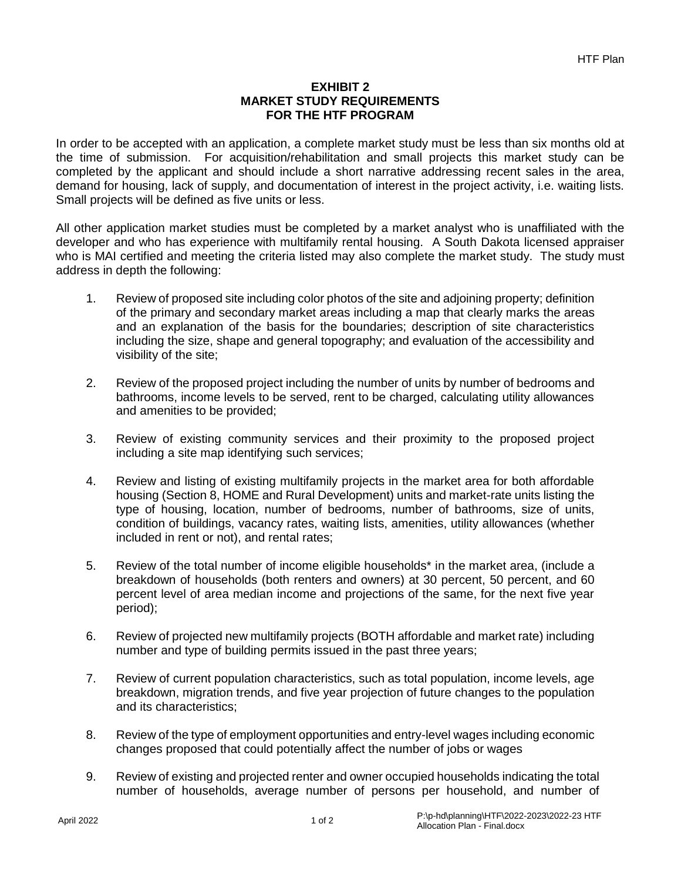# EXHIBIT 2
# MARKET STUDY REQUIREMENTS
# FOR THE HTF PROGRAM

In order to be accepted with an application, a complete market study must be less than six months old at the time of submission. For acquisition/rehabilitation and small projects this market study can be completed by the applicant and should include a short narrative addressing recent sales in the area, demand for housing, lack of supply, and documentation of interest in the project activity, i.e. waiting lists. Small projects will be defined as five units or less.

All other application market studies must be completed by a market analyst who is unaffiliated with the developer and who has experience with multifamily rental housing. A South Dakota licensed appraiser who is MAI certified and meeting the criteria listed may also complete the market study. The study must address in depth the following:

1. Review of proposed site including color photos of the site and adjoining property; definition of the primary and secondary market areas including a map that clearly marks the areas and an explanation of the basis for the boundaries; description of site characteristics including the size, shape and general topography; and evaluation of the accessibility and visibility of the site;

2. Review of the proposed project including the number of units by number of bedrooms and bathrooms, income levels to be served, rent to be charged, calculating utility allowances and amenities to be provided;

3. Review of existing community services and their proximity to the proposed project including a site map identifying such services;

4. Review and listing of existing multifamily projects in the market area for both affordable housing (Section 8, HOME and Rural Development) units and market-rate units listing the type of housing, location, number of bedrooms, number of bathrooms, size of units, condition of buildings, vacancy rates, waiting lists, amenities, utility allowances (whether included in rent or not), and rental rates;

5. Review of the total number of income eligible households* in the market area, (include a breakdown of households (both renters and owners) at 30 percent, 50 percent, and 60 percent level of area median income and projections of the same, for the next five year period);

6. Review of projected new multifamily projects (BOTH affordable and market rate) including number and type of building permits issued in the past three years;

7. Review of current population characteristics, such as total population, income levels, age breakdown, migration trends, and five year projection of future changes to the population and its characteristics;

8. Review of the type of employment opportunities and entry-level wages including economic changes proposed that could potentially affect the number of jobs or wages

9. Review of existing and projected renter and owner occupied households indicating the total number of households, average number of persons per household, and number of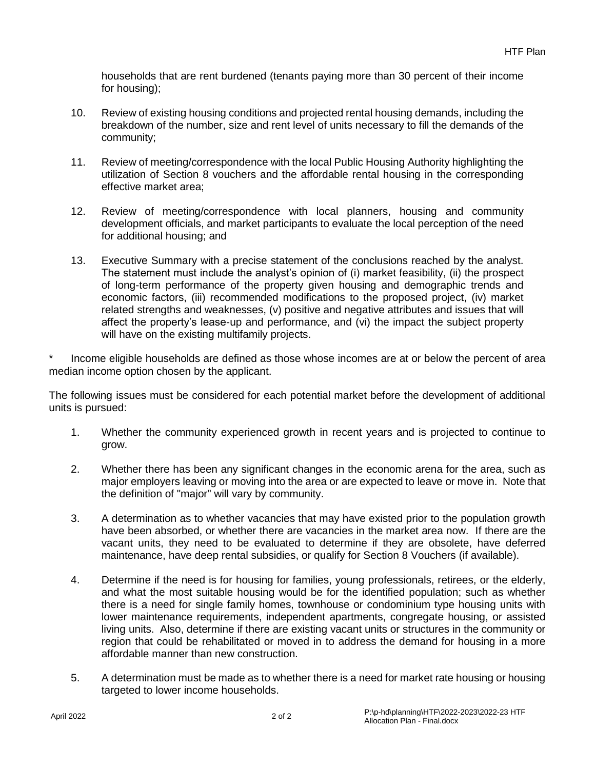households that are rent burdened (tenants paying more than 30 percent of their income for housing);

10. Review of existing housing conditions and projected rental housing demands, including the breakdown of the number, size and rent level of units necessary to fill the demands of the community;

11. Review of meeting/correspondence with the local Public Housing Authority highlighting the utilization of Section 8 vouchers and the affordable rental housing in the corresponding effective market area;

12. Review of meeting/correspondence with local planners, housing and community development officials, and market participants to evaluate the local perception of the need for additional housing; and

13. Executive Summary with a precise statement of the conclusions reached by the analyst. The statement must include the analyst's opinion of (i) market feasibility, (ii) the prospect of long-term performance of the property given housing and demographic trends and economic factors, (iii) recommended modifications to the proposed project, (iv) market related strengths and weaknesses, (v) positive and negative attributes and issues that will affect the property's lease-up and performance, and (vi) the impact the subject property will have on the existing multifamily projects.

\* Income eligible households are defined as those whose incomes are at or below the percent of area median income option chosen by the applicant.

The following issues must be considered for each potential market before the development of additional units is pursued:

1. Whether the community experienced growth in recent years and is projected to continue to grow.

2. Whether there has been any significant changes in the economic arena for the area, such as major employers leaving or moving into the area or are expected to leave or move in. Note that the definition of "major" will vary by community.

3. A determination as to whether vacancies that may have existed prior to the population growth have been absorbed, or whether there are vacancies in the market area now. If there are the vacant units, they need to be evaluated to determine if they are obsolete, have deferred maintenance, have deep rental subsidies, or qualify for Section 8 Vouchers (if available).

4. Determine if the need is for housing for families, young professionals, retirees, or the elderly, and what the most suitable housing would be for the identified population; such as whether there is a need for single family homes, townhouse or condominium type housing units with lower maintenance requirements, independent apartments, congregate housing, or assisted living units. Also, determine if there are existing vacant units or structures in the community or region that could be rehabilitated or moved in to address the demand for housing in a more affordable manner than new construction.

5. A determination must be made as to whether there is a need for market rate housing or housing targeted to lower income households.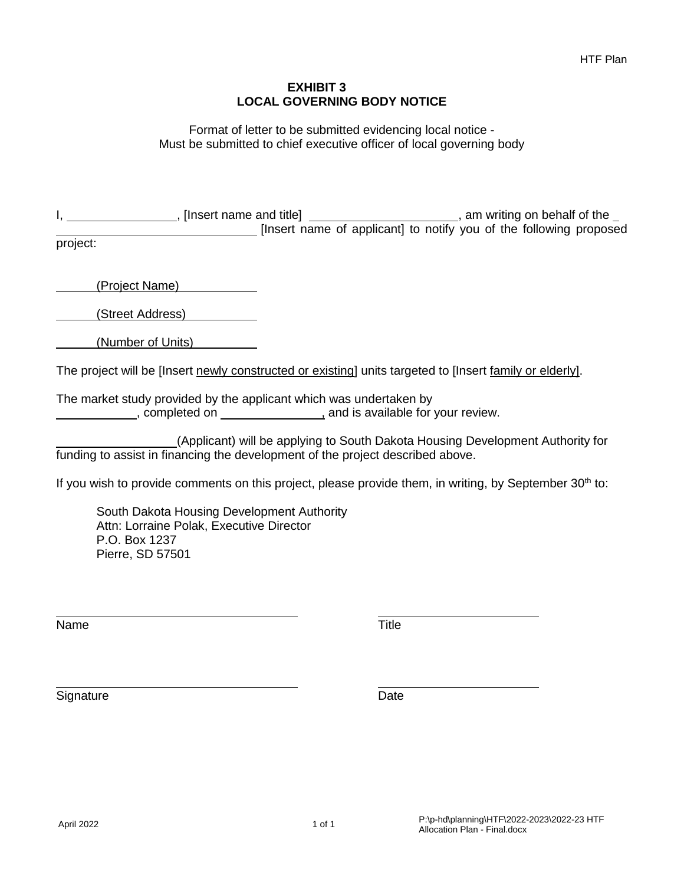# EXHIBIT 3
# LOCAL GOVERNING BODY NOTICE

Format of letter to be submitted evidencing local notice -
Must be submitted to chief executive officer of local governing body

I, ________________, [Insert name and title] ______________________, am writing on behalf of the _ ______________________________ [Insert name of applicant] to notify you of the following proposed project:

______(Project Name)____________

______(Street Address)___________

______(Number of Units)__________

The project will be [Insert newly constructed or existing] units targeted to [Insert family or elderly].

The market study provided by the applicant which was undertaken by ____________, completed on ________________, and is available for your review.

__________________(Applicant) will be applying to South Dakota Housing Development Authority for funding to assist in financing the development of the project described above.

If you wish to provide comments on this project, please provide them, in writing, by September 30th to:

South Dakota Housing Development Authority
Attn: Lorraine Polak, Executive Director
P.O. Box 1237
Pierre, SD 57501

| ____________________________________ | ________________________ |
|---|---|
| Name | Title |
| ____________________________________ | ________________________ |
| Signature | Date |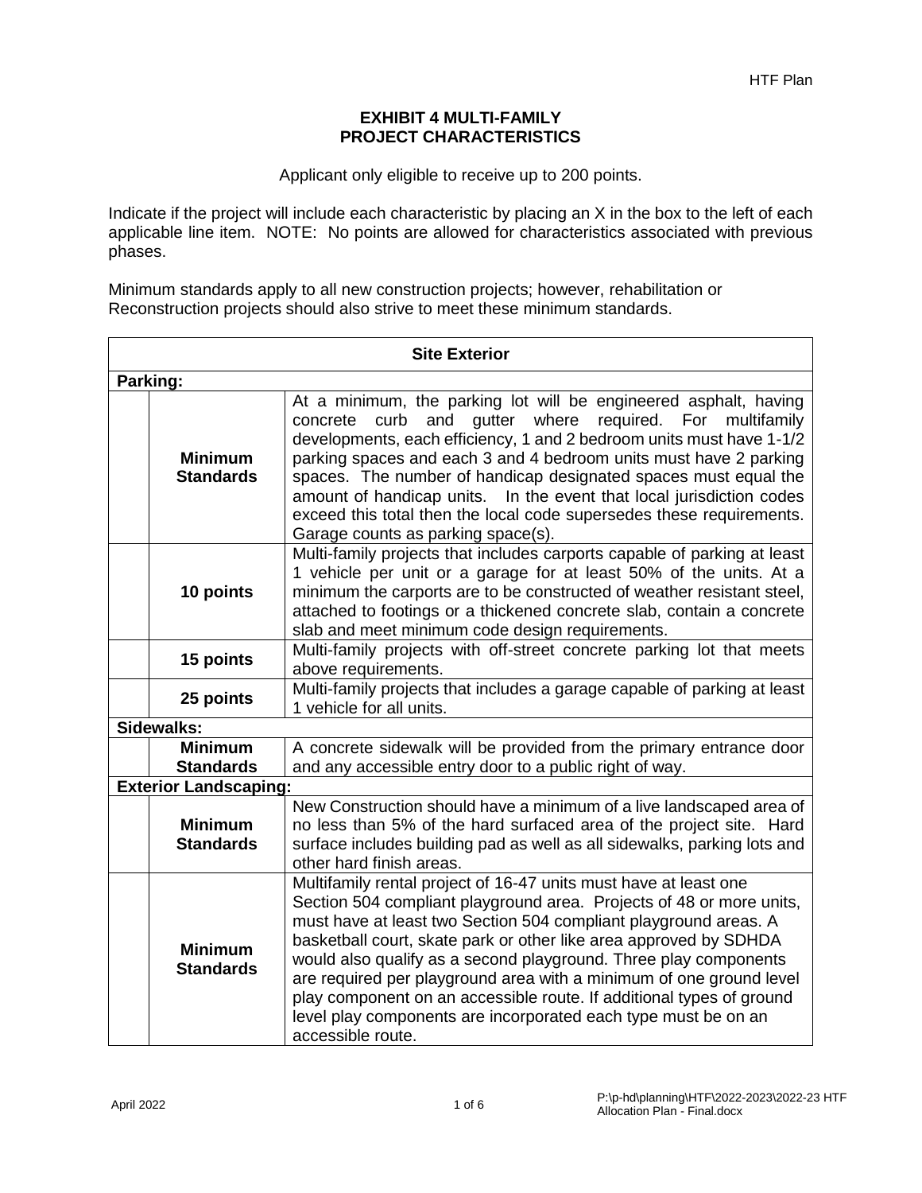**EXHIBIT 4 MULTI-FAMILY**
**PROJECT CHARACTERISTICS**

Applicant only eligible to receive up to 200 points.

Indicate if the project will include each characteristic by placing an X in the box to the left of each applicable line item. NOTE: No points are allowed for characteristics associated with previous phases.

Minimum standards apply to all new construction projects; however, rehabilitation or Reconstruction projects should also strive to meet these minimum standards.

| | | |
|---|---|---|
| **Site Exterior** | | |
| **Parking:** | | |
| | **Minimum Standards** | At a minimum, the parking lot will be engineered asphalt, having concrete curb and gutter where required. For multifamily developments, each efficiency, 1 and 2 bedroom units must have 1-1/2 parking spaces and each 3 and 4 bedroom units must have 2 parking spaces. The number of handicap designated spaces must equal the amount of handicap units. In the event that local jurisdiction codes exceed this total then the local code supersedes these requirements. Garage counts as parking space(s). |
| | **10 points** | Multi-family projects that includes carports capable of parking at least 1 vehicle per unit or a garage for at least 50% of the units. At a minimum the carports are to be constructed of weather resistant steel, attached to footings or a thickened concrete slab, contain a concrete slab and meet minimum code design requirements. |
| | **15 points** | Multi-family projects with off-street concrete parking lot that meets above requirements. |
| | **25 points** | Multi-family projects that includes a garage capable of parking at least 1 vehicle for all units. |
| **Sidewalks:** | | |
| | **Minimum Standards** | A concrete sidewalk will be provided from the primary entrance door and any accessible entry door to a public right of way. |
| **Exterior Landscaping:** | | |
| | **Minimum Standards** | New Construction should have a minimum of a live landscaped area of no less than 5% of the hard surfaced area of the project site. Hard surface includes building pad as well as all sidewalks, parking lots and other hard finish areas. |
| | **Minimum Standards** | Multifamily rental project of 16-47 units must have at least one Section 504 compliant playground area. Projects of 48 or more units, must have at least two Section 504 compliant playground areas. A basketball court, skate park or other like area approved by SDHDA would also qualify as a second playground. Three play components are required per playground area with a minimum of one ground level play component on an accessible route. If additional types of ground level play components are incorporated each type must be on an accessible route. |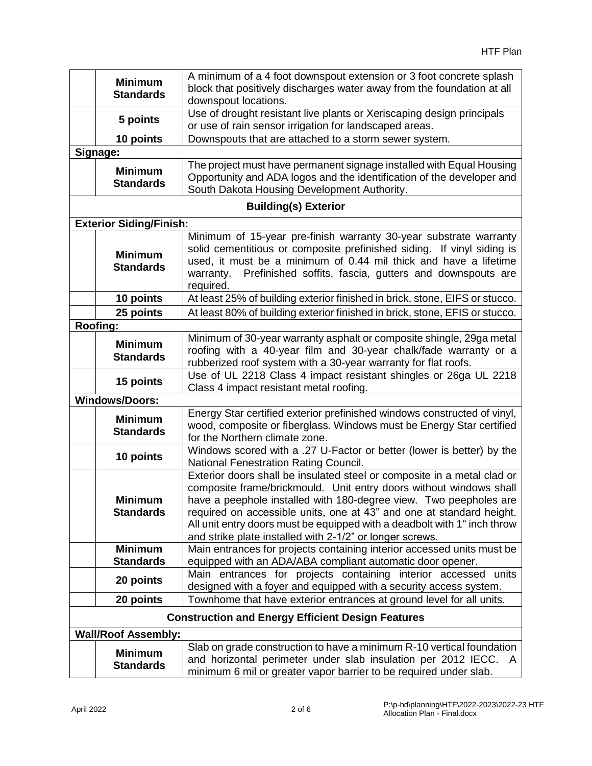| | | |
|---|---|---|
| | **Minimum Standards** | A minimum of a 4 foot downspout extension or 3 foot concrete splash block that positively discharges water away from the foundation at all downspout locations. |
| | **5 points** | Use of drought resistant live plants or Xeriscaping design principals or use of rain sensor irrigation for landscaped areas. |
| | **10 points** | Downspouts that are attached to a storm sewer system. |
| **Signage:** | | |
| | **Minimum Standards** | The project must have permanent signage installed with Equal Housing Opportunity and ADA logos and the identification of the developer and South Dakota Housing Development Authority. |
| **Building(s) Exterior** | | |
| **Exterior Siding/Finish:** | | |
| | **Minimum Standards** | Minimum of 15-year pre-finish warranty 30-year substrate warranty solid cementitious or composite prefinished siding. If vinyl siding is used, it must be a minimum of 0.44 mil thick and have a lifetime warranty. Prefinished soffits, fascia, gutters and downspouts are required. |
| | **10 points** | At least 25% of building exterior finished in brick, stone, EIFS or stucco. |
| | **25 points** | At least 80% of building exterior finished in brick, stone, EFIS or stucco. |
| **Roofing:** | | |
| | **Minimum Standards** | Minimum of 30-year warranty asphalt or composite shingle, 29ga metal roofing with a 40-year film and 30-year chalk/fade warranty or a rubberized roof system with a 30-year warranty for flat roofs. |
| | **15 points** | Use of UL 2218 Class 4 impact resistant shingles or 26ga UL 2218 Class 4 impact resistant metal roofing. |
| **Windows/Doors:** | | |
| | **Minimum Standards** | Energy Star certified exterior prefinished windows constructed of vinyl, wood, composite or fiberglass. Windows must be Energy Star certified for the Northern climate zone. |
| | **10 points** | Windows scored with a .27 U-Factor or better (lower is better) by the National Fenestration Rating Council. |
| | **Minimum Standards** | Exterior doors shall be insulated steel or composite in a metal clad or composite frame/brickmould. Unit entry doors without windows shall have a peephole installed with 180-degree view. Two peepholes are required on accessible units, one at 43" and one at standard height. All unit entry doors must be equipped with a deadbolt with 1" inch throw and strike plate installed with 2-1/2" or longer screws. |
| | **Minimum Standards** | Main entrances for projects containing interior accessed units must be equipped with an ADA/ABA compliant automatic door opener. |
| | **20 points** | Main entrances for projects containing interior accessed units designed with a foyer and equipped with a security access system. |
| | **20 points** | Townhome that have exterior entrances at ground level for all units. |
| **Construction and Energy Efficient Design Features** | | |
| **Wall/Roof Assembly:** | | |
| | **Minimum Standards** | Slab on grade construction to have a minimum R-10 vertical foundation and horizontal perimeter under slab insulation per 2012 IECC. A minimum 6 mil or greater vapor barrier to be required under slab. |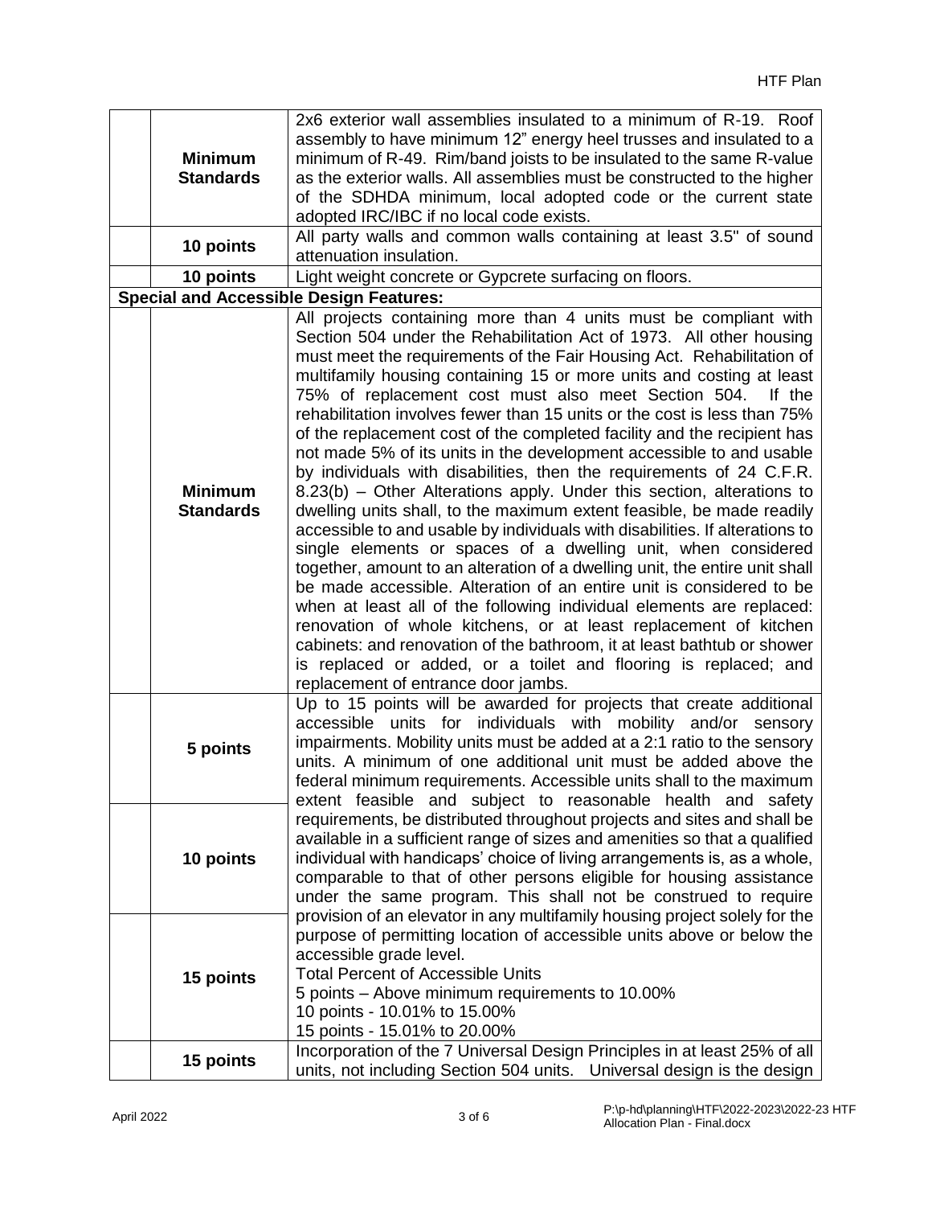| | | |
|---|---|---|
| | **Minimum Standards** | 2x6 exterior wall assemblies insulated to a minimum of R-19. Roof assembly to have minimum 12" energy heel trusses and insulated to a minimum of R-49. Rim/band joists to be insulated to the same R-value as the exterior walls. All assemblies must be constructed to the higher of the SDHDA minimum, local adopted code or the current state adopted IRC/IBC if no local code exists. |
| | **10 points** | All party walls and common walls containing at least 3.5" of sound attenuation insulation. |
| | **10 points** | Light weight concrete or Gypcrete surfacing on floors. |
| **Special and Accessible Design Features:** | | |
| | **Minimum Standards** | All projects containing more than 4 units must be compliant with Section 504 under the Rehabilitation Act of 1973. All other housing must meet the requirements of the Fair Housing Act. Rehabilitation of multifamily housing containing 15 or more units and costing at least 75% of replacement cost must also meet Section 504. If the rehabilitation involves fewer than 15 units or the cost is less than 75% of the replacement cost of the completed facility and the recipient has not made 5% of its units in the development accessible to and usable by individuals with disabilities, then the requirements of 24 C.F.R. 8.23(b) – Other Alterations apply. Under this section, alterations to dwelling units shall, to the maximum extent feasible, be made readily accessible to and usable by individuals with disabilities. If alterations to single elements or spaces of a dwelling unit, when considered together, amount to an alteration of a dwelling unit, the entire unit shall be made accessible. Alteration of an entire unit is considered to be when at least all of the following individual elements are replaced: renovation of whole kitchens, or at least replacement of kitchen cabinets: and renovation of the bathroom, it at least bathtub or shower is replaced or added, or a toilet and flooring is replaced; and replacement of entrance door jambs. |
| | **5 points**<br>**10 points**<br>**15 points** | Up to 15 points will be awarded for projects that create additional accessible units for individuals with mobility and/or sensory impairments. Mobility units must be added at a 2:1 ratio to the sensory units. A minimum of one additional unit must be added above the federal minimum requirements. Accessible units shall to the maximum extent feasible and subject to reasonable health and safety requirements, be distributed throughout projects and sites and shall be available in a sufficient range of sizes and amenities so that a qualified individual with handicaps' choice of living arrangements is, as a whole, comparable to that of other persons eligible for housing assistance under the same program. This shall not be construed to require provision of an elevator in any multifamily housing project solely for the purpose of permitting location of accessible units above or below the accessible grade level.<br>Total Percent of Accessible Units<br>5 points – Above minimum requirements to 10.00%<br>10 points - 10.01% to 15.00%<br>15 points - 15.01% to 20.00% |
| | **15 points** | Incorporation of the 7 Universal Design Principles in at least 25% of all units, not including Section 504 units. Universal design is the design |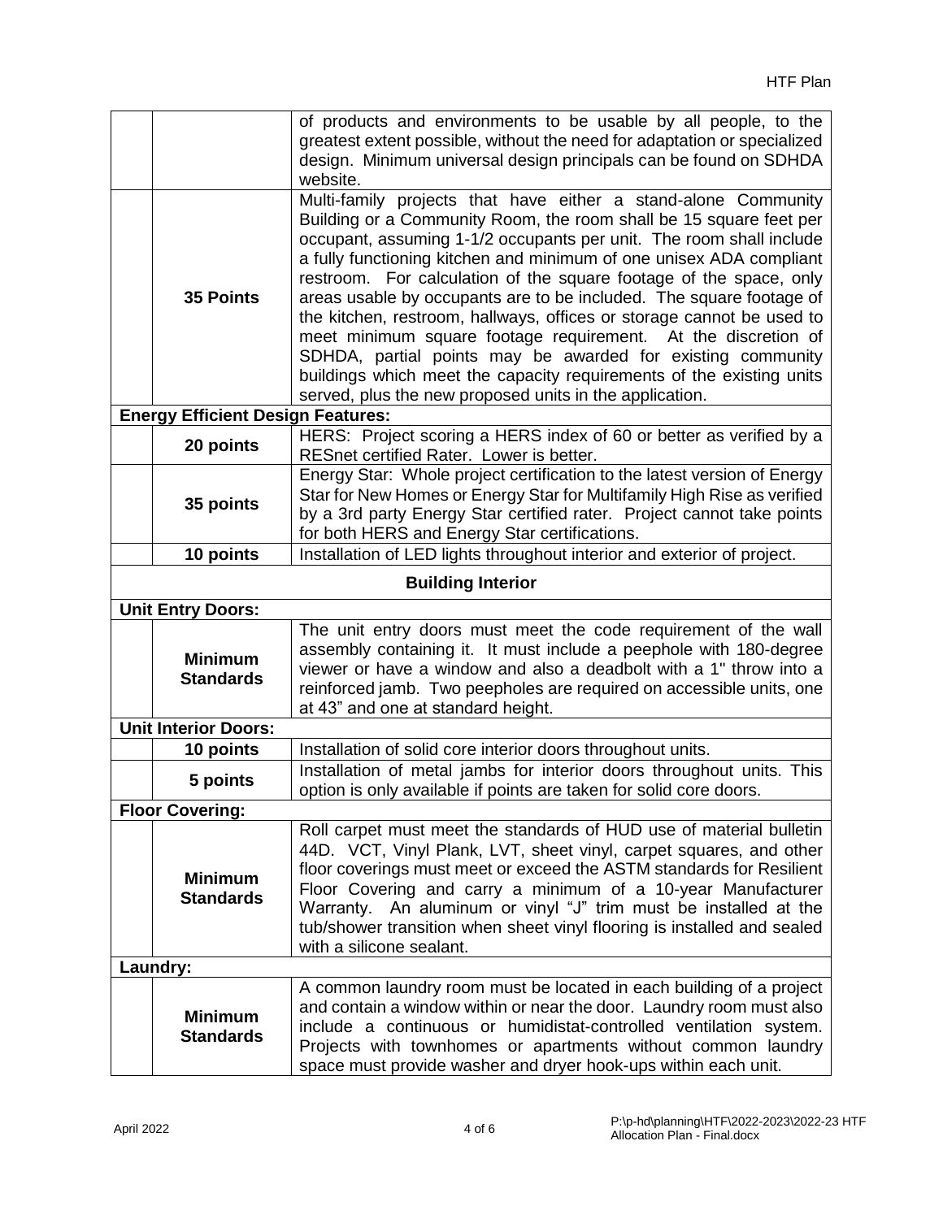| | | |
|---|---|---|
| | | of products and environments to be usable by all people, to the greatest extent possible, without the need for adaptation or specialized design. Minimum universal design principals can be found on SDHDA website. |
| | **35 Points** | Multi-family projects that have either a stand-alone Community Building or a Community Room, the room shall be 15 square feet per occupant, assuming 1-1/2 occupants per unit. The room shall include a fully functioning kitchen and minimum of one unisex ADA compliant restroom. For calculation of the square footage of the space, only areas usable by occupants are to be included. The square footage of the kitchen, restroom, hallways, offices or storage cannot be used to meet minimum square footage requirement. At the discretion of SDHDA, partial points may be awarded for existing community buildings which meet the capacity requirements of the existing units served, plus the new proposed units in the application. |
| **Energy Efficient Design Features:** | | |
| | **20 points** | HERS: Project scoring a HERS index of 60 or better as verified by a RESnet certified Rater. Lower is better. |
| | **35 points** | Energy Star: Whole project certification to the latest version of Energy Star for New Homes or Energy Star for Multifamily High Rise as verified by a 3rd party Energy Star certified rater. Project cannot take points for both HERS and Energy Star certifications. |
| | **10 points** | Installation of LED lights throughout interior and exterior of project. |
| **Building Interior** | | |
| **Unit Entry Doors:** | | |
| | **Minimum Standards** | The unit entry doors must meet the code requirement of the wall assembly containing it. It must include a peephole with 180-degree viewer or have a window and also a deadbolt with a 1" throw into a reinforced jamb. Two peepholes are required on accessible units, one at 43" and one at standard height. |
| **Unit Interior Doors:** | | |
| | **10 points** | Installation of solid core interior doors throughout units. |
| | **5 points** | Installation of metal jambs for interior doors throughout units. This option is only available if points are taken for solid core doors. |
| **Floor Covering:** | | |
| | **Minimum Standards** | Roll carpet must meet the standards of HUD use of material bulletin 44D. VCT, Vinyl Plank, LVT, sheet vinyl, carpet squares, and other floor coverings must meet or exceed the ASTM standards for Resilient Floor Covering and carry a minimum of a 10-year Manufacturer Warranty. An aluminum or vinyl "J" trim must be installed at the tub/shower transition when sheet vinyl flooring is installed and sealed with a silicone sealant. |
| **Laundry:** | | |
| | **Minimum Standards** | A common laundry room must be located in each building of a project and contain a window within or near the door. Laundry room must also include a continuous or humidistat-controlled ventilation system. Projects with townhomes or apartments without common laundry space must provide washer and dryer hook-ups within each unit. |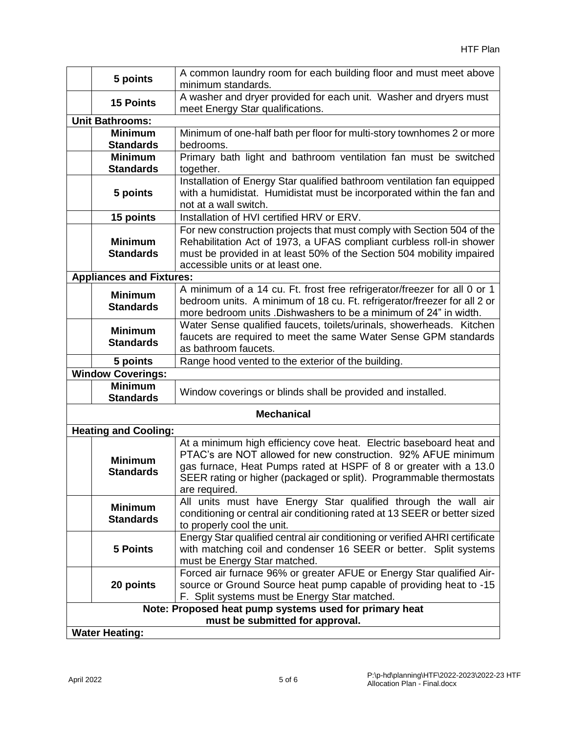| | | |
|---|---|---|
| | **5 points** | A common laundry room for each building floor and must meet above minimum standards. |
| | **15 Points** | A washer and dryer provided for each unit. Washer and dryers must meet Energy Star qualifications. |
| **Unit Bathrooms:** | | |
| | **Minimum Standards** | Minimum of one-half bath per floor for multi-story townhomes 2 or more bedrooms. |
| | **Minimum Standards** | Primary bath light and bathroom ventilation fan must be switched together. |
| | **5 points** | Installation of Energy Star qualified bathroom ventilation fan equipped with a humidistat. Humidistat must be incorporated within the fan and not at a wall switch. |
| | **15 points** | Installation of HVI certified HRV or ERV. |
| | **Minimum Standards** | For new construction projects that must comply with Section 504 of the Rehabilitation Act of 1973, a UFAS compliant curbless roll-in shower must be provided in at least 50% of the Section 504 mobility impaired accessible units or at least one. |
| **Appliances and Fixtures:** | | |
| | **Minimum Standards** | A minimum of a 14 cu. Ft. frost free refrigerator/freezer for all 0 or 1 bedroom units. A minimum of 18 cu. Ft. refrigerator/freezer for all 2 or more bedroom units .Dishwashers to be a minimum of 24" in width. |
| | **Minimum Standards** | Water Sense qualified faucets, toilets/urinals, showerheads. Kitchen faucets are required to meet the same Water Sense GPM standards as bathroom faucets. |
| | **5 points** | Range hood vented to the exterior of the building. |
| **Window Coverings:** | | |
| | **Minimum Standards** | Window coverings or blinds shall be provided and installed. |
| **Mechanical** | | |
| **Heating and Cooling:** | | |
| | **Minimum Standards** | At a minimum high efficiency cove heat. Electric baseboard heat and PTAC's are NOT allowed for new construction. 92% AFUE minimum gas furnace, Heat Pumps rated at HSPF of 8 or greater with a 13.0 SEER rating or higher (packaged or split). Programmable thermostats are required. |
| | **Minimum Standards** | All units must have Energy Star qualified through the wall air conditioning or central air conditioning rated at 13 SEER or better sized to properly cool the unit. |
| | **5 Points** | Energy Star qualified central air conditioning or verified AHRI certificate with matching coil and condenser 16 SEER or better. Split systems must be Energy Star matched. |
| | **20 points** | Forced air furnace 96% or greater AFUE or Energy Star qualified Air-source or Ground Source heat pump capable of providing heat to -15 F. Split systems must be Energy Star matched. |
| **Note: Proposed heat pump systems used for primary heat must be submitted for approval.** | | |
| **Water Heating:** | | |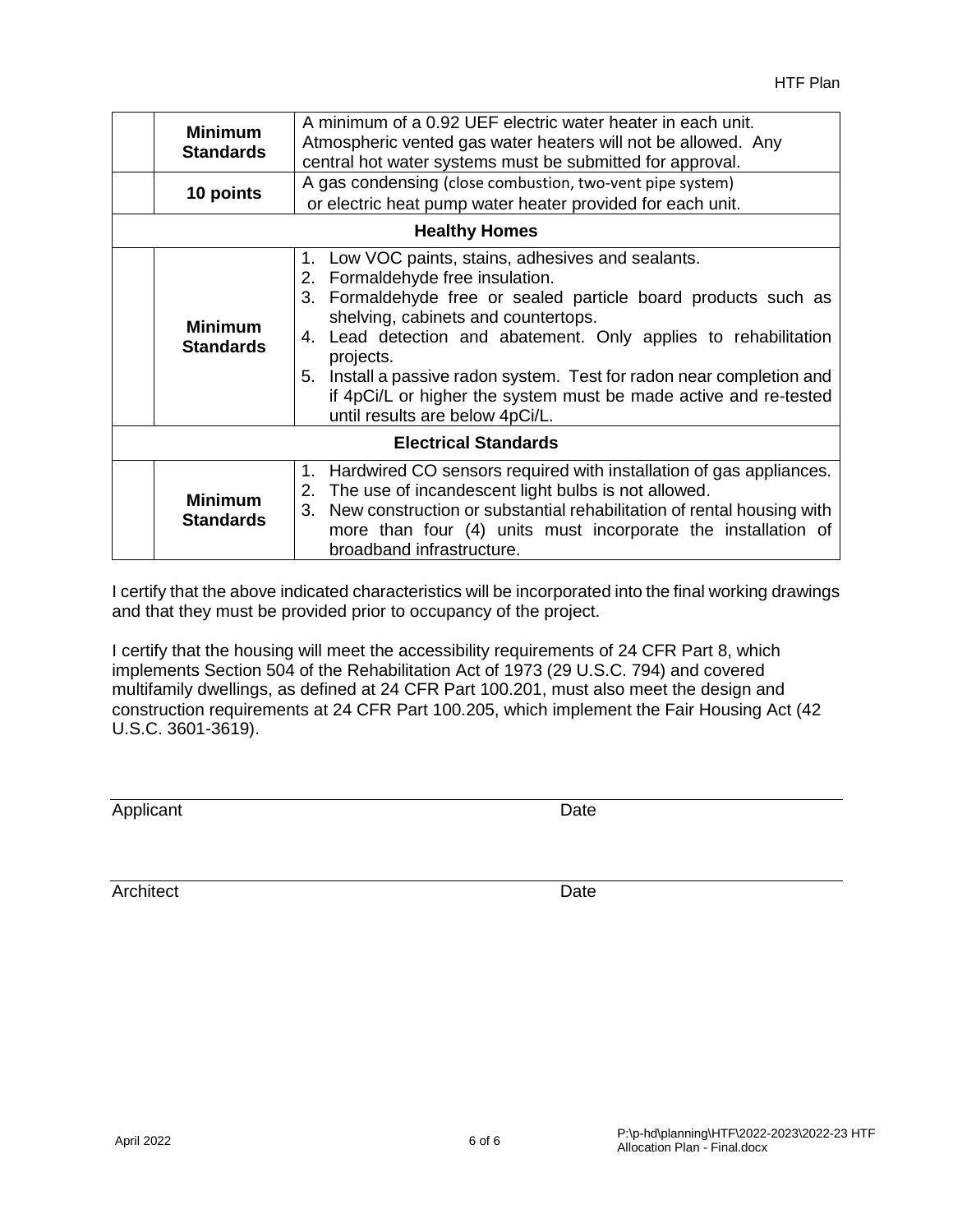| | | |
|---|---|---|
| | **Minimum Standards** | A minimum of a 0.92 UEF electric water heater in each unit. Atmospheric vented gas water heaters will not be allowed. Any central hot water systems must be submitted for approval. |
| | **10 points** | A gas condensing (close combustion, two-vent pipe system) or electric heat pump water heater provided for each unit. |
| **Healthy Homes** | | |
| | **Minimum Standards** | 1. Low VOC paints, stains, adhesives and sealants.<br>2. Formaldehyde free insulation.<br>3. Formaldehyde free or sealed particle board products such as shelving, cabinets and countertops.<br>4. Lead detection and abatement. Only applies to rehabilitation projects.<br>5. Install a passive radon system. Test for radon near completion and if 4pCi/L or higher the system must be made active and re-tested until results are below 4pCi/L. |
| **Electrical Standards** | | |
| | **Minimum Standards** | 1. Hardwired CO sensors required with installation of gas appliances.<br>2. The use of incandescent light bulbs is not allowed.<br>3. New construction or substantial rehabilitation of rental housing with more than four (4) units must incorporate the installation of broadband infrastructure. |

I certify that the above indicated characteristics will be incorporated into the final working drawings and that they must be provided prior to occupancy of the project.

I certify that the housing will meet the accessibility requirements of 24 CFR Part 8, which implements Section 504 of the Rehabilitation Act of 1973 (29 U.S.C. 794) and covered multifamily dwellings, as defined at 24 CFR Part 100.201, must also meet the design and construction requirements at 24 CFR Part 100.205, which implement the Fair Housing Act (42 U.S.C. 3601-3619).

Applicant Date

Architect Date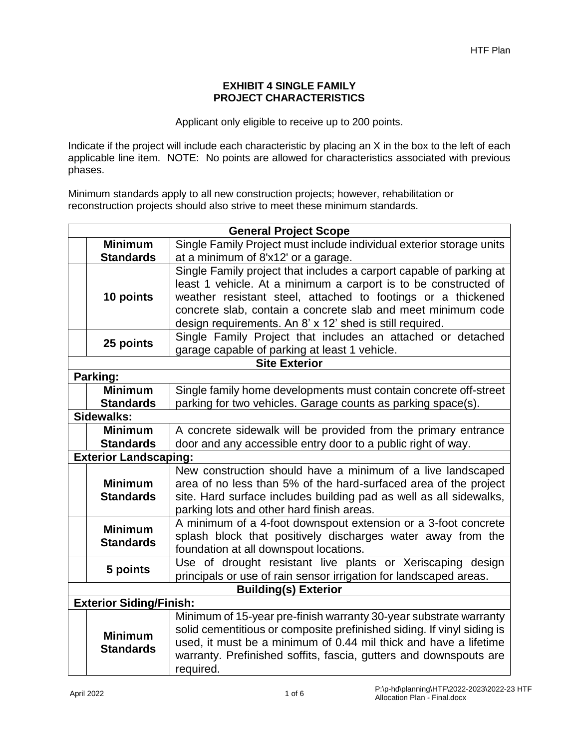**EXHIBIT 4 SINGLE FAMILY**
**PROJECT CHARACTERISTICS**

Applicant only eligible to receive up to 200 points.

Indicate if the project will include each characteristic by placing an X in the box to the left of each applicable line item. NOTE: No points are allowed for characteristics associated with previous phases.

Minimum standards apply to all new construction projects; however, rehabilitation or reconstruction projects should also strive to meet these minimum standards.

| | | |
|---|---|---|
| **General Project Scope** | | |
| | **Minimum Standards** | Single Family Project must include individual exterior storage units at a minimum of 8'x12' or a garage. |
| | **10 points** | Single Family project that includes a carport capable of parking at least 1 vehicle. At a minimum a carport is to be constructed of weather resistant steel, attached to footings or a thickened concrete slab, contain a concrete slab and meet minimum code design requirements. An 8' x 12' shed is still required. |
| | **25 points** | Single Family Project that includes an attached or detached garage capable of parking at least 1 vehicle. |
| **Site Exterior** | | |
| **Parking:** | | |
| | **Minimum Standards** | Single family home developments must contain concrete off-street parking for two vehicles. Garage counts as parking space(s). |
| **Sidewalks:** | | |
| | **Minimum Standards** | A concrete sidewalk will be provided from the primary entrance door and any accessible entry door to a public right of way. |
| **Exterior Landscaping:** | | |
| | **Minimum Standards** | New construction should have a minimum of a live landscaped area of no less than 5% of the hard-surfaced area of the project site. Hard surface includes building pad as well as all sidewalks, parking lots and other hard finish areas. |
| | **Minimum Standards** | A minimum of a 4-foot downspout extension or a 3-foot concrete splash block that positively discharges water away from the foundation at all downspout locations. |
| | **5 points** | Use of drought resistant live plants or Xeriscaping design principals or use of rain sensor irrigation for landscaped areas. |
| **Building(s) Exterior** | | |
| **Exterior Siding/Finish:** | | |
| | **Minimum Standards** | Minimum of 15-year pre-finish warranty 30-year substrate warranty solid cementitious or composite prefinished siding. If vinyl siding is used, it must be a minimum of 0.44 mil thick and have a lifetime warranty. Prefinished soffits, fascia, gutters and downspouts are required. |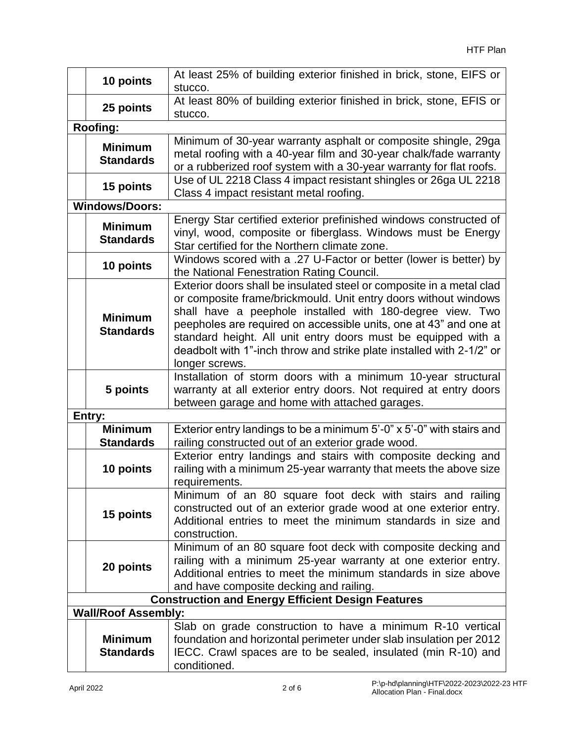| | | |
|---|---|---|
| | **10 points** | At least 25% of building exterior finished in brick, stone, EIFS or stucco. |
| | **25 points** | At least 80% of building exterior finished in brick, stone, EFIS or stucco. |
| **Roofing:** | | |
| | **Minimum Standards** | Minimum of 30-year warranty asphalt or composite shingle, 29ga metal roofing with a 40-year film and 30-year chalk/fade warranty or a rubberized roof system with a 30-year warranty for flat roofs. |
| | **15 points** | Use of UL 2218 Class 4 impact resistant shingles or 26ga UL 2218 Class 4 impact resistant metal roofing. |
| **Windows/Doors:** | | |
| | **Minimum Standards** | Energy Star certified exterior prefinished windows constructed of vinyl, wood, composite or fiberglass. Windows must be Energy Star certified for the Northern climate zone. |
| | **10 points** | Windows scored with a .27 U-Factor or better (lower is better) by the National Fenestration Rating Council. |
| | **Minimum Standards** | Exterior doors shall be insulated steel or composite in a metal clad or composite frame/brickmould. Unit entry doors without windows shall have a peephole installed with 180-degree view. Two peepholes are required on accessible units, one at 43" and one at standard height. All unit entry doors must be equipped with a deadbolt with 1"-inch throw and strike plate installed with 2-1/2" or longer screws. |
| | **5 points** | Installation of storm doors with a minimum 10-year structural warranty at all exterior entry doors. Not required at entry doors between garage and home with attached garages. |
| **Entry:** | | |
| | **Minimum Standards** | Exterior entry landings to be a minimum 5'-0" x 5'-0" with stairs and railing constructed out of an exterior grade wood. |
| | **10 points** | Exterior entry landings and stairs with composite decking and railing with a minimum 25-year warranty that meets the above size requirements. |
| | **15 points** | Minimum of an 80 square foot deck with stairs and railing constructed out of an exterior grade wood at one exterior entry. Additional entries to meet the minimum standards in size and construction. |
| | **20 points** | Minimum of an 80 square foot deck with composite decking and railing with a minimum 25-year warranty at one exterior entry. Additional entries to meet the minimum standards in size above and have composite decking and railing. |
| **Construction and Energy Efficient Design Features** | | |
| **Wall/Roof Assembly:** | | |
| | **Minimum Standards** | Slab on grade construction to have a minimum R-10 vertical foundation and horizontal perimeter under slab insulation per 2012 IECC. Crawl spaces are to be sealed, insulated (min R-10) and conditioned. |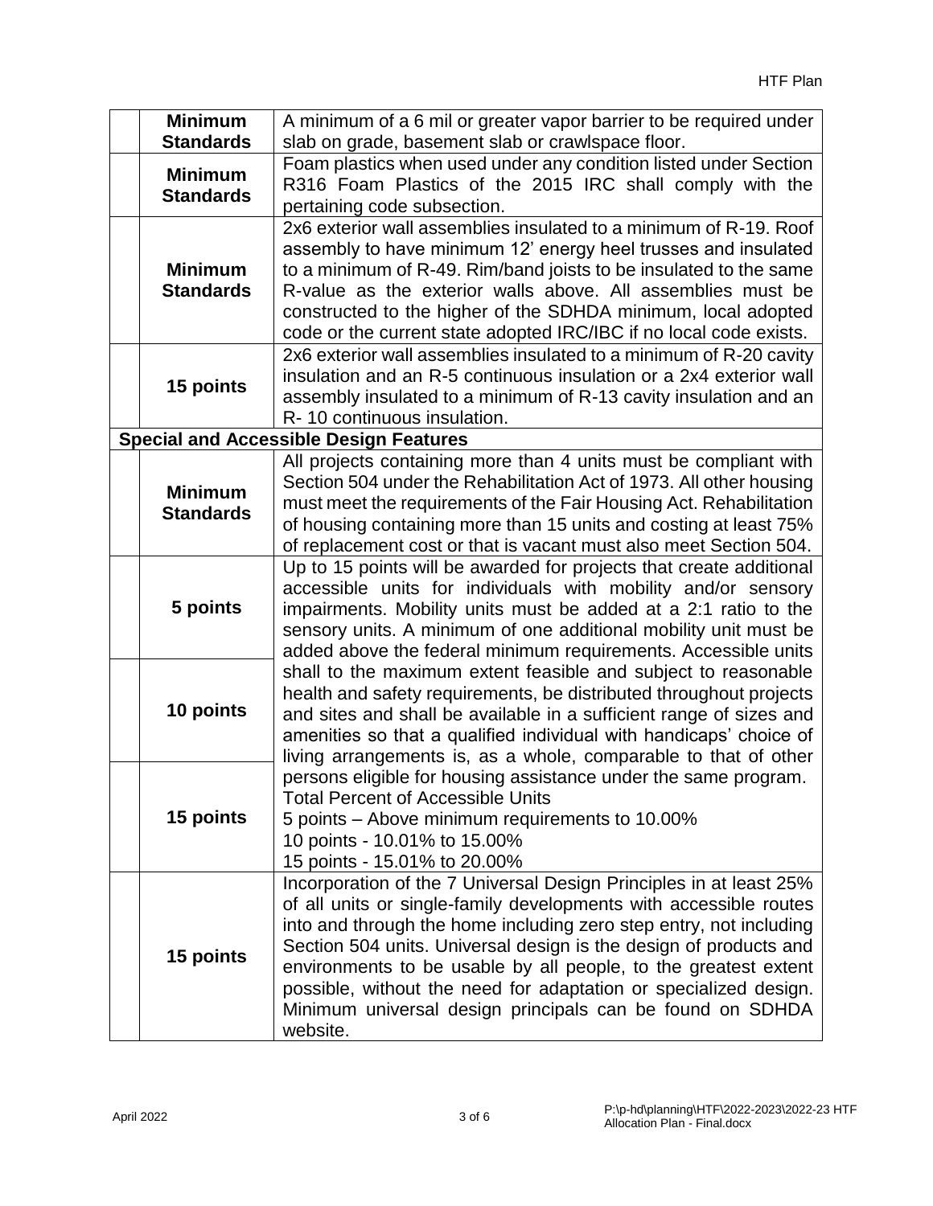| | | |
|---|---|---|
| | **Minimum Standards** | A minimum of a 6 mil or greater vapor barrier to be required under slab on grade, basement slab or crawlspace floor. |
| | **Minimum Standards** | Foam plastics when used under any condition listed under Section R316 Foam Plastics of the 2015 IRC shall comply with the pertaining code subsection. |
| | **Minimum Standards** | 2x6 exterior wall assemblies insulated to a minimum of R-19. Roof assembly to have minimum 12' energy heel trusses and insulated to a minimum of R-49. Rim/band joists to be insulated to the same R-value as the exterior walls above. All assemblies must be constructed to the higher of the SDHDA minimum, local adopted code or the current state adopted IRC/IBC if no local code exists. |
| | **15 points** | 2x6 exterior wall assemblies insulated to a minimum of R-20 cavity insulation and an R-5 continuous insulation or a 2x4 exterior wall assembly insulated to a minimum of R-13 cavity insulation and an R- 10 continuous insulation. |
| **Special and Accessible Design Features** | | |
| | **Minimum Standards** | All projects containing more than 4 units must be compliant with Section 504 under the Rehabilitation Act of 1973. All other housing must meet the requirements of the Fair Housing Act. Rehabilitation of housing containing more than 15 units and costing at least 75% of replacement cost or that is vacant must also meet Section 504. |
| | **5 points** | Up to 15 points will be awarded for projects that create additional accessible units for individuals with mobility and/or sensory impairments. Mobility units must be added at a 2:1 ratio to the sensory units. A minimum of one additional mobility unit must be added above the federal minimum requirements. Accessible units shall to the maximum extent feasible and subject to reasonable health and safety requirements, be distributed throughout projects and sites and shall be available in a sufficient range of sizes and amenities so that a qualified individual with handicaps' choice of living arrangements is, as a whole, comparable to that of other persons eligible for housing assistance under the same program.<br>Total Percent of Accessible Units<br>5 points – Above minimum requirements to 10.00%<br>10 points - 10.01% to 15.00%<br>15 points - 15.01% to 20.00% |
| | **10 points** | |
| | **15 points** | |
| | **15 points** | Incorporation of the 7 Universal Design Principles in at least 25% of all units or single-family developments with accessible routes into and through the home including zero step entry, not including Section 504 units. Universal design is the design of products and environments to be usable by all people, to the greatest extent possible, without the need for adaptation or specialized design. Minimum universal design principals can be found on SDHDA website. |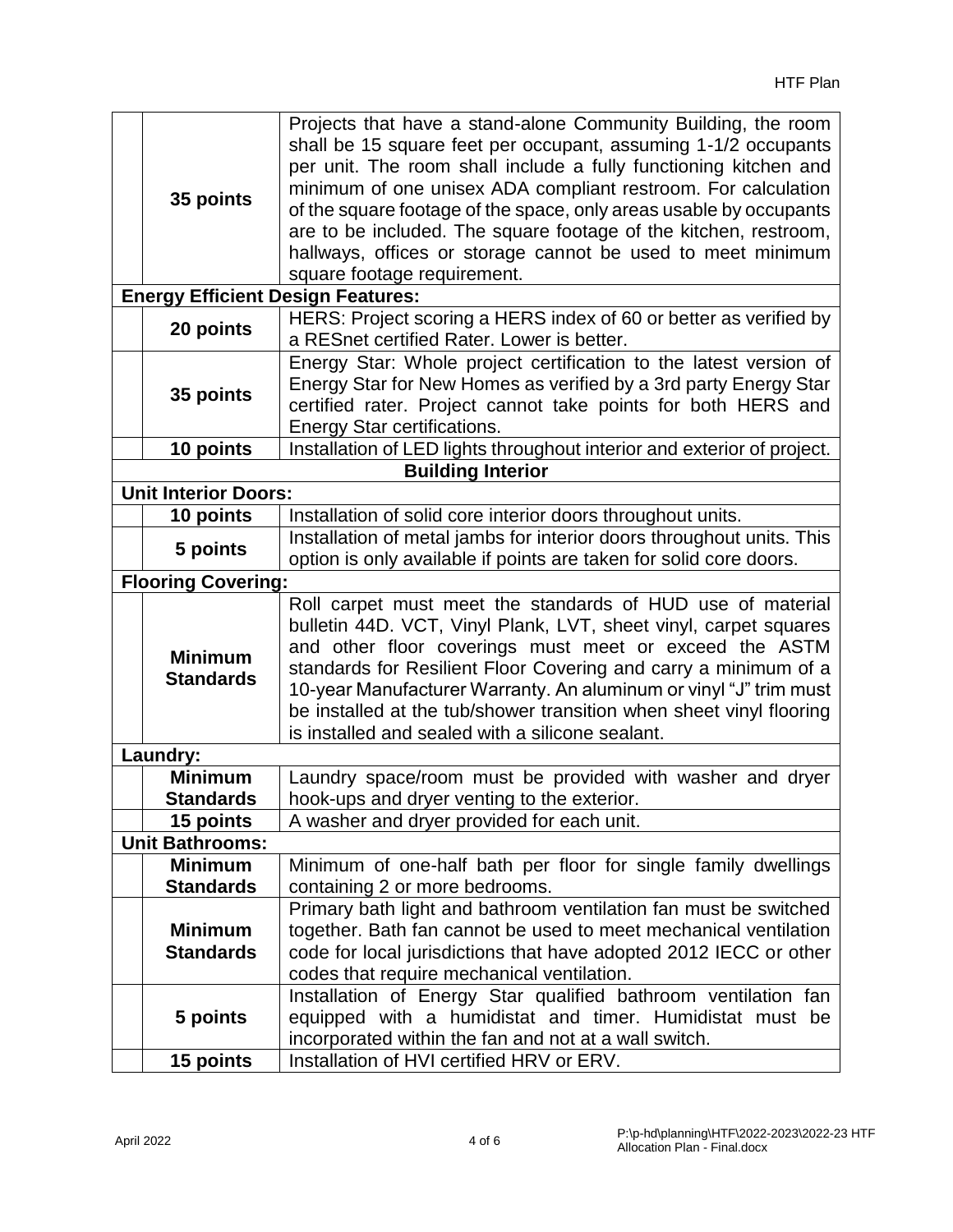| | | |
|---|---|---|
| | **35 points** | Projects that have a stand-alone Community Building, the room shall be 15 square feet per occupant, assuming 1-1/2 occupants per unit. The room shall include a fully functioning kitchen and minimum of one unisex ADA compliant restroom. For calculation of the square footage of the space, only areas usable by occupants are to be included. The square footage of the kitchen, restroom, hallways, offices or storage cannot be used to meet minimum square footage requirement. |
| **Energy Efficient Design Features:** | | |
| | **20 points** | HERS: Project scoring a HERS index of 60 or better as verified by a RESnet certified Rater. Lower is better. |
| | **35 points** | Energy Star: Whole project certification to the latest version of Energy Star for New Homes as verified by a 3rd party Energy Star certified rater. Project cannot take points for both HERS and Energy Star certifications. |
| | **10 points** | Installation of LED lights throughout interior and exterior of project. |
| **Building Interior** | | |
| **Unit Interior Doors:** | | |
| | **10 points** | Installation of solid core interior doors throughout units. |
| | **5 points** | Installation of metal jambs for interior doors throughout units. This option is only available if points are taken for solid core doors. |
| **Flooring Covering:** | | |
| | **Minimum Standards** | Roll carpet must meet the standards of HUD use of material bulletin 44D. VCT, Vinyl Plank, LVT, sheet vinyl, carpet squares and other floor coverings must meet or exceed the ASTM standards for Resilient Floor Covering and carry a minimum of a 10-year Manufacturer Warranty. An aluminum or vinyl "J" trim must be installed at the tub/shower transition when sheet vinyl flooring is installed and sealed with a silicone sealant. |
| **Laundry:** | | |
| | **Minimum Standards** | Laundry space/room must be provided with washer and dryer hook-ups and dryer venting to the exterior. |
| | **15 points** | A washer and dryer provided for each unit. |
| **Unit Bathrooms:** | | |
| | **Minimum Standards** | Minimum of one-half bath per floor for single family dwellings containing 2 or more bedrooms. |
| | **Minimum Standards** | Primary bath light and bathroom ventilation fan must be switched together. Bath fan cannot be used to meet mechanical ventilation code for local jurisdictions that have adopted 2012 IECC or other codes that require mechanical ventilation. |
| | **5 points** | Installation of Energy Star qualified bathroom ventilation fan equipped with a humidistat and timer. Humidistat must be incorporated within the fan and not at a wall switch. |
| | **15 points** | Installation of HVI certified HRV or ERV. |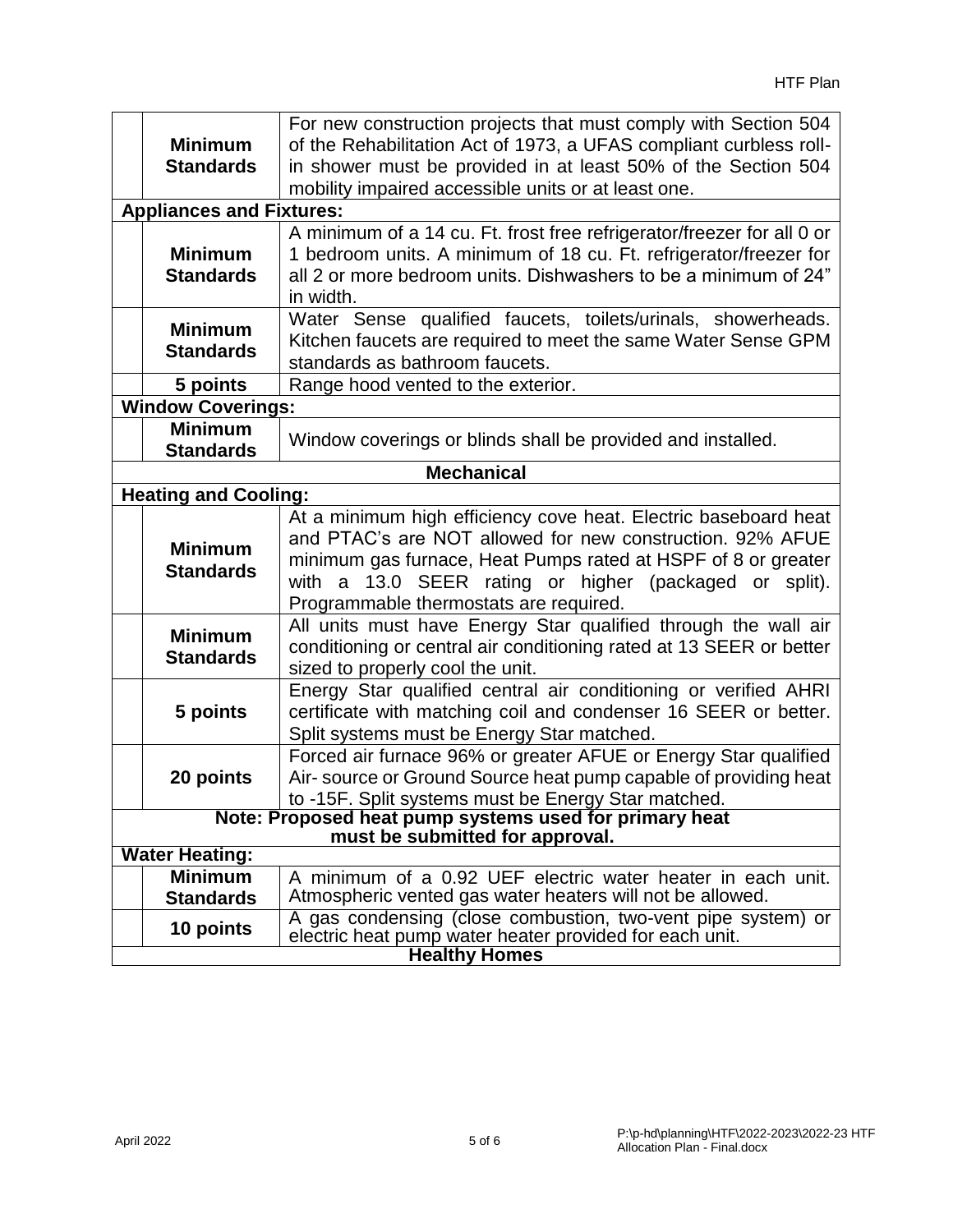| | | |
|---|---|---|
| | **Minimum Standards** | For new construction projects that must comply with Section 504 of the Rehabilitation Act of 1973, a UFAS compliant curbless roll-in shower must be provided in at least 50% of the Section 504 mobility impaired accessible units or at least one. |
| **Appliances and Fixtures:** | | |
| | **Minimum Standards** | A minimum of a 14 cu. Ft. frost free refrigerator/freezer for all 0 or 1 bedroom units. A minimum of 18 cu. Ft. refrigerator/freezer for all 2 or more bedroom units. Dishwashers to be a minimum of 24" in width. |
| | **Minimum Standards** | Water Sense qualified faucets, toilets/urinals, showerheads. Kitchen faucets are required to meet the same Water Sense GPM standards as bathroom faucets. |
| | **5 points** | Range hood vented to the exterior. |
| **Window Coverings:** | | |
| | **Minimum Standards** | Window coverings or blinds shall be provided and installed. |
| **Mechanical** | | |
| **Heating and Cooling:** | | |
| | **Minimum Standards** | At a minimum high efficiency cove heat. Electric baseboard heat and PTAC's are NOT allowed for new construction. 92% AFUE minimum gas furnace, Heat Pumps rated at HSPF of 8 or greater with a 13.0 SEER rating or higher (packaged or split). Programmable thermostats are required. |
| | **Minimum Standards** | All units must have Energy Star qualified through the wall air conditioning or central air conditioning rated at 13 SEER or better sized to properly cool the unit. |
| | **5 points** | Energy Star qualified central air conditioning or verified AHRI certificate with matching coil and condenser 16 SEER or better. Split systems must be Energy Star matched. |
| | **20 points** | Forced air furnace 96% or greater AFUE or Energy Star qualified Air- source or Ground Source heat pump capable of providing heat to -15F. Split systems must be Energy Star matched. |
| **Note: Proposed heat pump systems used for primary heat must be submitted for approval.** | | |
| **Water Heating:** | | |
| | **Minimum Standards** | A minimum of a 0.92 UEF electric water heater in each unit. Atmospheric vented gas water heaters will not be allowed. |
| | **10 points** | A gas condensing (close combustion, two-vent pipe system) or electric heat pump water heater provided for each unit. |
| **Healthy Homes** | | |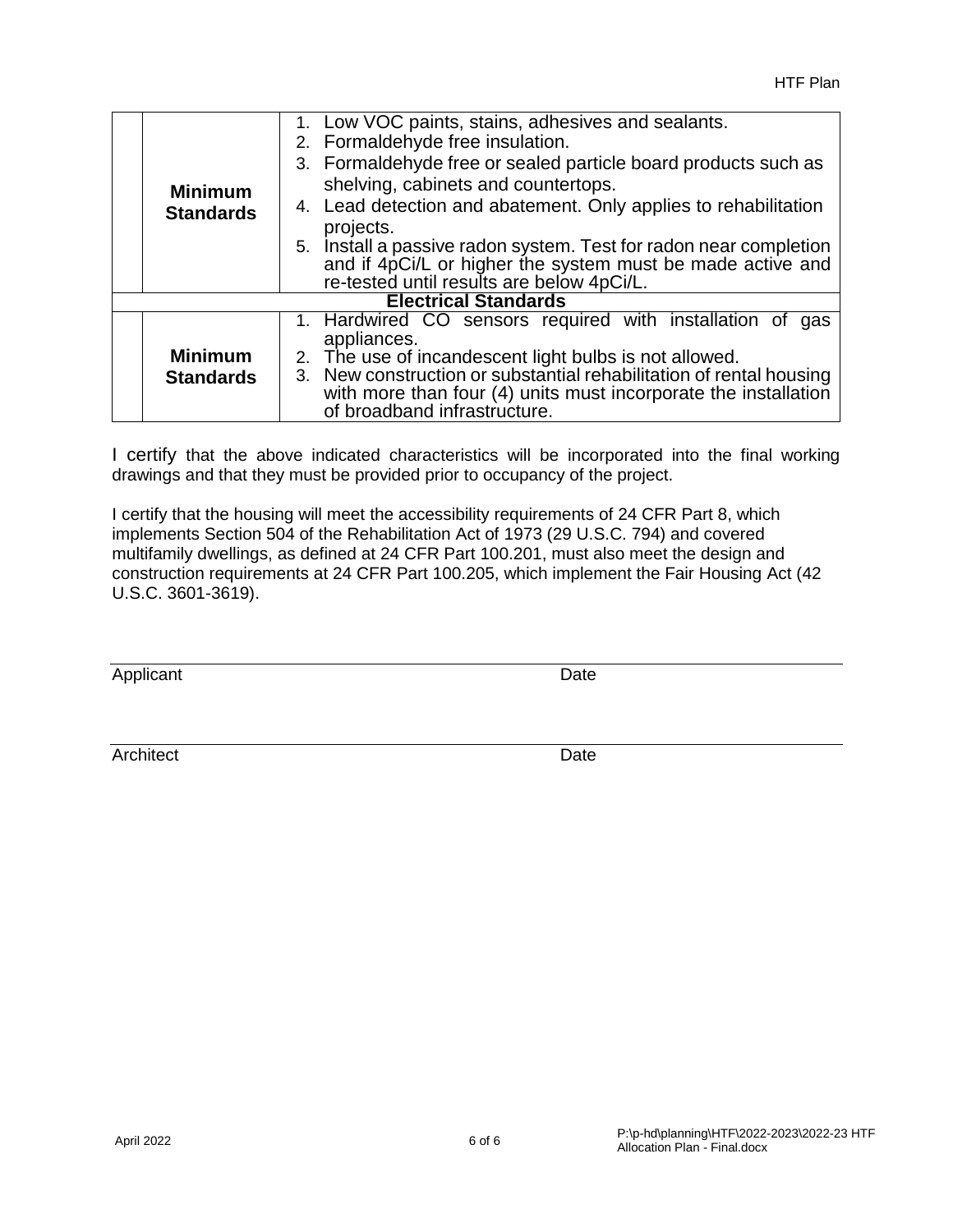| | | |
|---|---|---|
| | **Minimum Standards** | 1. Low VOC paints, stains, adhesives and sealants.<br>2. Formaldehyde free insulation.<br>3. Formaldehyde free or sealed particle board products such as shelving, cabinets and countertops.<br>4. Lead detection and abatement. Only applies to rehabilitation projects.<br>5. Install a passive radon system. Test for radon near completion and if 4pCi/L or higher the system must be made active and re-tested until results are below 4pCi/L. |
| **Electrical Standards** | | |
| | **Minimum Standards** | 1. Hardwired CO sensors required with installation of gas appliances.<br>2. The use of incandescent light bulbs is not allowed.<br>3. New construction or substantial rehabilitation of rental housing with more than four (4) units must incorporate the installation of broadband infrastructure. |

I certify that the above indicated characteristics will be incorporated into the final working drawings and that they must be provided prior to occupancy of the project.

I certify that the housing will meet the accessibility requirements of 24 CFR Part 8, which implements Section 504 of the Rehabilitation Act of 1973 (29 U.S.C. 794) and covered multifamily dwellings, as defined at 24 CFR Part 100.201, must also meet the design and construction requirements at 24 CFR Part 100.205, which implement the Fair Housing Act (42 U.S.C. 3601-3619).

Applicant Date

Architect Date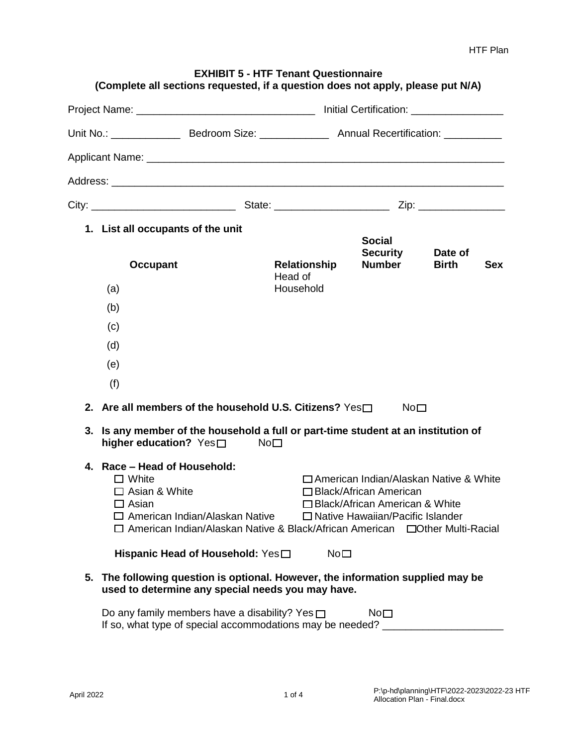**EXHIBIT 5 - HTF Tenant Questionnaire**
**(Complete all sections requested, if a question does not apply, please put N/A)**

Project Name: ______________________________ Initial Certification: _______________

Unit No.: ____________ Bedroom Size: ____________ Annual Recertification: __________

Applicant Name: ______________________________________________________________

Address: ____________________________________________________________________

City: ________________________ State: ___________________ Zip: _______________

**1. List all occupants of the unit**

| | **Occupant** | **Relationship** | **Social Security Number** | **Date of Birth** | **Sex** |
|---|---|---|---|---|---|
| (a) | | Head of Household | | | |
| (b) | | | | | |
| (c) | | | | | |
| (d) | | | | | |
| (e) | | | | | |
| (f) | | | | | |

**2. Are all members of the household U.S. Citizens?** Yes☐ No☐

**3. Is any member of the household a full or part-time student at an institution of higher education?** Yes☐ No☐

**4. Race – Head of Household:**

- ☐ White
- ☐ Asian & White
- ☐ Asian
- ☐ American Indian/Alaskan Native
- ☐ American Indian/Alaskan Native & White
- ☐ Black/African American
- ☐ Black/African American & White
- ☐ Native Hawaiian/Pacific Islander
- ☐ American Indian/Alaskan Native & Black/African American
- ☐ Other Multi-Racial

**Hispanic Head of Household:** Yes☐ No☐

**5. The following question is optional. However, the information supplied may be used to determine any special needs you may have.**

Do any family members have a disability? Yes☐ No☐
If so, what type of special accommodations may be needed? ____________________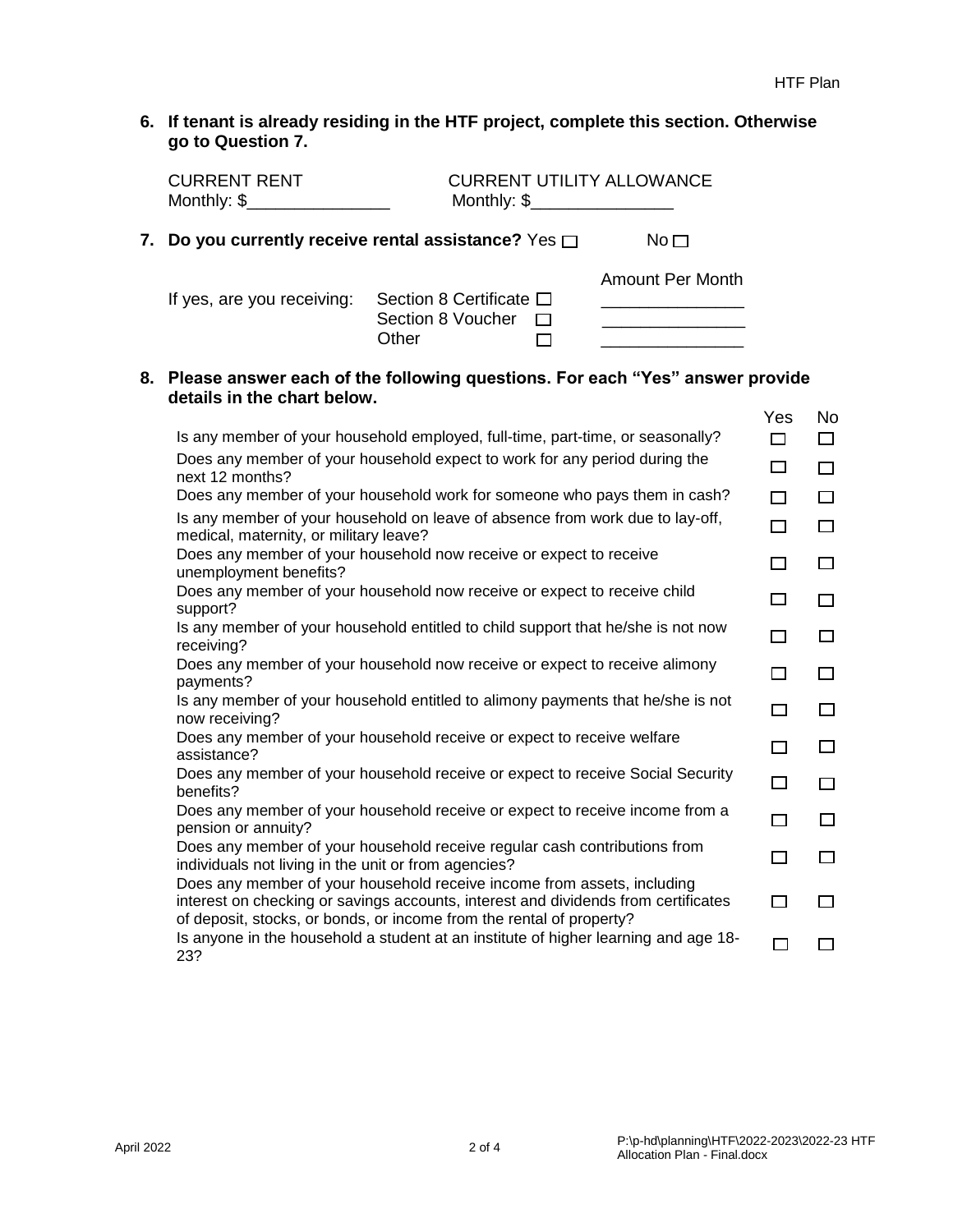**6. If tenant is already residing in the HTF project, complete this section. Otherwise go to Question 7.**

CURRENT RENT
Monthly: $_______________

CURRENT UTILITY ALLOWANCE
Monthly: $_______________

**7. Do you currently receive rental assistance?** Yes ☐ No ☐

| If yes, are you receiving: | | Amount Per Month |
|---|---|---|
| | Section 8 Certificate ☐ | _______________ |
| | Section 8 Voucher ☐ | _______________ |
| | Other ☐ | _______________ |

**8. Please answer each of the following questions. For each "Yes" answer provide details in the chart below.**

| | Yes | No |
|---|---|---|
| Is any member of your household employed, full-time, part-time, or seasonally? | ☐ | ☐ |
| Does any member of your household expect to work for any period during the next 12 months? | ☐ | ☐ |
| Does any member of your household work for someone who pays them in cash? | ☐ | ☐ |
| Is any member of your household on leave of absence from work due to lay-off, medical, maternity, or military leave? | ☐ | ☐ |
| Does any member of your household now receive or expect to receive unemployment benefits? | ☐ | ☐ |
| Does any member of your household now receive or expect to receive child support? | ☐ | ☐ |
| Is any member of your household entitled to child support that he/she is not now receiving? | ☐ | ☐ |
| Does any member of your household now receive or expect to receive alimony payments? | ☐ | ☐ |
| Is any member of your household entitled to alimony payments that he/she is not now receiving? | ☐ | ☐ |
| Does any member of your household receive or expect to receive welfare assistance? | ☐ | ☐ |
| Does any member of your household receive or expect to receive Social Security benefits? | ☐ | ☐ |
| Does any member of your household receive or expect to receive income from a pension or annuity? | ☐ | ☐ |
| Does any member of your household receive regular cash contributions from individuals not living in the unit or from agencies? | ☐ | ☐ |
| Does any member of your household receive income from assets, including interest on checking or savings accounts, interest and dividends from certificates of deposit, stocks, or bonds, or income from the rental of property? | ☐ | ☐ |
| Is anyone in the household a student at an institute of higher learning and age 18-23? | ☐ | ☐ |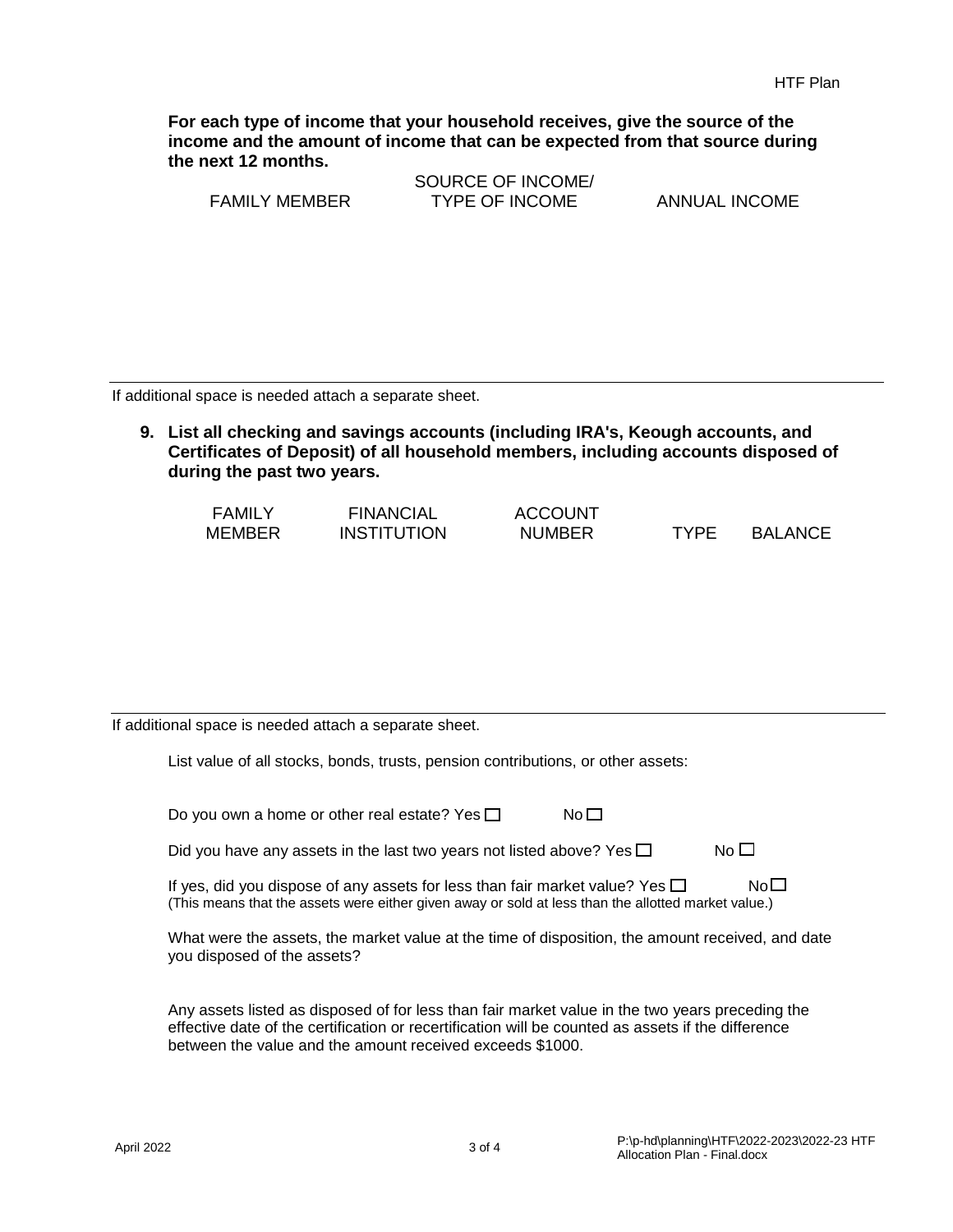**For each type of income that your household receives, give the source of the income and the amount of income that can be expected from that source during the next 12 months.**

| FAMILY MEMBER | SOURCE OF INCOME/ TYPE OF INCOME | ANNUAL INCOME |
| --- | --- | --- |
| | | |

If additional space is needed attach a separate sheet.

**9. List all checking and savings accounts (including IRA's, Keough accounts, and Certificates of Deposit) of all household members, including accounts disposed of during the past two years.**

| FAMILY MEMBER | FINANCIAL INSTITUTION | ACCOUNT NUMBER | TYPE | BALANCE |
| --- | --- | --- | --- | --- |
| | | | | |

If additional space is needed attach a separate sheet.

List value of all stocks, bonds, trusts, pension contributions, or other assets:

Do you own a home or other real estate? Yes ☐ No ☐

Did you have any assets in the last two years not listed above? Yes ☐ No ☐

If yes, did you dispose of any assets for less than fair market value? Yes ☐ No ☐
(This means that the assets were either given away or sold at less than the allotted market value.)

What were the assets, the market value at the time of disposition, the amount received, and date you disposed of the assets?

Any assets listed as disposed of for less than fair market value in the two years preceding the effective date of the certification or recertification will be counted as assets if the difference between the value and the amount received exceeds $1000.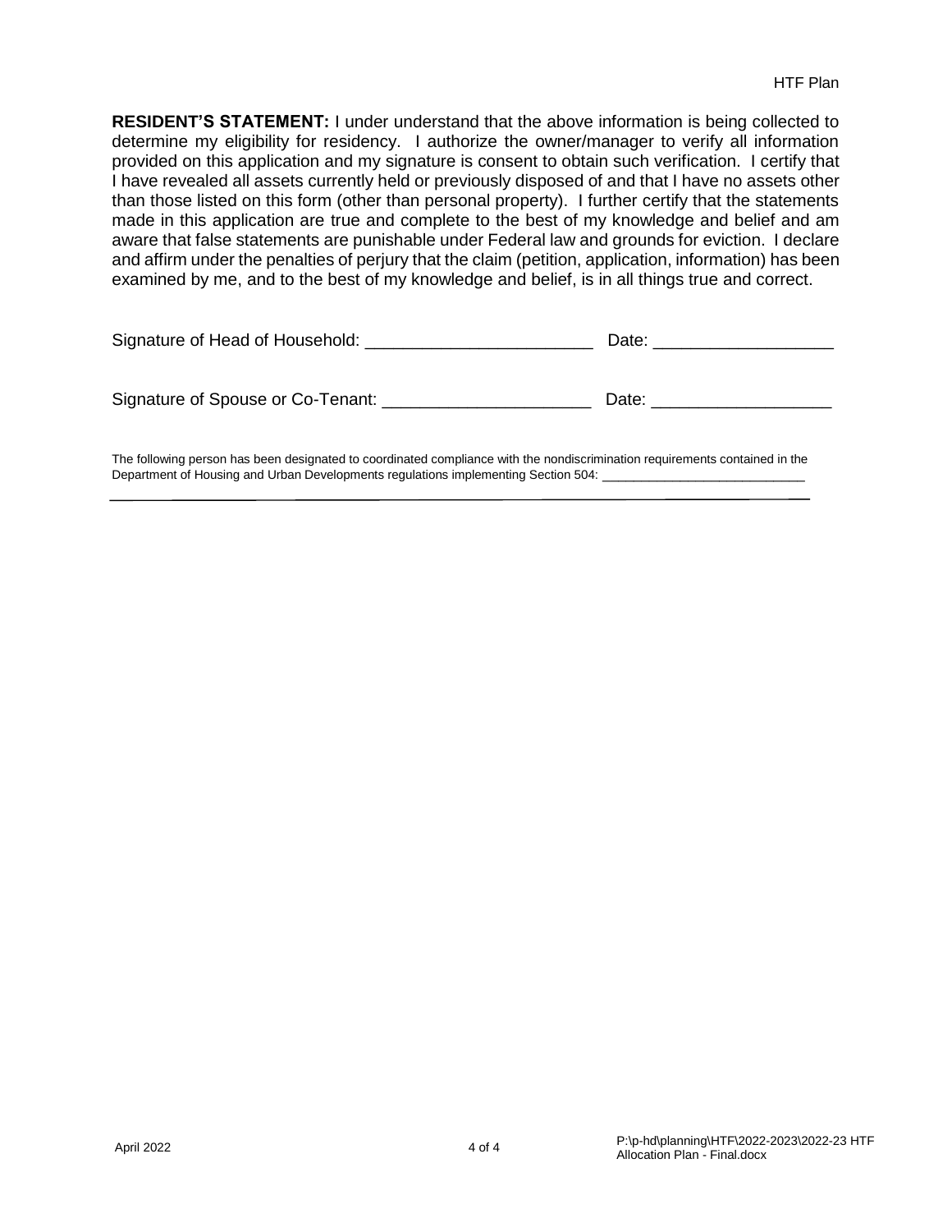**RESIDENT'S STATEMENT:** I under understand that the above information is being collected to determine my eligibility for residency. I authorize the owner/manager to verify all information provided on this application and my signature is consent to obtain such verification. I certify that I have revealed all assets currently held or previously disposed of and that I have no assets other than those listed on this form (other than personal property). I further certify that the statements made in this application are true and complete to the best of my knowledge and belief and am aware that false statements are punishable under Federal law and grounds for eviction. I declare and affirm under the penalties of perjury that the claim (petition, application, information) has been examined by me, and to the best of my knowledge and belief, is in all things true and correct.

Signature of Head of Household: ________________________ Date: __________________

Signature of Spouse or Co-Tenant: ______________________ Date: __________________

The following person has been designated to coordinated compliance with the nondiscrimination requirements contained in the Department of Housing and Urban Developments regulations implementing Section 504: ____________________________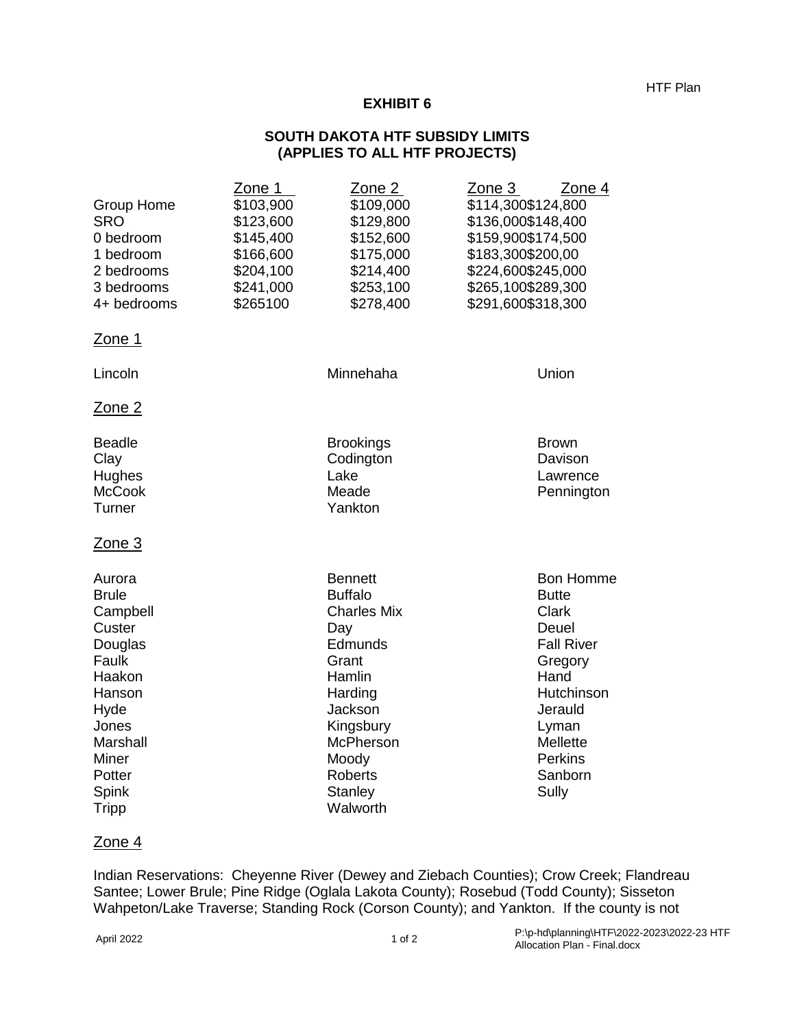## EXHIBIT 6

## SOUTH DAKOTA HTF SUBSIDY LIMITS (APPLIES TO ALL HTF PROJECTS)

| | Zone 1 | Zone 2 | Zone 3 | Zone 4 |
|---|---|---|---|---|
| Group Home | $103,900 | $109,000 | $114,300 | $124,800 |
| SRO | $123,600 | $129,800 | $136,000 | $148,400 |
| 0 bedroom | $145,400 | $152,600 | $159,900 | $174,500 |
| 1 bedroom | $166,600 | $175,000 | $183,300 | $200,00 |
| 2 bedrooms | $204,100 | $214,400 | $224,600 | $245,000 |
| 3 bedrooms | $241,000 | $253,100 | $265,100 | $289,300 |
| 4+ bedrooms | $265100 | $278,400 | $291,600 | $318,300 |

Zone 1

Lincoln
Minnehaha
Union

Zone 2

Beadle
Brookings
Brown
Clay
Codington
Davison
Hughes
Lake
Lawrence
McCook
Meade
Pennington
Turner
Yankton

Zone 3

Aurora
Bennett
Bon Homme
Brule
Buffalo
Butte
Campbell
Charles Mix
Clark
Custer
Day
Deuel
Douglas
Edmunds
Fall River
Faulk
Grant
Gregory
Haakon
Hamlin
Hand
Hanson
Harding
Hutchinson
Hyde
Jackson
Jerauld
Jones
Kingsbury
Lyman
Marshall
McPherson
Mellette
Miner
Moody
Perkins
Potter
Roberts
Sanborn
Spink
Stanley
Sully
Tripp
Walworth

Zone 4

Indian Reservations: Cheyenne River (Dewey and Ziebach Counties); Crow Creek; Flandreau Santee; Lower Brule; Pine Ridge (Oglala Lakota County); Rosebud (Todd County); Sisseton Wahpeton/Lake Traverse; Standing Rock (Corson County); and Yankton. If the county is not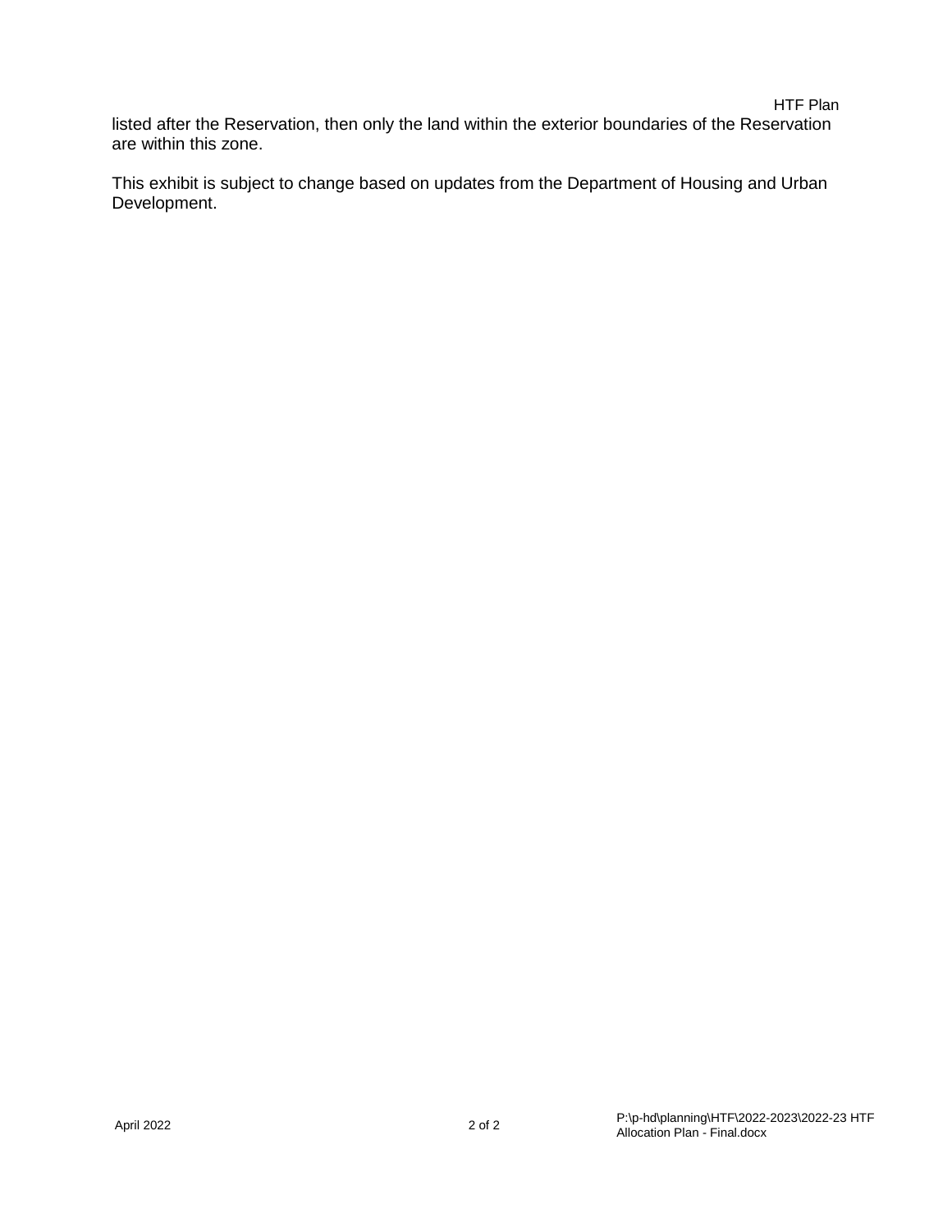listed after the Reservation, then only the land within the exterior boundaries of the Reservation are within this zone.

This exhibit is subject to change based on updates from the Department of Housing and Urban Development.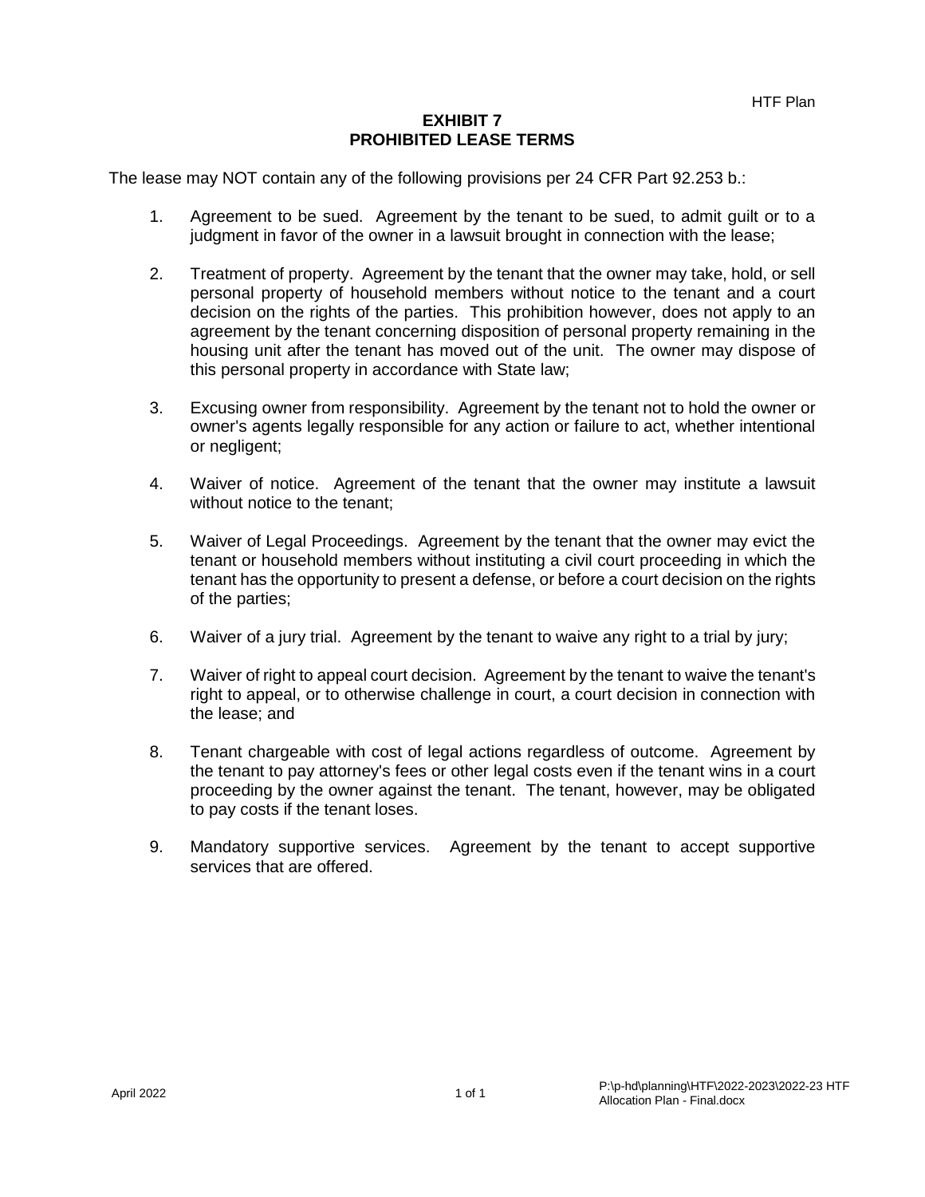# EXHIBIT 7
# PROHIBITED LEASE TERMS

The lease may NOT contain any of the following provisions per 24 CFR Part 92.253 b.:

1. Agreement to be sued. Agreement by the tenant to be sued, to admit guilt or to a judgment in favor of the owner in a lawsuit brought in connection with the lease;

2. Treatment of property. Agreement by the tenant that the owner may take, hold, or sell personal property of household members without notice to the tenant and a court decision on the rights of the parties. This prohibition however, does not apply to an agreement by the tenant concerning disposition of personal property remaining in the housing unit after the tenant has moved out of the unit. The owner may dispose of this personal property in accordance with State law;

3. Excusing owner from responsibility. Agreement by the tenant not to hold the owner or owner's agents legally responsible for any action or failure to act, whether intentional or negligent;

4. Waiver of notice. Agreement of the tenant that the owner may institute a lawsuit without notice to the tenant;

5. Waiver of Legal Proceedings. Agreement by the tenant that the owner may evict the tenant or household members without instituting a civil court proceeding in which the tenant has the opportunity to present a defense, or before a court decision on the rights of the parties;

6. Waiver of a jury trial. Agreement by the tenant to waive any right to a trial by jury;

7. Waiver of right to appeal court decision. Agreement by the tenant to waive the tenant's right to appeal, or to otherwise challenge in court, a court decision in connection with the lease; and

8. Tenant chargeable with cost of legal actions regardless of outcome. Agreement by the tenant to pay attorney's fees or other legal costs even if the tenant wins in a court proceeding by the owner against the tenant. The tenant, however, may be obligated to pay costs if the tenant loses.

9. Mandatory supportive services. Agreement by the tenant to accept supportive services that are offered.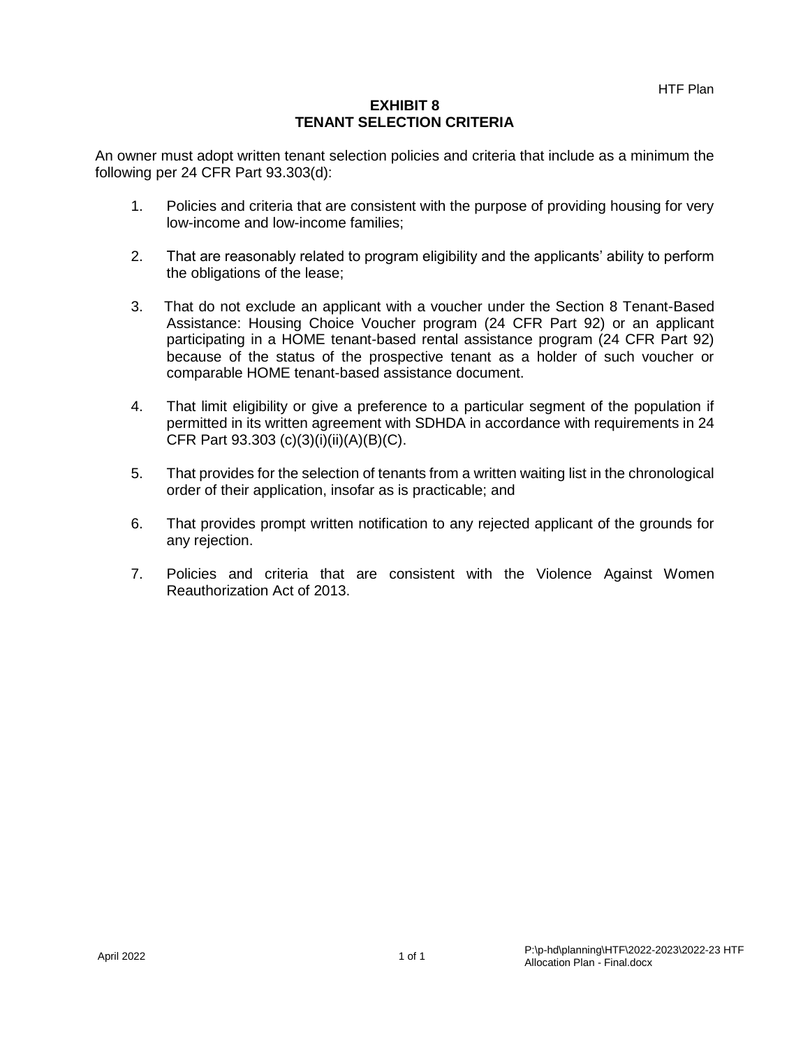# EXHIBIT 8
# TENANT SELECTION CRITERIA

An owner must adopt written tenant selection policies and criteria that include as a minimum the following per 24 CFR Part 93.303(d):

1. Policies and criteria that are consistent with the purpose of providing housing for very low-income and low-income families;

2. That are reasonably related to program eligibility and the applicants' ability to perform the obligations of the lease;

3. That do not exclude an applicant with a voucher under the Section 8 Tenant-Based Assistance: Housing Choice Voucher program (24 CFR Part 92) or an applicant participating in a HOME tenant-based rental assistance program (24 CFR Part 92) because of the status of the prospective tenant as a holder of such voucher or comparable HOME tenant-based assistance document.

4. That limit eligibility or give a preference to a particular segment of the population if permitted in its written agreement with SDHDA in accordance with requirements in 24 CFR Part 93.303 (c)(3)(i)(ii)(A)(B)(C).

5. That provides for the selection of tenants from a written waiting list in the chronological order of their application, insofar as is practicable; and

6. That provides prompt written notification to any rejected applicant of the grounds for any rejection.

7. Policies and criteria that are consistent with the Violence Against Women Reauthorization Act of 2013.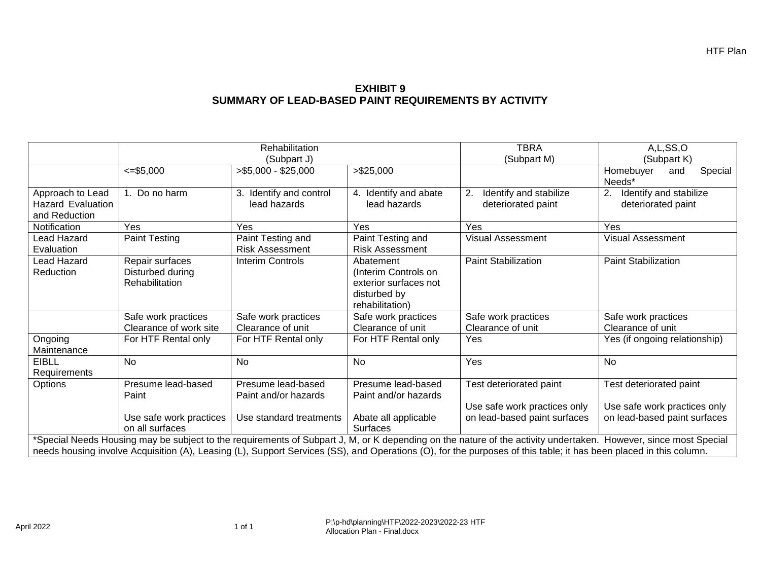**EXHIBIT 9**
**SUMMARY OF LEAD-BASED PAINT REQUIREMENTS BY ACTIVITY**

| | Rehabilitation (Subpart J) | | | TBRA (Subpart M) | A,L,SS,O (Subpart K) |
|---|---|---|---|---|---|
| | <=$5,000 | >$5,000 - $25,000 | >$25,000 | | Homebuyer and Special Needs* |
| Approach to Lead Hazard Evaluation and Reduction | 1. Do no harm | 3. Identify and control lead hazards | 4. Identify and abate lead hazards | 2. Identify and stabilize deteriorated paint | 2. Identify and stabilize deteriorated paint |
| Notification | Yes | Yes | Yes | Yes | Yes |
| Lead Hazard Evaluation | Paint Testing | Paint Testing and Risk Assessment | Paint Testing and Risk Assessment | Visual Assessment | Visual Assessment |
| Lead Hazard Reduction | Repair surfaces Disturbed during Rehabilitation | Interim Controls | Abatement (Interim Controls on exterior surfaces not disturbed by rehabilitation) | Paint Stabilization | Paint Stabilization |
| | Safe work practices Clearance of work site | Safe work practices Clearance of unit | Safe work practices Clearance of unit | Safe work practices Clearance of unit | Safe work practices Clearance of unit |
| Ongoing Maintenance | For HTF Rental only | For HTF Rental only | For HTF Rental only | Yes | Yes (if ongoing relationship) |
| EIBLL Requirements | No | No | No | Yes | No |
| Options | Presume lead-based Paint<br><br>Use safe work practices on all surfaces | Presume lead-based Paint and/or hazards<br><br>Use standard treatments | Presume lead-based Paint and/or hazards<br><br>Abate all applicable Surfaces | Test deteriorated paint<br><br>Use safe work practices only on lead-based paint surfaces | Test deteriorated paint<br><br>Use safe work practices only on lead-based paint surfaces |

*Special Needs Housing may be subject to the requirements of Subpart J, M, or K depending on the nature of the activity undertaken. However, since most Special needs housing involve Acquisition (A), Leasing (L), Support Services (SS), and Operations (O), for the purposes of this table; it has been placed in this column.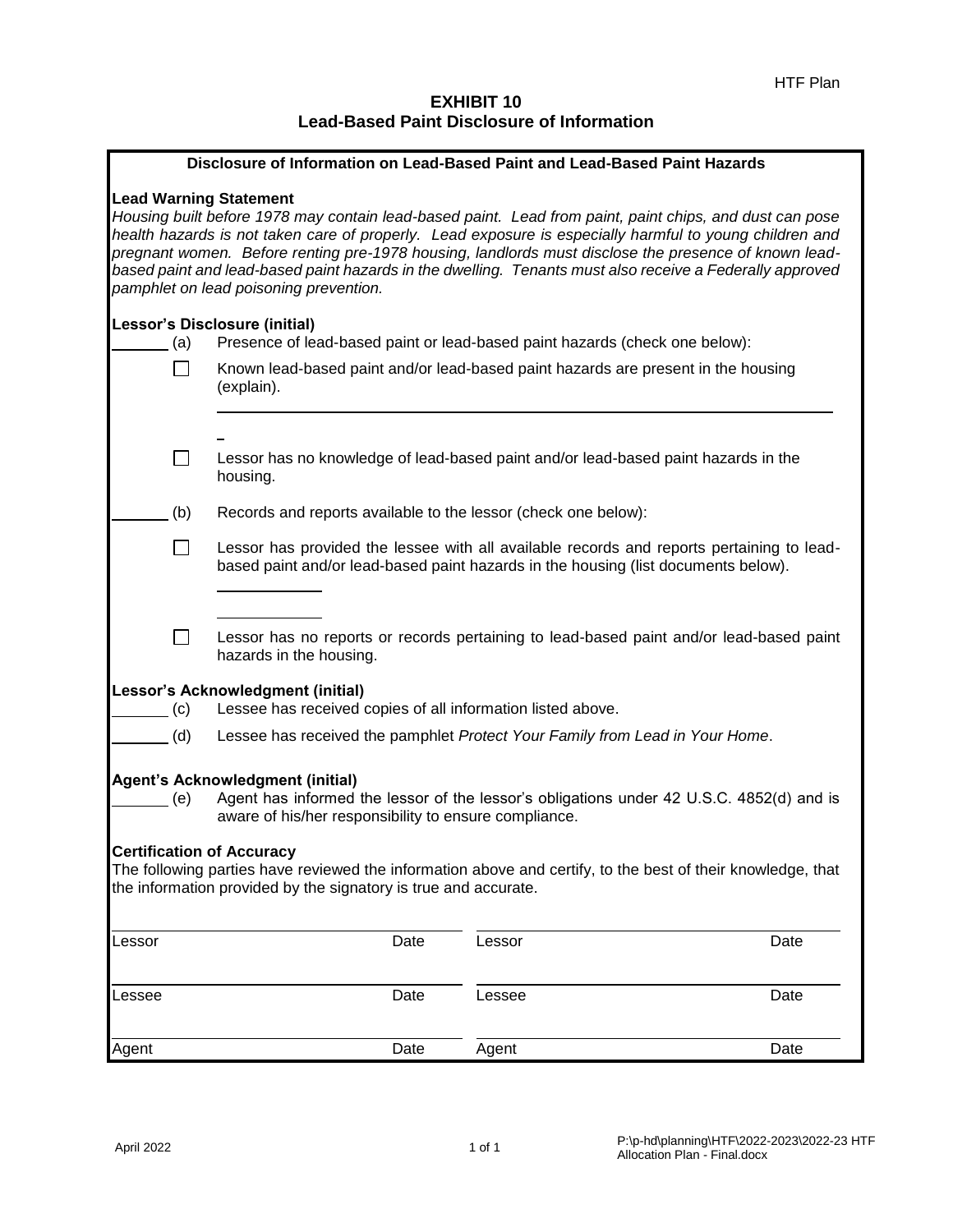# EXHIBIT 10
## Lead-Based Paint Disclosure of Information

### Disclosure of Information on Lead-Based Paint and Lead-Based Paint Hazards

**Lead Warning Statement**

*Housing built before 1978 may contain lead-based paint. Lead from paint, paint chips, and dust can pose health hazards is not taken care of properly. Lead exposure is especially harmful to young children and pregnant women. Before renting pre-1978 housing, landlords must disclose the presence of known lead-based paint and lead-based paint hazards in the dwelling. Tenants must also receive a Federally approved pamphlet on lead poisoning prevention.*

**Lessor's Disclosure (initial)**

______ (a) Presence of lead-based paint or lead-based paint hazards (check one below):

☐ Known lead-based paint and/or lead-based paint hazards are present in the housing (explain).

________________________________________________________________

☐ Lessor has no knowledge of lead-based paint and/or lead-based paint hazards in the housing.

______ (b) Records and reports available to the lessor (check one below):

☐ Lessor has provided the lessee with all available records and reports pertaining to lead-based paint and/or lead-based paint hazards in the housing (list documents below).

____________

____________

☐ Lessor has no reports or records pertaining to lead-based paint and/or lead-based paint hazards in the housing.

**Lessor's Acknowledgment (initial)**

______ (c) Lessee has received copies of all information listed above.

______ (d) Lessee has received the pamphlet *Protect Your Family from Lead in Your Home*.

**Agent's Acknowledgment (initial)**

______ (e) Agent has informed the lessor of the lessor's obligations under 42 U.S.C. 4852(d) and is aware of his/her responsibility to ensure compliance.

**Certification of Accuracy**

The following parties have reviewed the information above and certify, to the best of their knowledge, that the information provided by the signatory is true and accurate.

| | | | |
|---|---|---|---|
| Lessor | Date | Lessor | Date |
| Lessee | Date | Lessee | Date |
| Agent | Date | Agent | Date |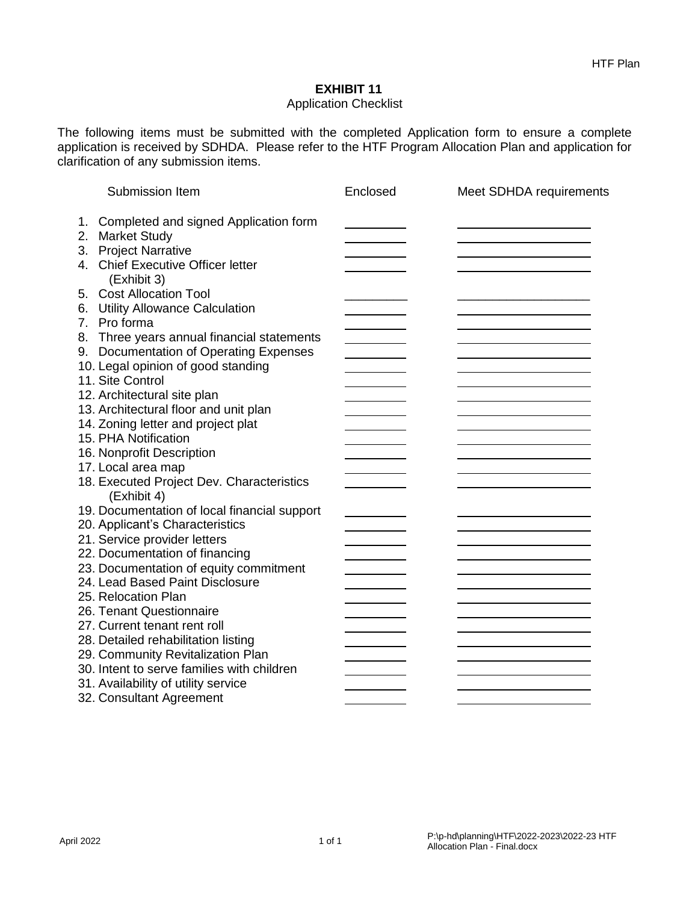# EXHIBIT 11

Application Checklist

The following items must be submitted with the completed Application form to ensure a complete application is received by SDHDA. Please refer to the HTF Program Allocation Plan and application for clarification of any submission items.

| Submission Item | Enclosed | Meet SDHDA requirements |
|---|---|---|
| 1. Completed and signed Application form | | |
| 2. Market Study | | |
| 3. Project Narrative | | |
| 4. Chief Executive Officer letter (Exhibit 3) | | |
| 5. Cost Allocation Tool | | |
| 6. Utility Allowance Calculation | | |
| 7. Pro forma | | |
| 8. Three years annual financial statements | | |
| 9. Documentation of Operating Expenses | | |
| 10. Legal opinion of good standing | | |
| 11. Site Control | | |
| 12. Architectural site plan | | |
| 13. Architectural floor and unit plan | | |
| 14. Zoning letter and project plat | | |
| 15. PHA Notification | | |
| 16. Nonprofit Description | | |
| 17. Local area map | | |
| 18. Executed Project Dev. Characteristics (Exhibit 4) | | |
| 19. Documentation of local financial support | | |
| 20. Applicant's Characteristics | | |
| 21. Service provider letters | | |
| 22. Documentation of financing | | |
| 23. Documentation of equity commitment | | |
| 24. Lead Based Paint Disclosure | | |
| 25. Relocation Plan | | |
| 26. Tenant Questionnaire | | |
| 27. Current tenant rent roll | | |
| 28. Detailed rehabilitation listing | | |
| 29. Community Revitalization Plan | | |
| 30. Intent to serve families with children | | |
| 31. Availability of utility service | | |
| 32. Consultant Agreement | | |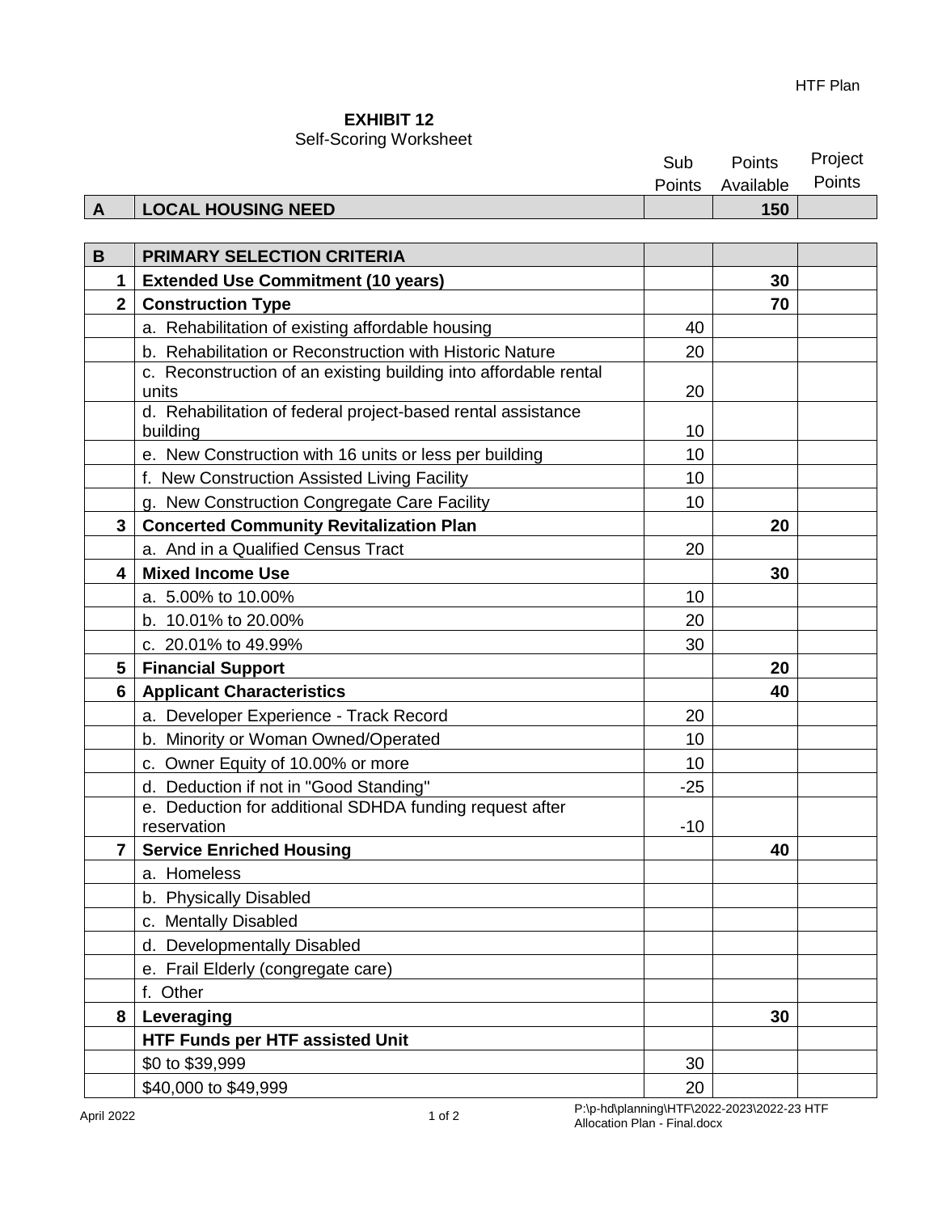**EXHIBIT 12**

Self-Scoring Worksheet

| | | Sub Points | Points Available | Project Points |
|---|---|---|---|---|
| **A** | **LOCAL HOUSING NEED** | | **150** | |

| | | | | |
|---|---|---|---|---|
| **B** | **PRIMARY SELECTION CRITERIA** | | | |
| **1** | **Extended Use Commitment (10 years)** | | **30** | |
| **2** | **Construction Type** | | **70** | |
| | a. Rehabilitation of existing affordable housing | 40 | | |
| | b. Rehabilitation or Reconstruction with Historic Nature | 20 | | |
| | c. Reconstruction of an existing building into affordable rental units | 20 | | |
| | d. Rehabilitation of federal project-based rental assistance building | 10 | | |
| | e. New Construction with 16 units or less per building | 10 | | |
| | f. New Construction Assisted Living Facility | 10 | | |
| | g. New Construction Congregate Care Facility | 10 | | |
| **3** | **Concerted Community Revitalization Plan** | | **20** | |
| | a. And in a Qualified Census Tract | 20 | | |
| **4** | **Mixed Income Use** | | **30** | |
| | a. 5.00% to 10.00% | 10 | | |
| | b. 10.01% to 20.00% | 20 | | |
| | c. 20.01% to 49.99% | 30 | | |
| **5** | **Financial Support** | | **20** | |
| **6** | **Applicant Characteristics** | | **40** | |
| | a. Developer Experience - Track Record | 20 | | |
| | b. Minority or Woman Owned/Operated | 10 | | |
| | c. Owner Equity of 10.00% or more | 10 | | |
| | d. Deduction if not in "Good Standing" | -25 | | |
| | e. Deduction for additional SDHDA funding request after reservation | -10 | | |
| **7** | **Service Enriched Housing** | | **40** | |
| | a. Homeless | | | |
| | b. Physically Disabled | | | |
| | c. Mentally Disabled | | | |
| | d. Developmentally Disabled | | | |
| | e. Frail Elderly (congregate care) | | | |
| | f. Other | | | |
| **8** | **Leveraging** | | **30** | |
| | **HTF Funds per HTF assisted Unit** | | | |
| | $0 to $39,999 | 30 | | |
| | $40,000 to $49,999 | 20 | | |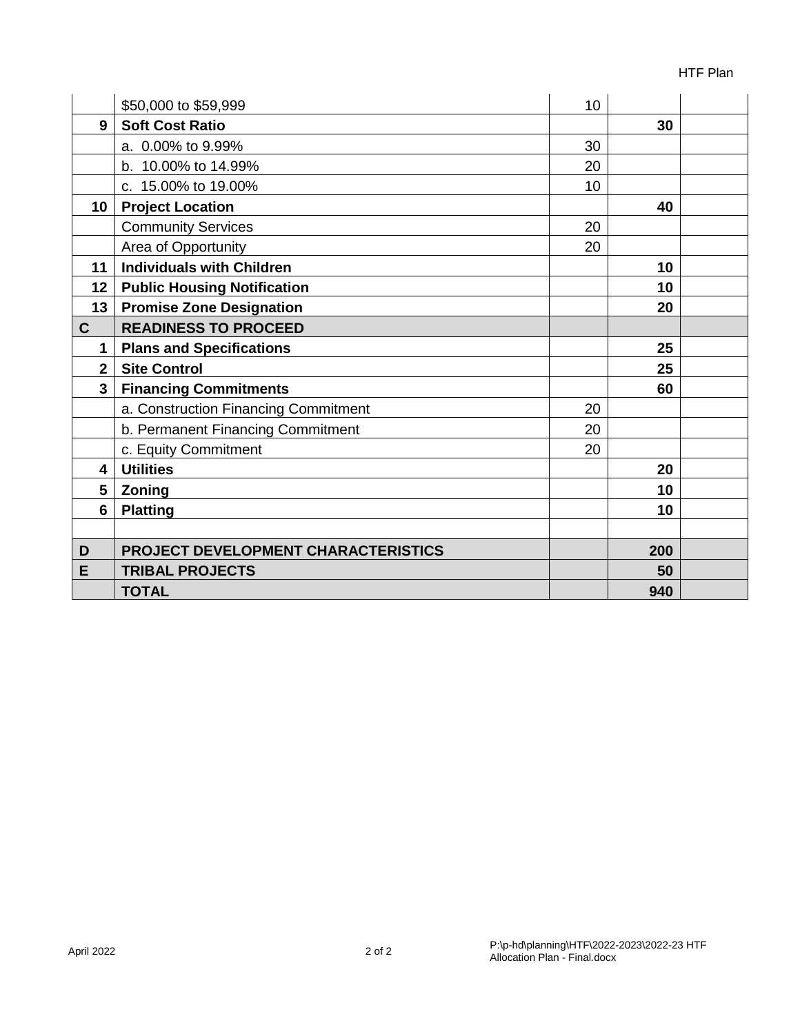| | | | | |
|---|---|---|---|---|
| | $50,000 to $59,999 | 10 | | |
| **9** | **Soft Cost Ratio** | | **30** | |
| | a. 0.00% to 9.99% | 30 | | |
| | b. 10.00% to 14.99% | 20 | | |
| | c. 15.00% to 19.00% | 10 | | |
| **10** | **Project Location** | | **40** | |
| | Community Services | 20 | | |
| | Area of Opportunity | 20 | | |
| **11** | **Individuals with Children** | | **10** | |
| **12** | **Public Housing Notification** | | **10** | |
| **13** | **Promise Zone Designation** | | **20** | |
| **C** | **READINESS TO PROCEED** | | | |
| **1** | **Plans and Specifications** | | **25** | |
| **2** | **Site Control** | | **25** | |
| **3** | **Financing Commitments** | | **60** | |
| | a. Construction Financing Commitment | 20 | | |
| | b. Permanent Financing Commitment | 20 | | |
| | c. Equity Commitment | 20 | | |
| **4** | **Utilities** | | **20** | |
| **5** | **Zoning** | | **10** | |
| **6** | **Platting** | | **10** | |
| | | | | |
| **D** | **PROJECT DEVELOPMENT CHARACTERISTICS** | | **200** | |
| **E** | **TRIBAL PROJECTS** | | **50** | |
| | **TOTAL** | | **940** | |